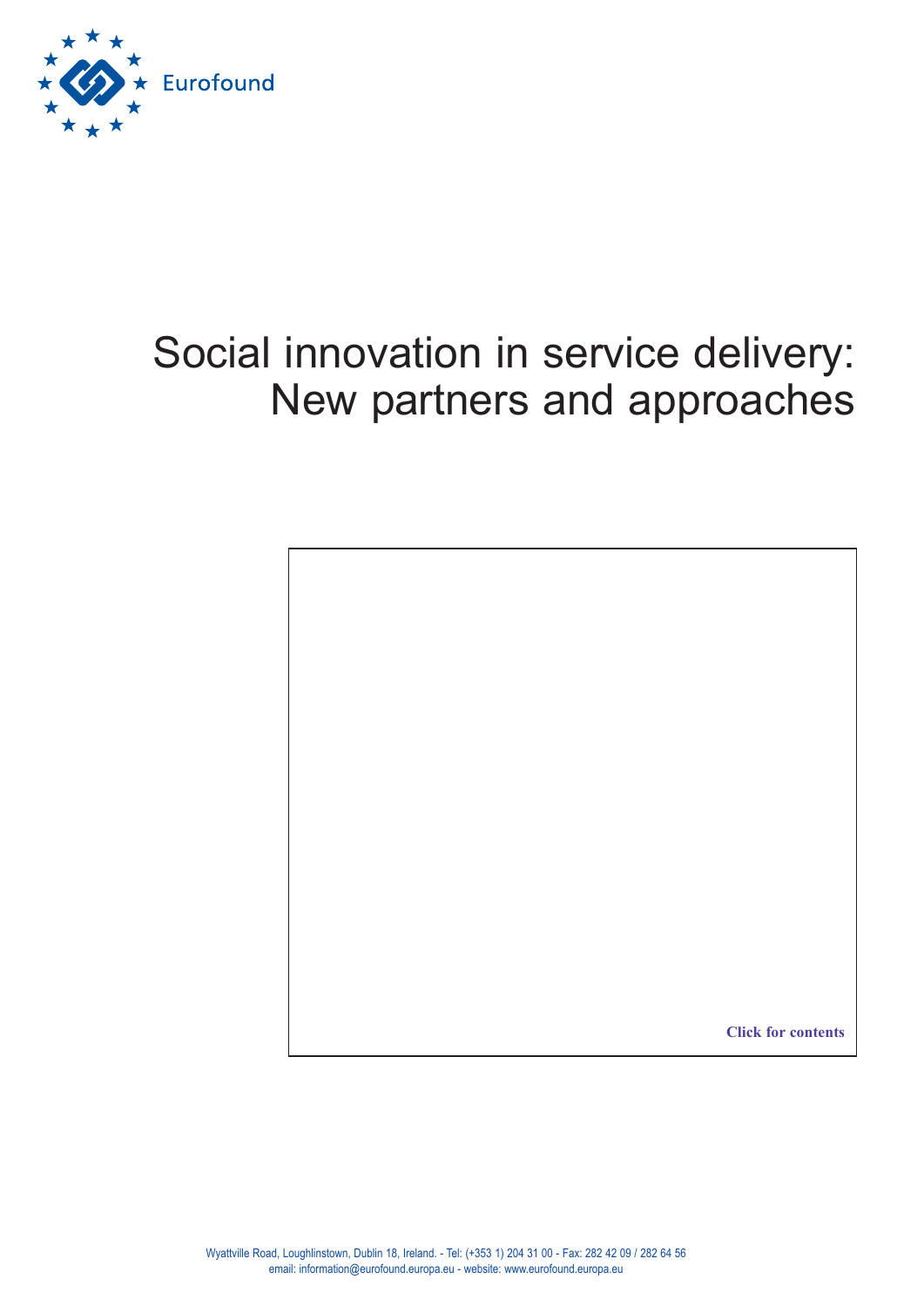Eurofound

# Social innovation in service delivery: New partners and approaches

Click for contents

Wyattville Road, Loughlinstown, Dublin 18, Ireland. - Tel: (+353 1) 204 31 00 - Fax: 282 42 09 / 282 64 56
email: information@eurofound.europa.eu - website: www.eurofound.europa.eu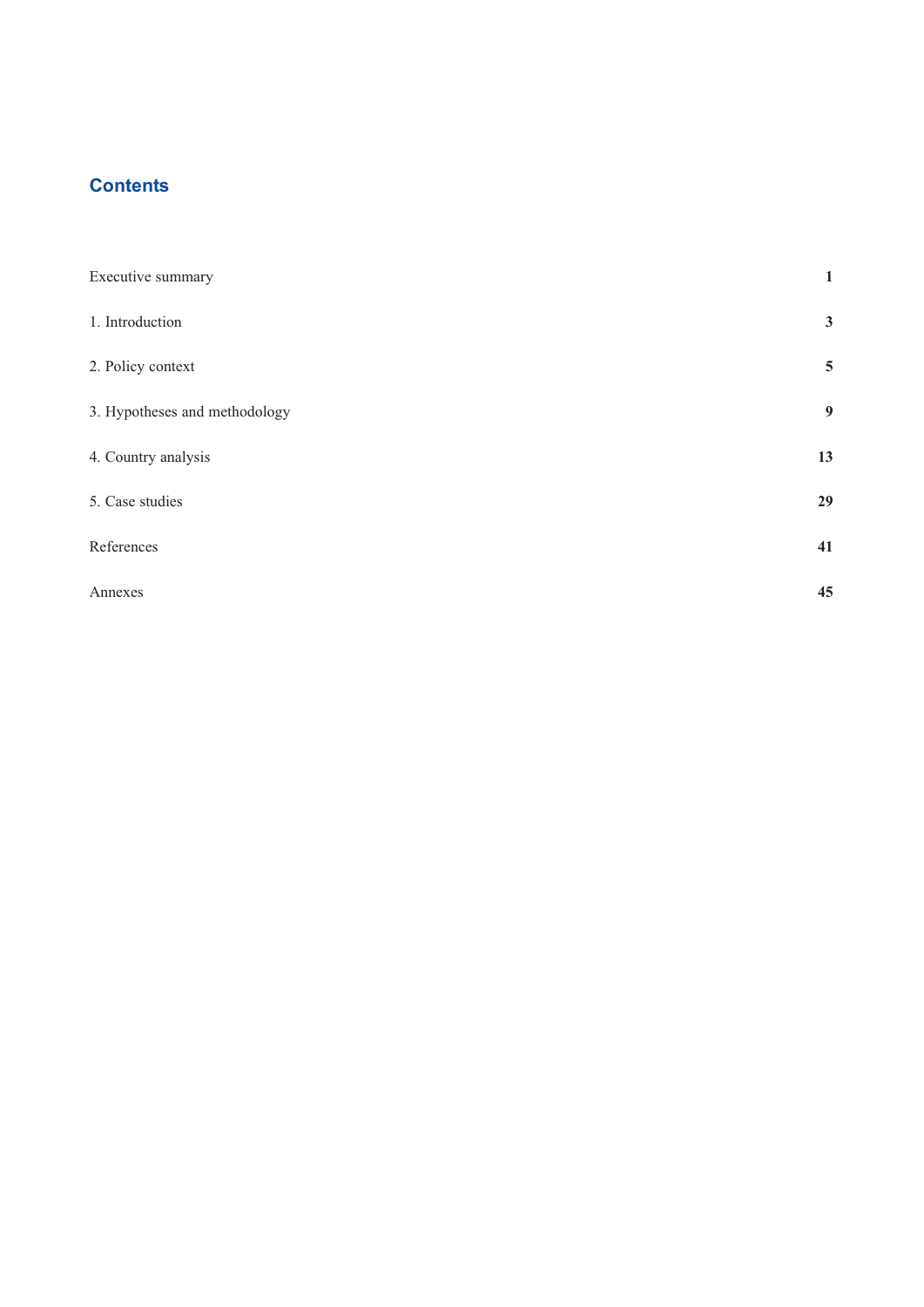## Contents

| | |
|---|---|
| Executive summary | **1** |
| 1. Introduction | **3** |
| 2. Policy context | **5** |
| 3. Hypotheses and methodology | **9** |
| 4. Country analysis | **13** |
| 5. Case studies | **29** |
| References | **41** |
| Annexes | **45** |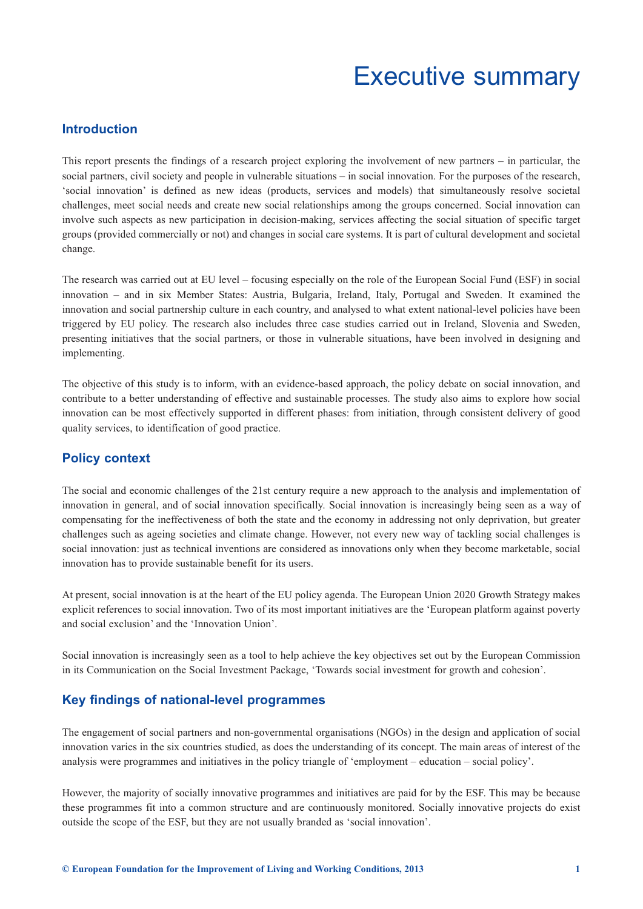# Executive summary

## Introduction

This report presents the findings of a research project exploring the involvement of new partners – in particular, the social partners, civil society and people in vulnerable situations – in social innovation. For the purposes of the research, 'social innovation' is defined as new ideas (products, services and models) that simultaneously resolve societal challenges, meet social needs and create new social relationships among the groups concerned. Social innovation can involve such aspects as new participation in decision-making, services affecting the social situation of specific target groups (provided commercially or not) and changes in social care systems. It is part of cultural development and societal change.

The research was carried out at EU level – focusing especially on the role of the European Social Fund (ESF) in social innovation – and in six Member States: Austria, Bulgaria, Ireland, Italy, Portugal and Sweden. It examined the innovation and social partnership culture in each country, and analysed to what extent national-level policies have been triggered by EU policy. The research also includes three case studies carried out in Ireland, Slovenia and Sweden, presenting initiatives that the social partners, or those in vulnerable situations, have been involved in designing and implementing.

The objective of this study is to inform, with an evidence-based approach, the policy debate on social innovation, and contribute to a better understanding of effective and sustainable processes. The study also aims to explore how social innovation can be most effectively supported in different phases: from initiation, through consistent delivery of good quality services, to identification of good practice.

## Policy context

The social and economic challenges of the 21st century require a new approach to the analysis and implementation of innovation in general, and of social innovation specifically. Social innovation is increasingly being seen as a way of compensating for the ineffectiveness of both the state and the economy in addressing not only deprivation, but greater challenges such as ageing societies and climate change. However, not every new way of tackling social challenges is social innovation: just as technical inventions are considered as innovations only when they become marketable, social innovation has to provide sustainable benefit for its users.

At present, social innovation is at the heart of the EU policy agenda. The European Union 2020 Growth Strategy makes explicit references to social innovation. Two of its most important initiatives are the 'European platform against poverty and social exclusion' and the 'Innovation Union'.

Social innovation is increasingly seen as a tool to help achieve the key objectives set out by the European Commission in its Communication on the Social Investment Package, 'Towards social investment for growth and cohesion'.

## Key findings of national-level programmes

The engagement of social partners and non-governmental organisations (NGOs) in the design and application of social innovation varies in the six countries studied, as does the understanding of its concept. The main areas of interest of the analysis were programmes and initiatives in the policy triangle of 'employment – education – social policy'.

However, the majority of socially innovative programmes and initiatives are paid for by the ESF. This may be because these programmes fit into a common structure and are continuously monitored. Socially innovative projects do exist outside the scope of the ESF, but they are not usually branded as 'social innovation'.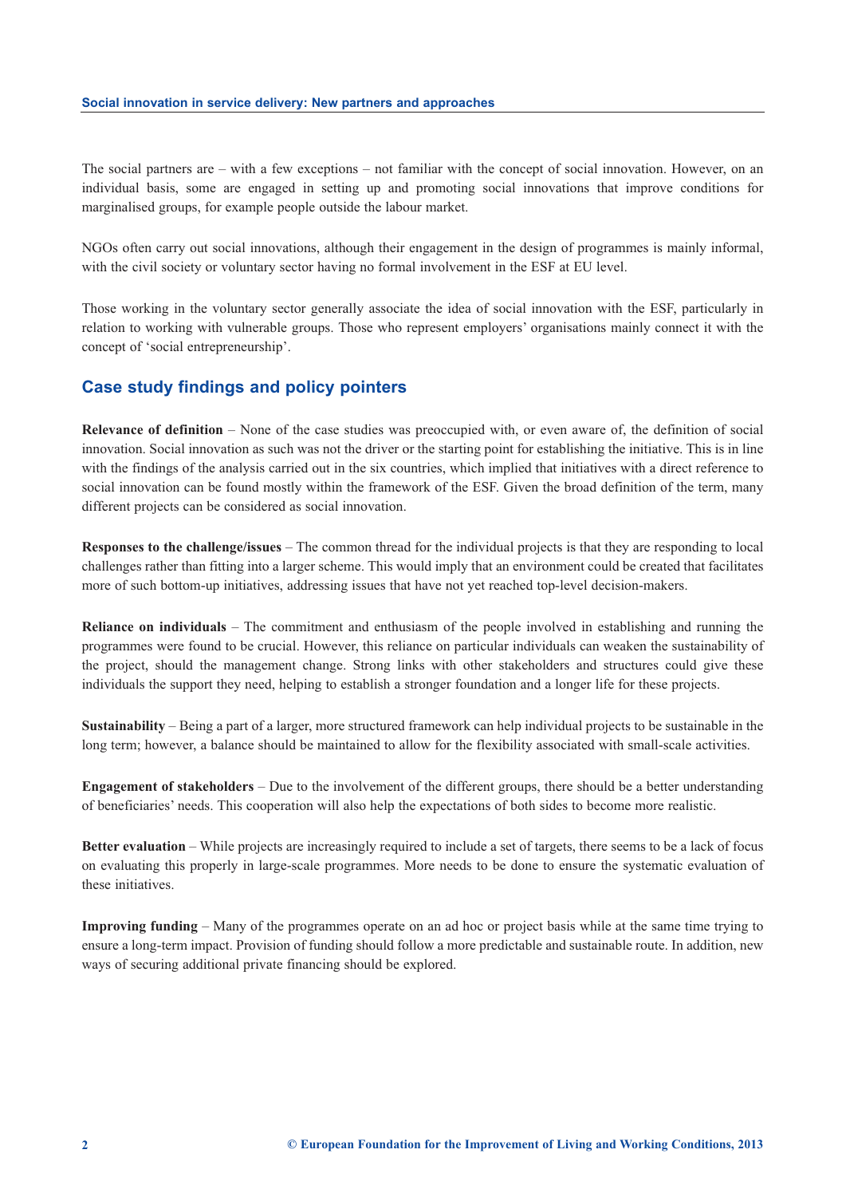The social partners are – with a few exceptions – not familiar with the concept of social innovation. However, on an individual basis, some are engaged in setting up and promoting social innovations that improve conditions for marginalised groups, for example people outside the labour market.

NGOs often carry out social innovations, although their engagement in the design of programmes is mainly informal, with the civil society or voluntary sector having no formal involvement in the ESF at EU level.

Those working in the voluntary sector generally associate the idea of social innovation with the ESF, particularly in relation to working with vulnerable groups. Those who represent employers' organisations mainly connect it with the concept of 'social entrepreneurship'.

## Case study findings and policy pointers

**Relevance of definition** – None of the case studies was preoccupied with, or even aware of, the definition of social innovation. Social innovation as such was not the driver or the starting point for establishing the initiative. This is in line with the findings of the analysis carried out in the six countries, which implied that initiatives with a direct reference to social innovation can be found mostly within the framework of the ESF. Given the broad definition of the term, many different projects can be considered as social innovation.

**Responses to the challenge/issues** – The common thread for the individual projects is that they are responding to local challenges rather than fitting into a larger scheme. This would imply that an environment could be created that facilitates more of such bottom-up initiatives, addressing issues that have not yet reached top-level decision-makers.

**Reliance on individuals** – The commitment and enthusiasm of the people involved in establishing and running the programmes were found to be crucial. However, this reliance on particular individuals can weaken the sustainability of the project, should the management change. Strong links with other stakeholders and structures could give these individuals the support they need, helping to establish a stronger foundation and a longer life for these projects.

**Sustainability** – Being a part of a larger, more structured framework can help individual projects to be sustainable in the long term; however, a balance should be maintained to allow for the flexibility associated with small-scale activities.

**Engagement of stakeholders** – Due to the involvement of the different groups, there should be a better understanding of beneficiaries' needs. This cooperation will also help the expectations of both sides to become more realistic.

**Better evaluation** – While projects are increasingly required to include a set of targets, there seems to be a lack of focus on evaluating this properly in large-scale programmes. More needs to be done to ensure the systematic evaluation of these initiatives.

**Improving funding** – Many of the programmes operate on an ad hoc or project basis while at the same time trying to ensure a long-term impact. Provision of funding should follow a more predictable and sustainable route. In addition, new ways of securing additional private financing should be explored.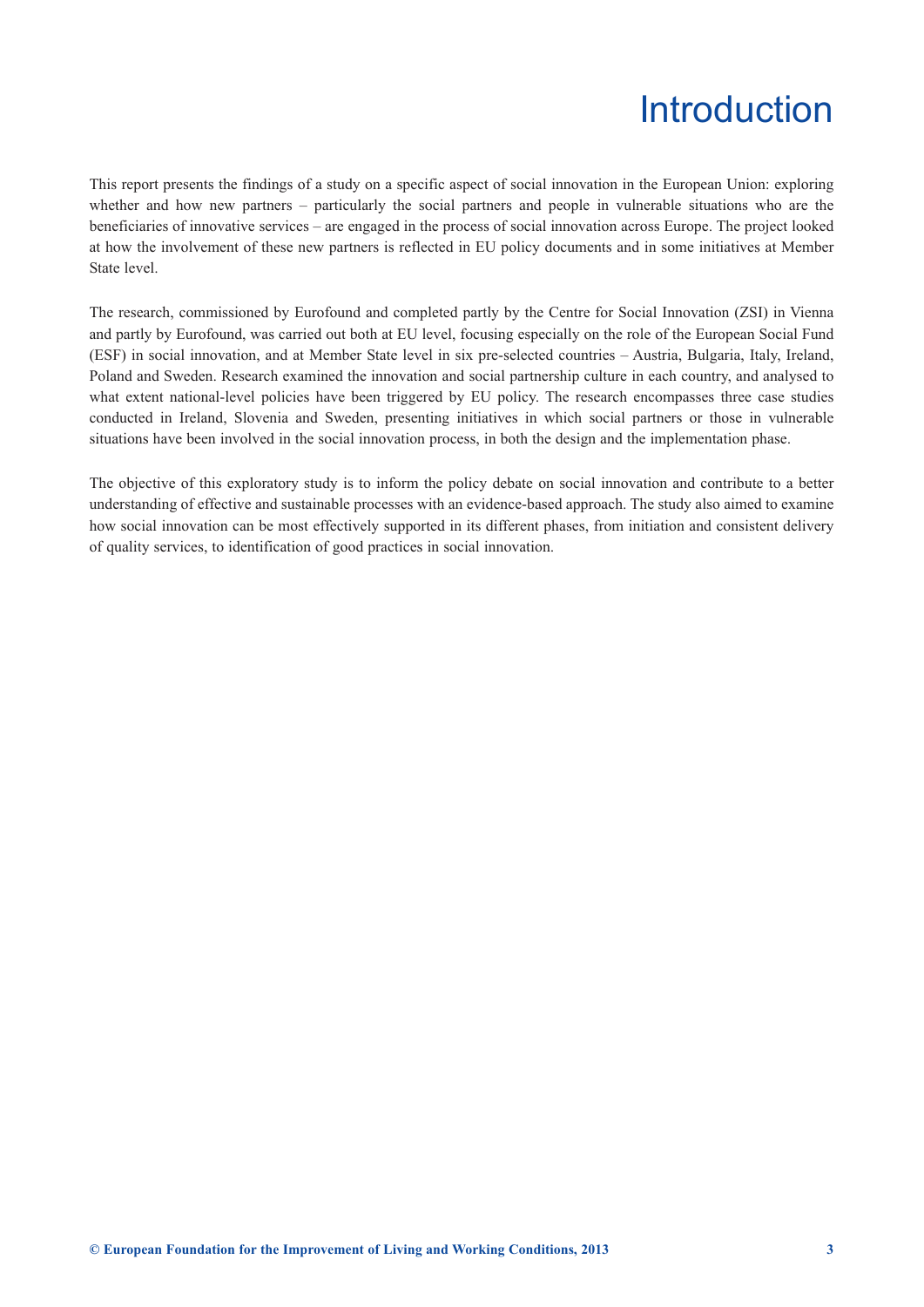# Introduction

This report presents the findings of a study on a specific aspect of social innovation in the European Union: exploring whether and how new partners – particularly the social partners and people in vulnerable situations who are the beneficiaries of innovative services – are engaged in the process of social innovation across Europe. The project looked at how the involvement of these new partners is reflected in EU policy documents and in some initiatives at Member State level.

The research, commissioned by Eurofound and completed partly by the Centre for Social Innovation (ZSI) in Vienna and partly by Eurofound, was carried out both at EU level, focusing especially on the role of the European Social Fund (ESF) in social innovation, and at Member State level in six pre-selected countries – Austria, Bulgaria, Italy, Ireland, Poland and Sweden. Research examined the innovation and social partnership culture in each country, and analysed to what extent national-level policies have been triggered by EU policy. The research encompasses three case studies conducted in Ireland, Slovenia and Sweden, presenting initiatives in which social partners or those in vulnerable situations have been involved in the social innovation process, in both the design and the implementation phase.

The objective of this exploratory study is to inform the policy debate on social innovation and contribute to a better understanding of effective and sustainable processes with an evidence-based approach. The study also aimed to examine how social innovation can be most effectively supported in its different phases, from initiation and consistent delivery of quality services, to identification of good practices in social innovation.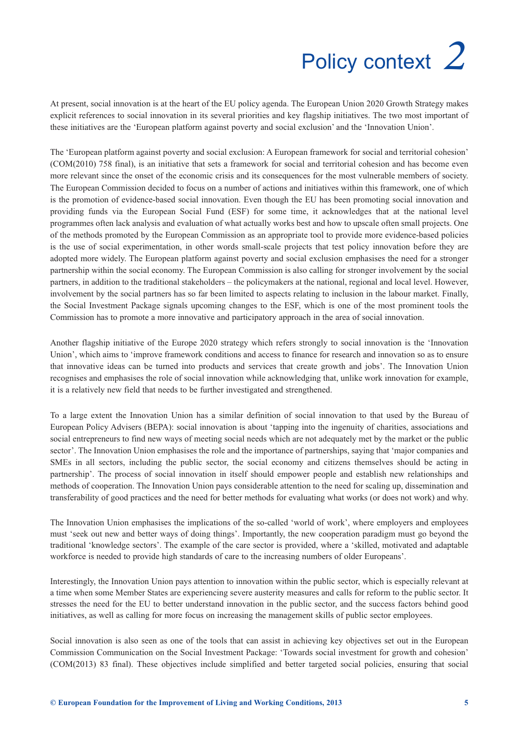# Policy context 2

At present, social innovation is at the heart of the EU policy agenda. The European Union 2020 Growth Strategy makes explicit references to social innovation in its several priorities and key flagship initiatives. The two most important of these initiatives are the 'European platform against poverty and social exclusion' and the 'Innovation Union'.

The 'European platform against poverty and social exclusion: A European framework for social and territorial cohesion' (COM(2010) 758 final), is an initiative that sets a framework for social and territorial cohesion and has become even more relevant since the onset of the economic crisis and its consequences for the most vulnerable members of society. The European Commission decided to focus on a number of actions and initiatives within this framework, one of which is the promotion of evidence-based social innovation. Even though the EU has been promoting social innovation and providing funds via the European Social Fund (ESF) for some time, it acknowledges that at the national level programmes often lack analysis and evaluation of what actually works best and how to upscale often small projects. One of the methods promoted by the European Commission as an appropriate tool to provide more evidence-based policies is the use of social experimentation, in other words small-scale projects that test policy innovation before they are adopted more widely. The European platform against poverty and social exclusion emphasises the need for a stronger partnership within the social economy. The European Commission is also calling for stronger involvement by the social partners, in addition to the traditional stakeholders – the policymakers at the national, regional and local level. However, involvement by the social partners has so far been limited to aspects relating to inclusion in the labour market. Finally, the Social Investment Package signals upcoming changes to the ESF, which is one of the most prominent tools the Commission has to promote a more innovative and participatory approach in the area of social innovation.

Another flagship initiative of the Europe 2020 strategy which refers strongly to social innovation is the 'Innovation Union', which aims to 'improve framework conditions and access to finance for research and innovation so as to ensure that innovative ideas can be turned into products and services that create growth and jobs'. The Innovation Union recognises and emphasises the role of social innovation while acknowledging that, unlike work innovation for example, it is a relatively new field that needs to be further investigated and strengthened.

To a large extent the Innovation Union has a similar definition of social innovation to that used by the Bureau of European Policy Advisers (BEPA): social innovation is about 'tapping into the ingenuity of charities, associations and social entrepreneurs to find new ways of meeting social needs which are not adequately met by the market or the public sector'. The Innovation Union emphasises the role and the importance of partnerships, saying that 'major companies and SMEs in all sectors, including the public sector, the social economy and citizens themselves should be acting in partnership'. The process of social innovation in itself should empower people and establish new relationships and methods of cooperation. The Innovation Union pays considerable attention to the need for scaling up, dissemination and transferability of good practices and the need for better methods for evaluating what works (or does not work) and why.

The Innovation Union emphasises the implications of the so-called 'world of work', where employers and employees must 'seek out new and better ways of doing things'. Importantly, the new cooperation paradigm must go beyond the traditional 'knowledge sectors'. The example of the care sector is provided, where a 'skilled, motivated and adaptable workforce is needed to provide high standards of care to the increasing numbers of older Europeans'.

Interestingly, the Innovation Union pays attention to innovation within the public sector, which is especially relevant at a time when some Member States are experiencing severe austerity measures and calls for reform to the public sector. It stresses the need for the EU to better understand innovation in the public sector, and the success factors behind good initiatives, as well as calling for more focus on increasing the management skills of public sector employees.

Social innovation is also seen as one of the tools that can assist in achieving key objectives set out in the European Commission Communication on the Social Investment Package: 'Towards social investment for growth and cohesion' (COM(2013) 83 final). These objectives include simplified and better targeted social policies, ensuring that social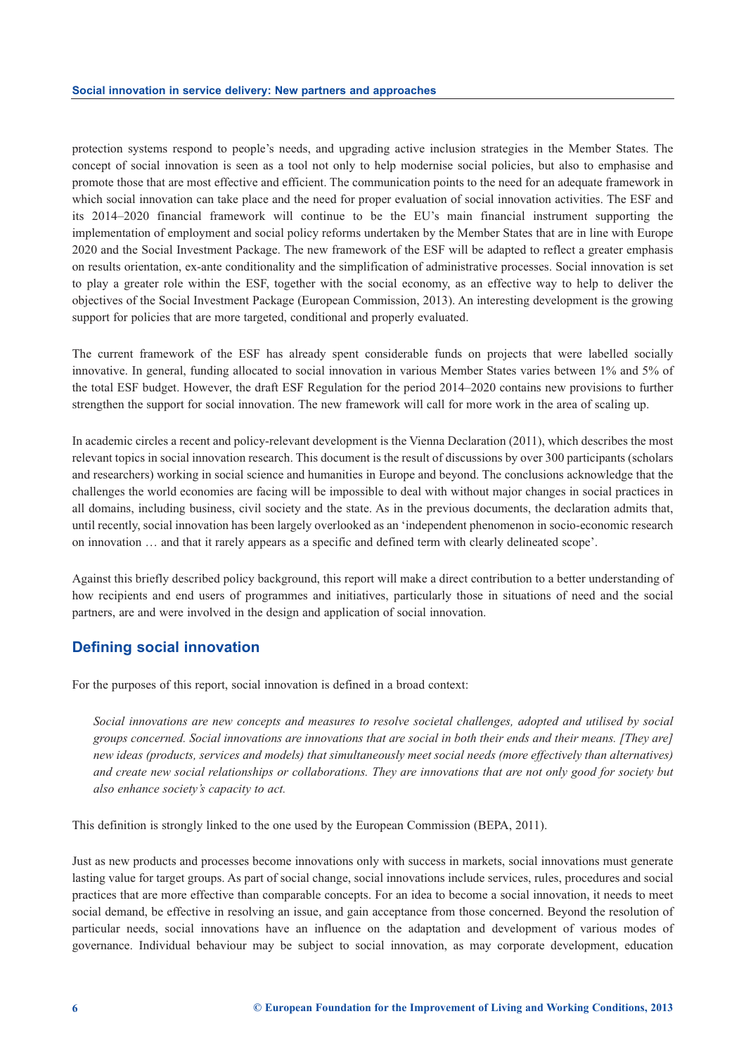protection systems respond to people's needs, and upgrading active inclusion strategies in the Member States. The concept of social innovation is seen as a tool not only to help modernise social policies, but also to emphasise and promote those that are most effective and efficient. The communication points to the need for an adequate framework in which social innovation can take place and the need for proper evaluation of social innovation activities. The ESF and its 2014–2020 financial framework will continue to be the EU's main financial instrument supporting the implementation of employment and social policy reforms undertaken by the Member States that are in line with Europe 2020 and the Social Investment Package. The new framework of the ESF will be adapted to reflect a greater emphasis on results orientation, ex-ante conditionality and the simplification of administrative processes. Social innovation is set to play a greater role within the ESF, together with the social economy, as an effective way to help to deliver the objectives of the Social Investment Package (European Commission, 2013). An interesting development is the growing support for policies that are more targeted, conditional and properly evaluated.

The current framework of the ESF has already spent considerable funds on projects that were labelled socially innovative. In general, funding allocated to social innovation in various Member States varies between 1% and 5% of the total ESF budget. However, the draft ESF Regulation for the period 2014–2020 contains new provisions to further strengthen the support for social innovation. The new framework will call for more work in the area of scaling up.

In academic circles a recent and policy-relevant development is the Vienna Declaration (2011), which describes the most relevant topics in social innovation research. This document is the result of discussions by over 300 participants (scholars and researchers) working in social science and humanities in Europe and beyond. The conclusions acknowledge that the challenges the world economies are facing will be impossible to deal with without major changes in social practices in all domains, including business, civil society and the state. As in the previous documents, the declaration admits that, until recently, social innovation has been largely overlooked as an 'independent phenomenon in socio-economic research on innovation … and that it rarely appears as a specific and defined term with clearly delineated scope'.

Against this briefly described policy background, this report will make a direct contribution to a better understanding of how recipients and end users of programmes and initiatives, particularly those in situations of need and the social partners, are and were involved in the design and application of social innovation.

## Defining social innovation

For the purposes of this report, social innovation is defined in a broad context:

> *Social innovations are new concepts and measures to resolve societal challenges, adopted and utilised by social groups concerned. Social innovations are innovations that are social in both their ends and their means. [They are] new ideas (products, services and models) that simultaneously meet social needs (more effectively than alternatives) and create new social relationships or collaborations. They are innovations that are not only good for society but also enhance society's capacity to act.*

This definition is strongly linked to the one used by the European Commission (BEPA, 2011).

Just as new products and processes become innovations only with success in markets, social innovations must generate lasting value for target groups. As part of social change, social innovations include services, rules, procedures and social practices that are more effective than comparable concepts. For an idea to become a social innovation, it needs to meet social demand, be effective in resolving an issue, and gain acceptance from those concerned. Beyond the resolution of particular needs, social innovations have an influence on the adaptation and development of various modes of governance. Individual behaviour may be subject to social innovation, as may corporate development, education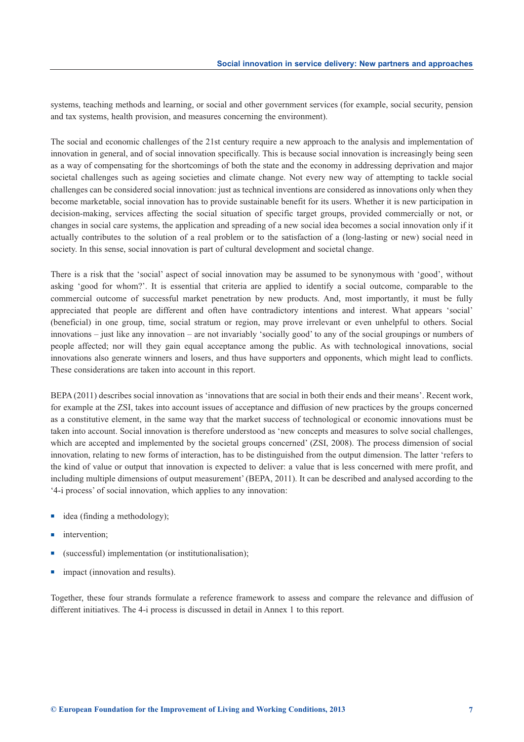systems, teaching methods and learning, or social and other government services (for example, social security, pension and tax systems, health provision, and measures concerning the environment).

The social and economic challenges of the 21st century require a new approach to the analysis and implementation of innovation in general, and of social innovation specifically. This is because social innovation is increasingly being seen as a way of compensating for the shortcomings of both the state and the economy in addressing deprivation and major societal challenges such as ageing societies and climate change. Not every new way of attempting to tackle social challenges can be considered social innovation: just as technical inventions are considered as innovations only when they become marketable, social innovation has to provide sustainable benefit for its users. Whether it is new participation in decision-making, services affecting the social situation of specific target groups, provided commercially or not, or changes in social care systems, the application and spreading of a new social idea becomes a social innovation only if it actually contributes to the solution of a real problem or to the satisfaction of a (long-lasting or new) social need in society. In this sense, social innovation is part of cultural development and societal change.

There is a risk that the 'social' aspect of social innovation may be assumed to be synonymous with 'good', without asking 'good for whom?'. It is essential that criteria are applied to identify a social outcome, comparable to the commercial outcome of successful market penetration by new products. And, most importantly, it must be fully appreciated that people are different and often have contradictory intentions and interest. What appears 'social' (beneficial) in one group, time, social stratum or region, may prove irrelevant or even unhelpful to others. Social innovations – just like any innovation – are not invariably 'socially good' to any of the social groupings or numbers of people affected; nor will they gain equal acceptance among the public. As with technological innovations, social innovations also generate winners and losers, and thus have supporters and opponents, which might lead to conflicts. These considerations are taken into account in this report.

BEPA (2011) describes social innovation as 'innovations that are social in both their ends and their means'. Recent work, for example at the ZSI, takes into account issues of acceptance and diffusion of new practices by the groups concerned as a constitutive element, in the same way that the market success of technological or economic innovations must be taken into account. Social innovation is therefore understood as 'new concepts and measures to solve social challenges, which are accepted and implemented by the societal groups concerned' (ZSI, 2008). The process dimension of social innovation, relating to new forms of interaction, has to be distinguished from the output dimension. The latter 'refers to the kind of value or output that innovation is expected to deliver: a value that is less concerned with mere profit, and including multiple dimensions of output measurement' (BEPA, 2011). It can be described and analysed according to the '4-i process' of social innovation, which applies to any innovation:

- idea (finding a methodology);
- intervention;
- (successful) implementation (or institutionalisation);
- impact (innovation and results).

Together, these four strands formulate a reference framework to assess and compare the relevance and diffusion of different initiatives. The 4-i process is discussed in detail in Annex 1 to this report.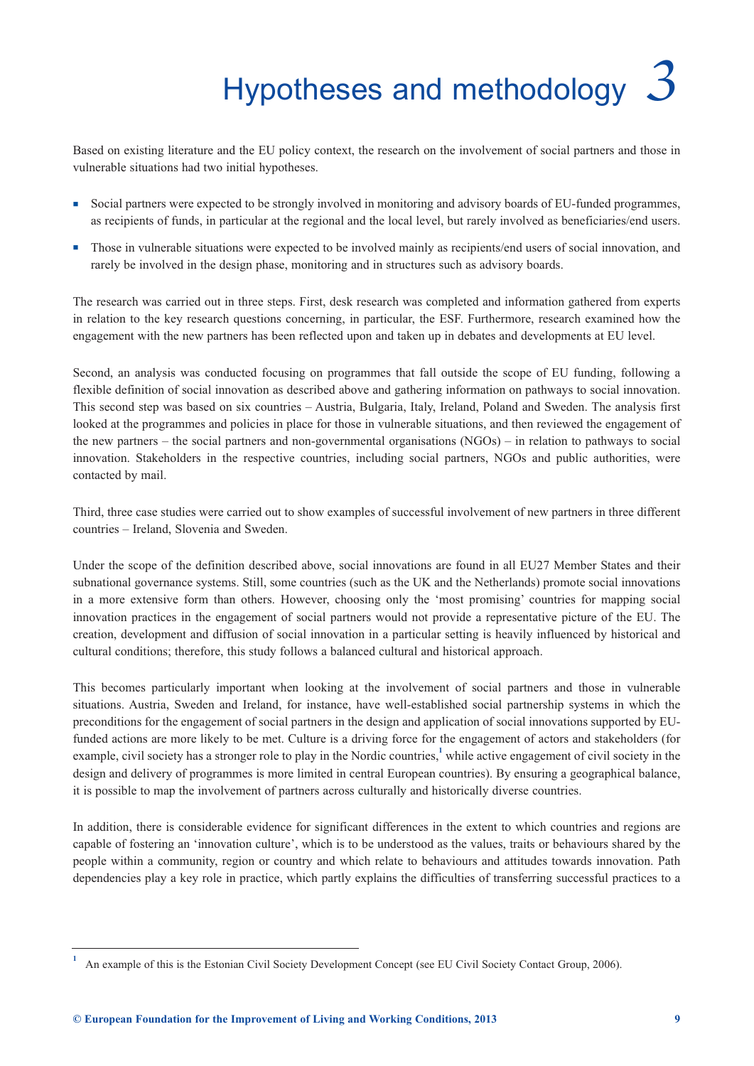# Hypotheses and methodology 3

Based on existing literature and the EU policy context, the research on the involvement of social partners and those in vulnerable situations had two initial hypotheses.

- Social partners were expected to be strongly involved in monitoring and advisory boards of EU-funded programmes, as recipients of funds, in particular at the regional and the local level, but rarely involved as beneficiaries/end users.
- Those in vulnerable situations were expected to be involved mainly as recipients/end users of social innovation, and rarely be involved in the design phase, monitoring and in structures such as advisory boards.

The research was carried out in three steps. First, desk research was completed and information gathered from experts in relation to the key research questions concerning, in particular, the ESF. Furthermore, research examined how the engagement with the new partners has been reflected upon and taken up in debates and developments at EU level.

Second, an analysis was conducted focusing on programmes that fall outside the scope of EU funding, following a flexible definition of social innovation as described above and gathering information on pathways to social innovation. This second step was based on six countries – Austria, Bulgaria, Italy, Ireland, Poland and Sweden. The analysis first looked at the programmes and policies in place for those in vulnerable situations, and then reviewed the engagement of the new partners – the social partners and non-governmental organisations (NGOs) – in relation to pathways to social innovation. Stakeholders in the respective countries, including social partners, NGOs and public authorities, were contacted by mail.

Third, three case studies were carried out to show examples of successful involvement of new partners in three different countries – Ireland, Slovenia and Sweden.

Under the scope of the definition described above, social innovations are found in all EU27 Member States and their subnational governance systems. Still, some countries (such as the UK and the Netherlands) promote social innovations in a more extensive form than others. However, choosing only the 'most promising' countries for mapping social innovation practices in the engagement of social partners would not provide a representative picture of the EU. The creation, development and diffusion of social innovation in a particular setting is heavily influenced by historical and cultural conditions; therefore, this study follows a balanced cultural and historical approach.

This becomes particularly important when looking at the involvement of social partners and those in vulnerable situations. Austria, Sweden and Ireland, for instance, have well-established social partnership systems in which the preconditions for the engagement of social partners in the design and application of social innovations supported by EU-funded actions are more likely to be met. Culture is a driving force for the engagement of actors and stakeholders (for example, civil society has a stronger role to play in the Nordic countries,[1] while active engagement of civil society in the design and delivery of programmes is more limited in central European countries). By ensuring a geographical balance, it is possible to map the involvement of partners across culturally and historically diverse countries.

In addition, there is considerable evidence for significant differences in the extent to which countries and regions are capable of fostering an 'innovation culture', which is to be understood as the values, traits or behaviours shared by the people within a community, region or country and which relate to behaviours and attitudes towards innovation. Path dependencies play a key role in practice, which partly explains the difficulties of transferring successful practices to a

---

[1] An example of this is the Estonian Civil Society Development Concept (see EU Civil Society Contact Group, 2006).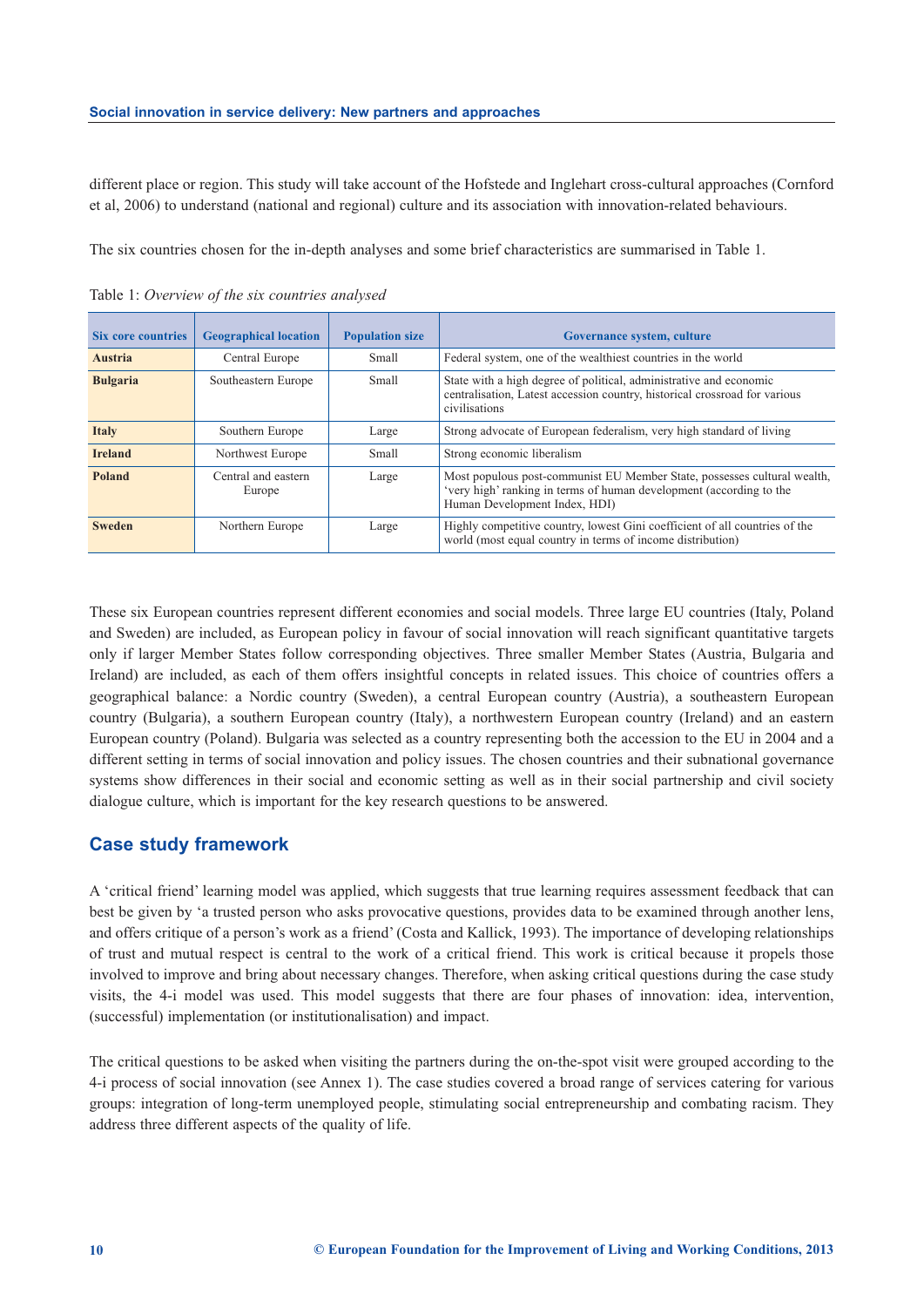different place or region. This study will take account of the Hofstede and Inglehart cross-cultural approaches (Cornford et al, 2006) to understand (national and regional) culture and its association with innovation-related behaviours.

The six countries chosen for the in-depth analyses and some brief characteristics are summarised in Table 1.

Table 1: *Overview of the six countries analysed*

| Six core countries | Geographical location | Population size | Governance system, culture |
|---|---|---|---|
| **Austria** | Central Europe | Small | Federal system, one of the wealthiest countries in the world |
| **Bulgaria** | Southeastern Europe | Small | State with a high degree of political, administrative and economic centralisation, Latest accession country, historical crossroad for various civilisations |
| **Italy** | Southern Europe | Large | Strong advocate of European federalism, very high standard of living |
| **Ireland** | Northwest Europe | Small | Strong economic liberalism |
| **Poland** | Central and eastern Europe | Large | Most populous post-communist EU Member State, possesses cultural wealth, 'very high' ranking in terms of human development (according to the Human Development Index, HDI) |
| **Sweden** | Northern Europe | Large | Highly competitive country, lowest Gini coefficient of all countries of the world (most equal country in terms of income distribution) |

These six European countries represent different economies and social models. Three large EU countries (Italy, Poland and Sweden) are included, as European policy in favour of social innovation will reach significant quantitative targets only if larger Member States follow corresponding objectives. Three smaller Member States (Austria, Bulgaria and Ireland) are included, as each of them offers insightful concepts in related issues. This choice of countries offers a geographical balance: a Nordic country (Sweden), a central European country (Austria), a southeastern European country (Bulgaria), a southern European country (Italy), a northwestern European country (Ireland) and an eastern European country (Poland). Bulgaria was selected as a country representing both the accession to the EU in 2004 and a different setting in terms of social innovation and policy issues. The chosen countries and their subnational governance systems show differences in their social and economic setting as well as in their social partnership and civil society dialogue culture, which is important for the key research questions to be answered.

## Case study framework

A 'critical friend' learning model was applied, which suggests that true learning requires assessment feedback that can best be given by 'a trusted person who asks provocative questions, provides data to be examined through another lens, and offers critique of a person's work as a friend' (Costa and Kallick, 1993). The importance of developing relationships of trust and mutual respect is central to the work of a critical friend. This work is critical because it propels those involved to improve and bring about necessary changes. Therefore, when asking critical questions during the case study visits, the 4-i model was used. This model suggests that there are four phases of innovation: idea, intervention, (successful) implementation (or institutionalisation) and impact.

The critical questions to be asked when visiting the partners during the on-the-spot visit were grouped according to the 4-i process of social innovation (see Annex 1). The case studies covered a broad range of services catering for various groups: integration of long-term unemployed people, stimulating social entrepreneurship and combating racism. They address three different aspects of the quality of life.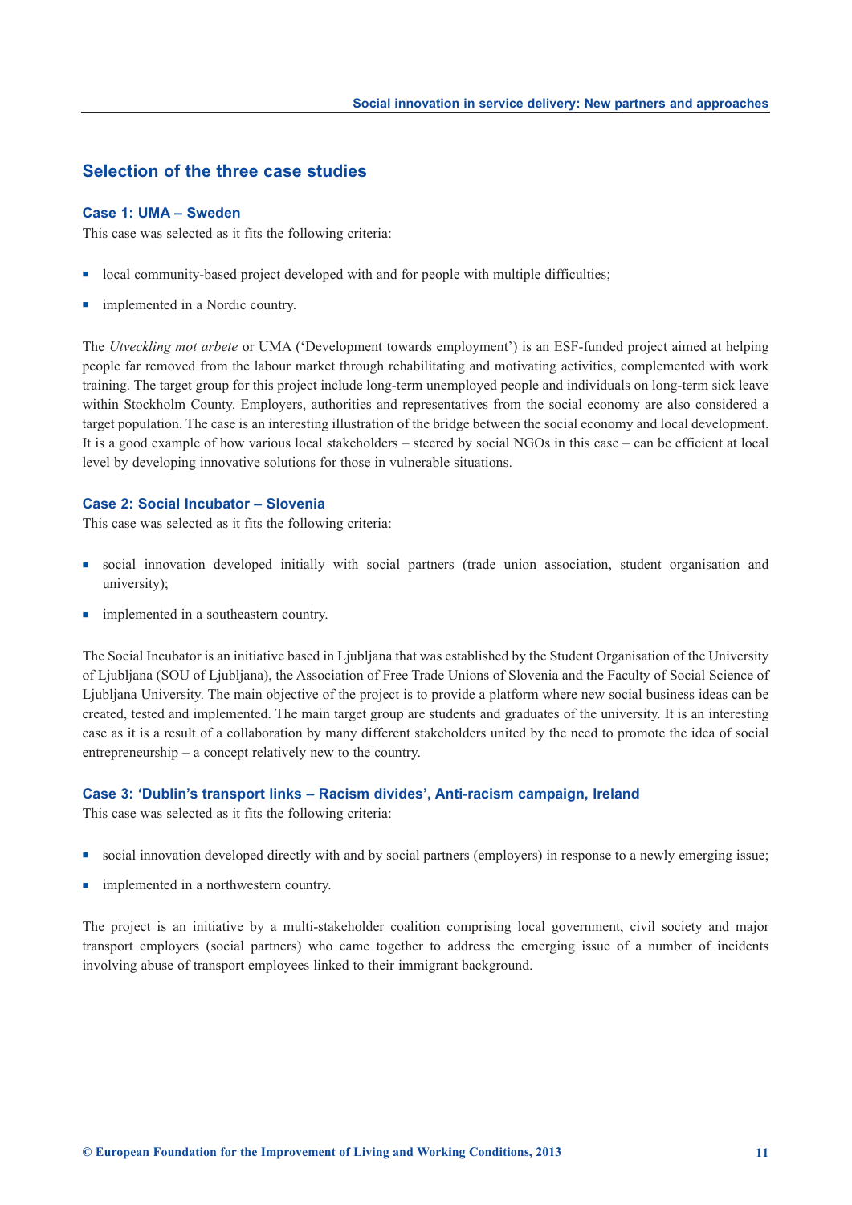## Selection of the three case studies

### Case 1: UMA – Sweden

This case was selected as it fits the following criteria:

- local community-based project developed with and for people with multiple difficulties;
- implemented in a Nordic country.

The *Utveckling mot arbete* or UMA ('Development towards employment') is an ESF-funded project aimed at helping people far removed from the labour market through rehabilitating and motivating activities, complemented with work training. The target group for this project include long-term unemployed people and individuals on long-term sick leave within Stockholm County. Employers, authorities and representatives from the social economy are also considered a target population. The case is an interesting illustration of the bridge between the social economy and local development. It is a good example of how various local stakeholders – steered by social NGOs in this case – can be efficient at local level by developing innovative solutions for those in vulnerable situations.

### Case 2: Social Incubator – Slovenia

This case was selected as it fits the following criteria:

- social innovation developed initially with social partners (trade union association, student organisation and university);
- implemented in a southeastern country.

The Social Incubator is an initiative based in Ljubljana that was established by the Student Organisation of the University of Ljubljana (SOU of Ljubljana), the Association of Free Trade Unions of Slovenia and the Faculty of Social Science of Ljubljana University. The main objective of the project is to provide a platform where new social business ideas can be created, tested and implemented. The main target group are students and graduates of the university. It is an interesting case as it is a result of a collaboration by many different stakeholders united by the need to promote the idea of social entrepreneurship – a concept relatively new to the country.

### Case 3: 'Dublin's transport links – Racism divides', Anti-racism campaign, Ireland

This case was selected as it fits the following criteria:

- social innovation developed directly with and by social partners (employers) in response to a newly emerging issue;
- implemented in a northwestern country.

The project is an initiative by a multi-stakeholder coalition comprising local government, civil society and major transport employers (social partners) who came together to address the emerging issue of a number of incidents involving abuse of transport employees linked to their immigrant background.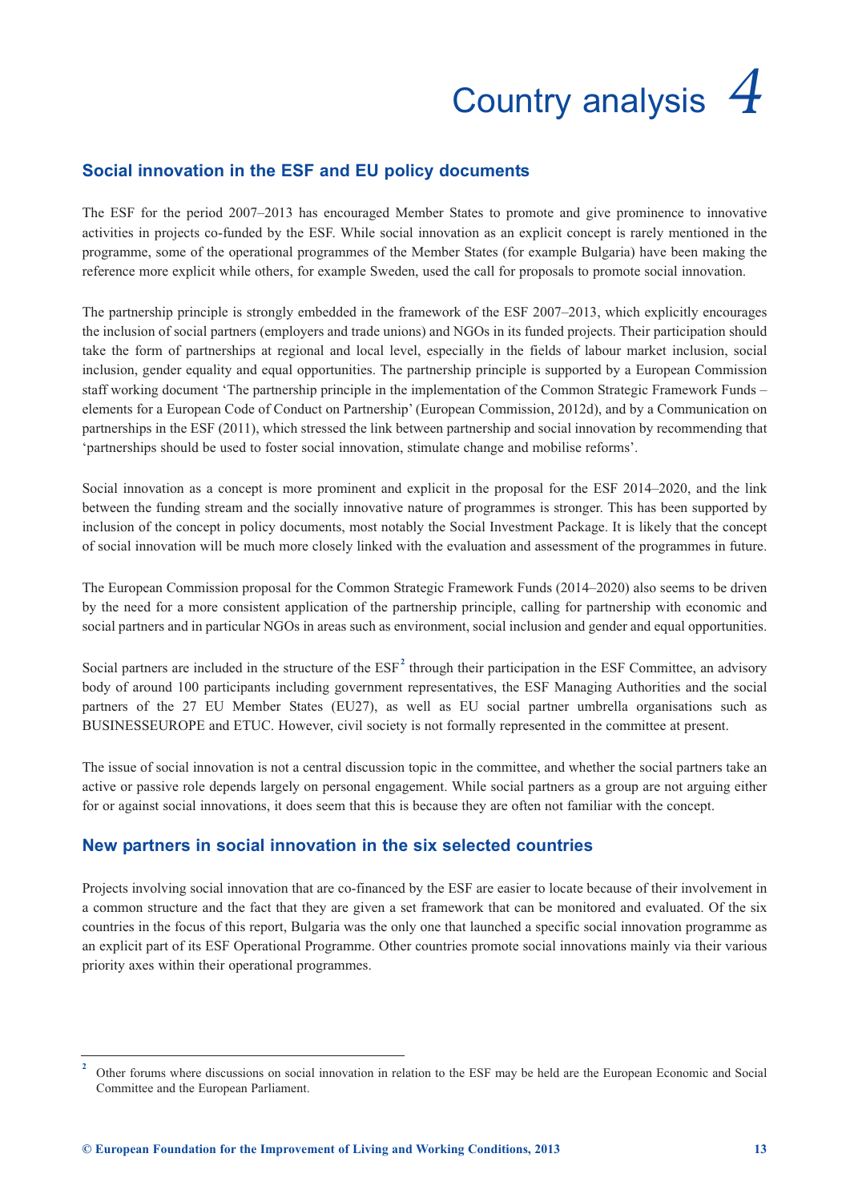# Country analysis 4

## Social innovation in the ESF and EU policy documents

The ESF for the period 2007–2013 has encouraged Member States to promote and give prominence to innovative activities in projects co-funded by the ESF. While social innovation as an explicit concept is rarely mentioned in the programme, some of the operational programmes of the Member States (for example Bulgaria) have been making the reference more explicit while others, for example Sweden, used the call for proposals to promote social innovation.

The partnership principle is strongly embedded in the framework of the ESF 2007–2013, which explicitly encourages the inclusion of social partners (employers and trade unions) and NGOs in its funded projects. Their participation should take the form of partnerships at regional and local level, especially in the fields of labour market inclusion, social inclusion, gender equality and equal opportunities. The partnership principle is supported by a European Commission staff working document 'The partnership principle in the implementation of the Common Strategic Framework Funds – elements for a European Code of Conduct on Partnership' (European Commission, 2012d), and by a Communication on partnerships in the ESF (2011), which stressed the link between partnership and social innovation by recommending that 'partnerships should be used to foster social innovation, stimulate change and mobilise reforms'.

Social innovation as a concept is more prominent and explicit in the proposal for the ESF 2014–2020, and the link between the funding stream and the socially innovative nature of programmes is stronger. This has been supported by inclusion of the concept in policy documents, most notably the Social Investment Package. It is likely that the concept of social innovation will be much more closely linked with the evaluation and assessment of the programmes in future.

The European Commission proposal for the Common Strategic Framework Funds (2014–2020) also seems to be driven by the need for a more consistent application of the partnership principle, calling for partnership with economic and social partners and in particular NGOs in areas such as environment, social inclusion and gender and equal opportunities.

Social partners are included in the structure of the ESF[2] through their participation in the ESF Committee, an advisory body of around 100 participants including government representatives, the ESF Managing Authorities and the social partners of the 27 EU Member States (EU27), as well as EU social partner umbrella organisations such as BUSINESSEUROPE and ETUC. However, civil society is not formally represented in the committee at present.

The issue of social innovation is not a central discussion topic in the committee, and whether the social partners take an active or passive role depends largely on personal engagement. While social partners as a group are not arguing either for or against social innovations, it does seem that this is because they are often not familiar with the concept.

## New partners in social innovation in the six selected countries

Projects involving social innovation that are co-financed by the ESF are easier to locate because of their involvement in a common structure and the fact that they are given a set framework that can be monitored and evaluated. Of the six countries in the focus of this report, Bulgaria was the only one that launched a specific social innovation programme as an explicit part of its ESF Operational Programme. Other countries promote social innovations mainly via their various priority axes within their operational programmes.

[2] Other forums where discussions on social innovation in relation to the ESF may be held are the European Economic and Social Committee and the European Parliament.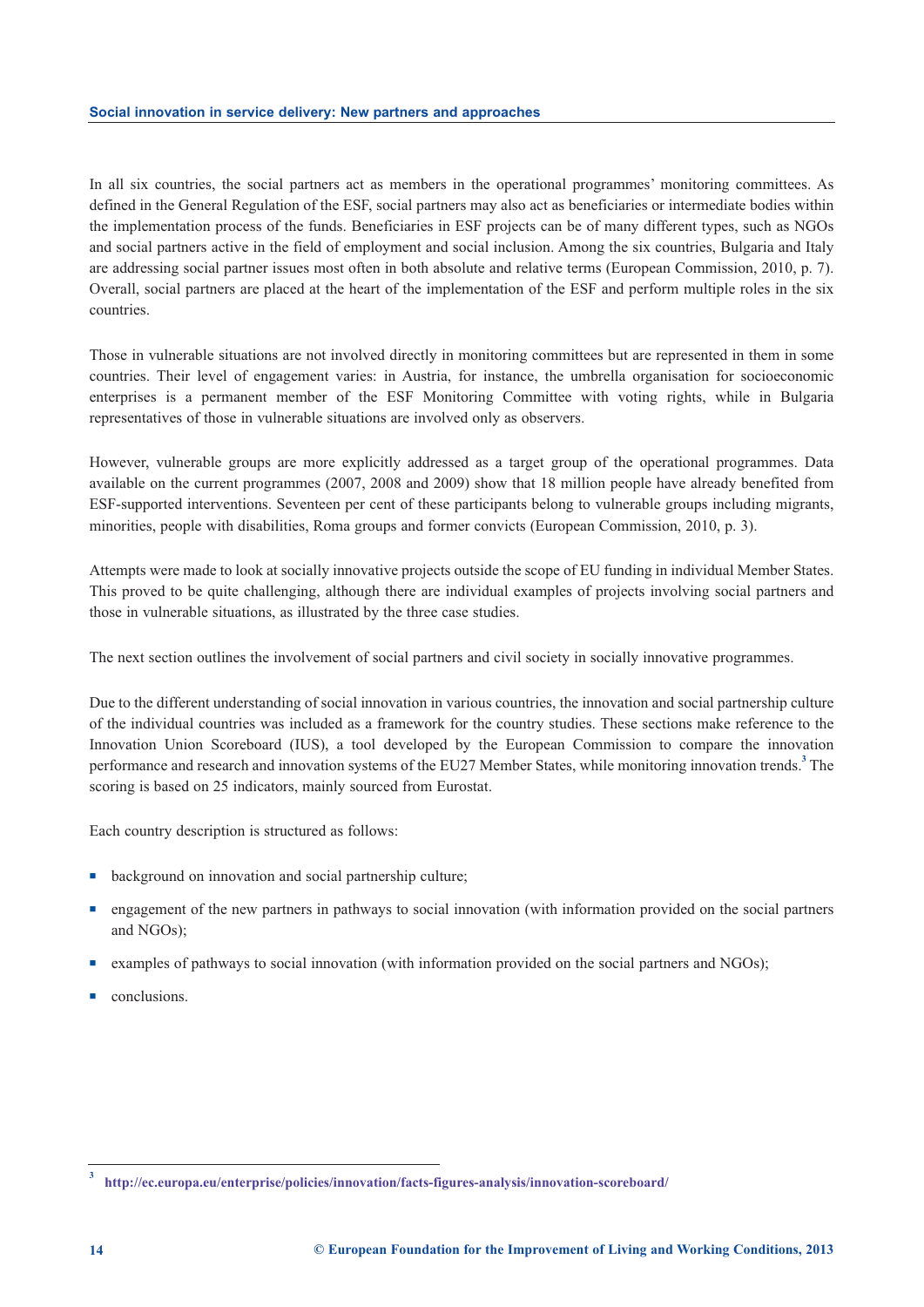In all six countries, the social partners act as members in the operational programmes' monitoring committees. As defined in the General Regulation of the ESF, social partners may also act as beneficiaries or intermediate bodies within the implementation process of the funds. Beneficiaries in ESF projects can be of many different types, such as NGOs and social partners active in the field of employment and social inclusion. Among the six countries, Bulgaria and Italy are addressing social partner issues most often in both absolute and relative terms (European Commission, 2010, p. 7). Overall, social partners are placed at the heart of the implementation of the ESF and perform multiple roles in the six countries.

Those in vulnerable situations are not involved directly in monitoring committees but are represented in them in some countries. Their level of engagement varies: in Austria, for instance, the umbrella organisation for socioeconomic enterprises is a permanent member of the ESF Monitoring Committee with voting rights, while in Bulgaria representatives of those in vulnerable situations are involved only as observers.

However, vulnerable groups are more explicitly addressed as a target group of the operational programmes. Data available on the current programmes (2007, 2008 and 2009) show that 18 million people have already benefited from ESF-supported interventions. Seventeen per cent of these participants belong to vulnerable groups including migrants, minorities, people with disabilities, Roma groups and former convicts (European Commission, 2010, p. 3).

Attempts were made to look at socially innovative projects outside the scope of EU funding in individual Member States. This proved to be quite challenging, although there are individual examples of projects involving social partners and those in vulnerable situations, as illustrated by the three case studies.

The next section outlines the involvement of social partners and civil society in socially innovative programmes.

Due to the different understanding of social innovation in various countries, the innovation and social partnership culture of the individual countries was included as a framework for the country studies. These sections make reference to the Innovation Union Scoreboard (IUS), a tool developed by the European Commission to compare the innovation performance and research and innovation systems of the EU27 Member States, while monitoring innovation trends.[3] The scoring is based on 25 indicators, mainly sourced from Eurostat.

Each country description is structured as follows:

- background on innovation and social partnership culture;
- engagement of the new partners in pathways to social innovation (with information provided on the social partners and NGOs);
- examples of pathways to social innovation (with information provided on the social partners and NGOs);
- conclusions.

[3] http://ec.europa.eu/enterprise/policies/innovation/facts-figures-analysis/innovation-scoreboard/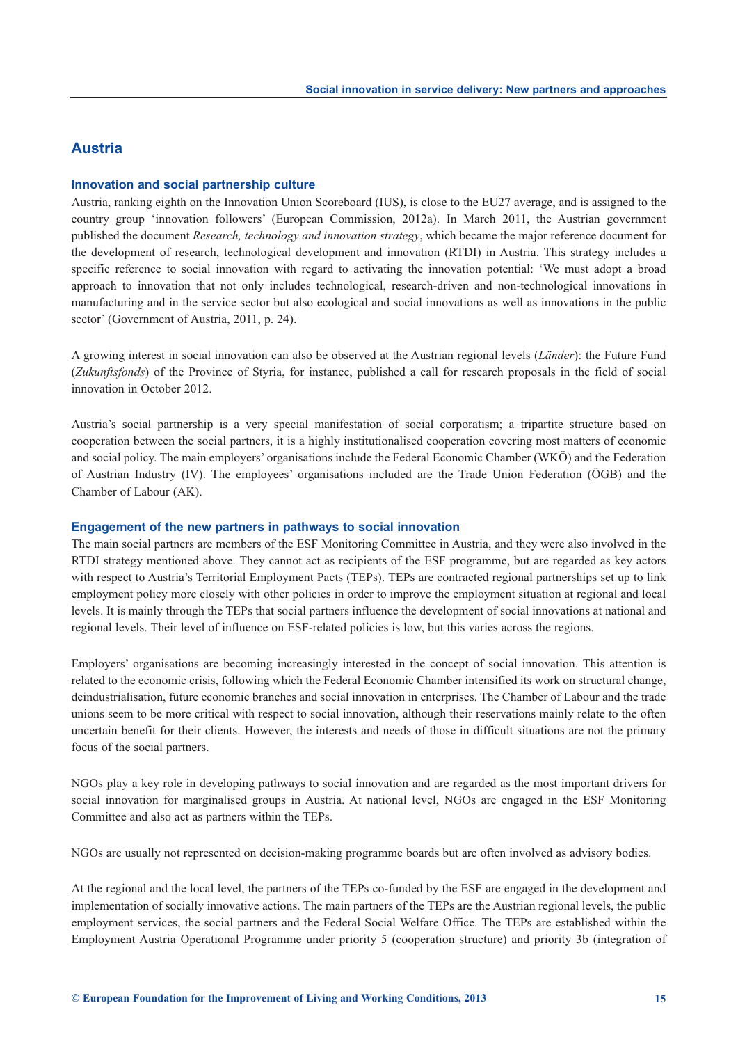## Austria

### Innovation and social partnership culture

Austria, ranking eighth on the Innovation Union Scoreboard (IUS), is close to the EU27 average, and is assigned to the country group 'innovation followers' (European Commission, 2012a). In March 2011, the Austrian government published the document *Research, technology and innovation strategy*, which became the major reference document for the development of research, technological development and innovation (RTDI) in Austria. This strategy includes a specific reference to social innovation with regard to activating the innovation potential: 'We must adopt a broad approach to innovation that not only includes technological, research-driven and non-technological innovations in manufacturing and in the service sector but also ecological and social innovations as well as innovations in the public sector' (Government of Austria, 2011, p. 24).

A growing interest in social innovation can also be observed at the Austrian regional levels (*Länder*): the Future Fund (*Zukunftsfonds*) of the Province of Styria, for instance, published a call for research proposals in the field of social innovation in October 2012.

Austria's social partnership is a very special manifestation of social corporatism; a tripartite structure based on cooperation between the social partners, it is a highly institutionalised cooperation covering most matters of economic and social policy. The main employers' organisations include the Federal Economic Chamber (WKÖ) and the Federation of Austrian Industry (IV). The employees' organisations included are the Trade Union Federation (ÖGB) and the Chamber of Labour (AK).

### Engagement of the new partners in pathways to social innovation

The main social partners are members of the ESF Monitoring Committee in Austria, and they were also involved in the RTDI strategy mentioned above. They cannot act as recipients of the ESF programme, but are regarded as key actors with respect to Austria's Territorial Employment Pacts (TEPs). TEPs are contracted regional partnerships set up to link employment policy more closely with other policies in order to improve the employment situation at regional and local levels. It is mainly through the TEPs that social partners influence the development of social innovations at national and regional levels. Their level of influence on ESF-related policies is low, but this varies across the regions.

Employers' organisations are becoming increasingly interested in the concept of social innovation. This attention is related to the economic crisis, following which the Federal Economic Chamber intensified its work on structural change, deindustrialisation, future economic branches and social innovation in enterprises. The Chamber of Labour and the trade unions seem to be more critical with respect to social innovation, although their reservations mainly relate to the often uncertain benefit for their clients. However, the interests and needs of those in difficult situations are not the primary focus of the social partners.

NGOs play a key role in developing pathways to social innovation and are regarded as the most important drivers for social innovation for marginalised groups in Austria. At national level, NGOs are engaged in the ESF Monitoring Committee and also act as partners within the TEPs.

NGOs are usually not represented on decision-making programme boards but are often involved as advisory bodies.

At the regional and the local level, the partners of the TEPs co-funded by the ESF are engaged in the development and implementation of socially innovative actions. The main partners of the TEPs are the Austrian regional levels, the public employment services, the social partners and the Federal Social Welfare Office. The TEPs are established within the Employment Austria Operational Programme under priority 5 (cooperation structure) and priority 3b (integration of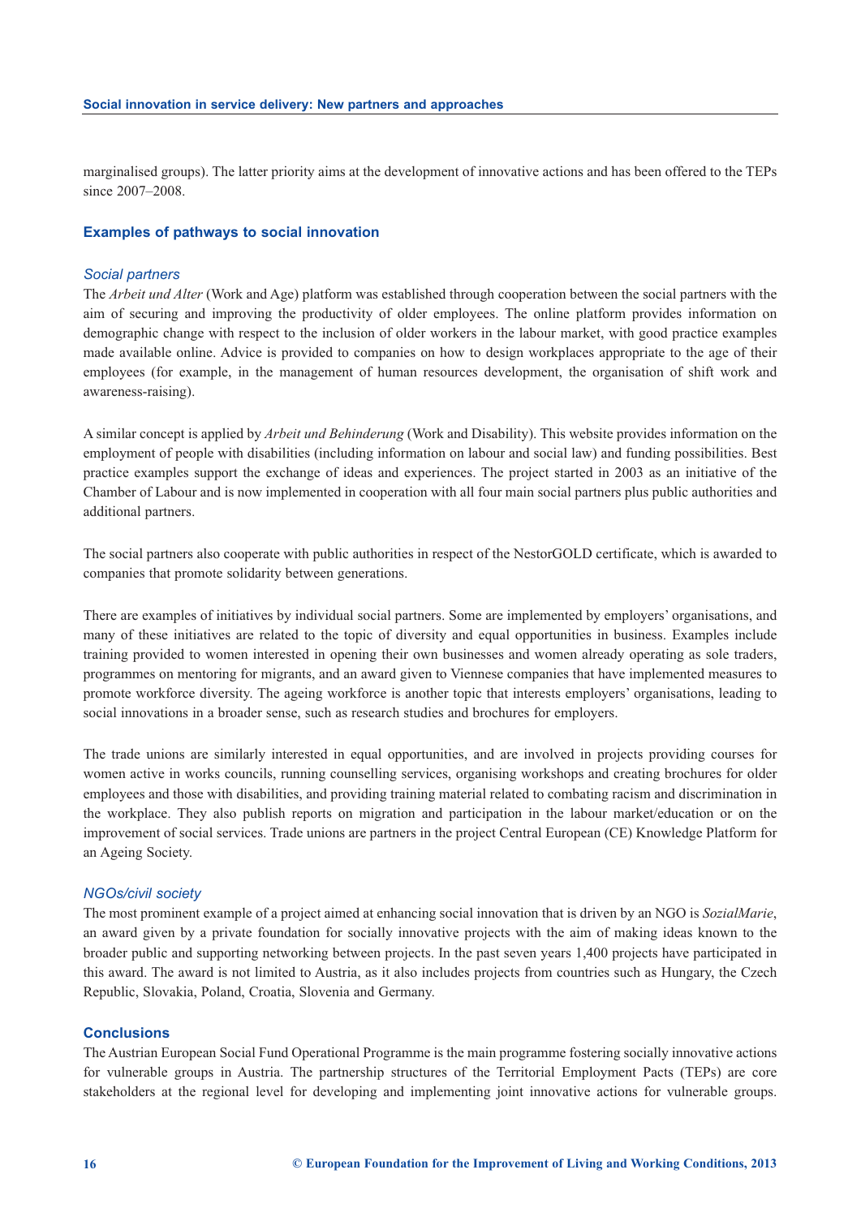marginalised groups). The latter priority aims at the development of innovative actions and has been offered to the TEPs since 2007–2008.

## Examples of pathways to social innovation

### *Social partners*

The *Arbeit und Alter* (Work and Age) platform was established through cooperation between the social partners with the aim of securing and improving the productivity of older employees. The online platform provides information on demographic change with respect to the inclusion of older workers in the labour market, with good practice examples made available online. Advice is provided to companies on how to design workplaces appropriate to the age of their employees (for example, in the management of human resources development, the organisation of shift work and awareness-raising).

A similar concept is applied by *Arbeit und Behinderung* (Work and Disability). This website provides information on the employment of people with disabilities (including information on labour and social law) and funding possibilities. Best practice examples support the exchange of ideas and experiences. The project started in 2003 as an initiative of the Chamber of Labour and is now implemented in cooperation with all four main social partners plus public authorities and additional partners.

The social partners also cooperate with public authorities in respect of the NestorGOLD certificate, which is awarded to companies that promote solidarity between generations.

There are examples of initiatives by individual social partners. Some are implemented by employers' organisations, and many of these initiatives are related to the topic of diversity and equal opportunities in business. Examples include training provided to women interested in opening their own businesses and women already operating as sole traders, programmes on mentoring for migrants, and an award given to Viennese companies that have implemented measures to promote workforce diversity. The ageing workforce is another topic that interests employers' organisations, leading to social innovations in a broader sense, such as research studies and brochures for employers.

The trade unions are similarly interested in equal opportunities, and are involved in projects providing courses for women active in works councils, running counselling services, organising workshops and creating brochures for older employees and those with disabilities, and providing training material related to combating racism and discrimination in the workplace. They also publish reports on migration and participation in the labour market/education or on the improvement of social services. Trade unions are partners in the project Central European (CE) Knowledge Platform for an Ageing Society.

### *NGOs/civil society*

The most prominent example of a project aimed at enhancing social innovation that is driven by an NGO is *SozialMarie*, an award given by a private foundation for socially innovative projects with the aim of making ideas known to the broader public and supporting networking between projects. In the past seven years 1,400 projects have participated in this award. The award is not limited to Austria, as it also includes projects from countries such as Hungary, the Czech Republic, Slovakia, Poland, Croatia, Slovenia and Germany.

## Conclusions

The Austrian European Social Fund Operational Programme is the main programme fostering socially innovative actions for vulnerable groups in Austria. The partnership structures of the Territorial Employment Pacts (TEPs) are core stakeholders at the regional level for developing and implementing joint innovative actions for vulnerable groups.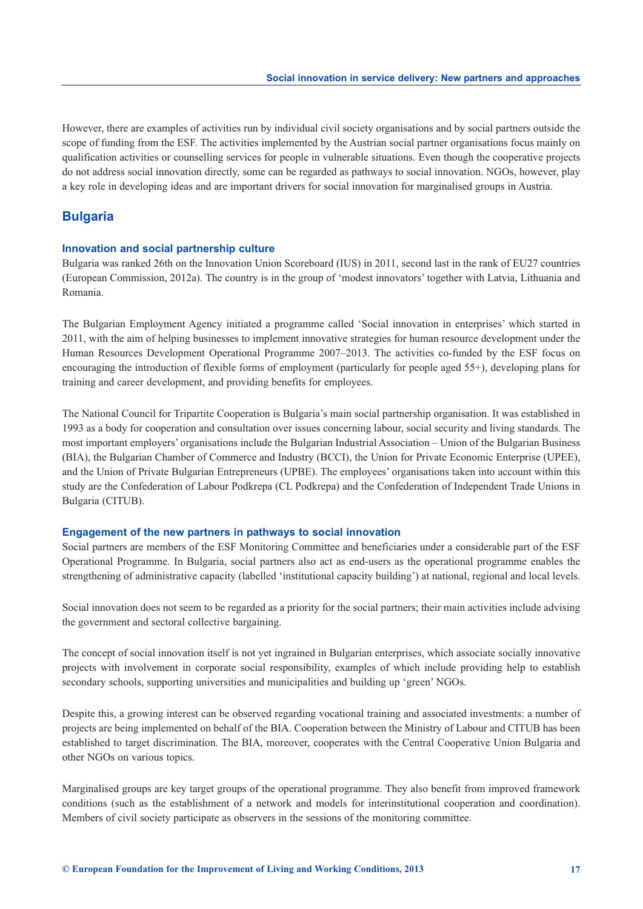However, there are examples of activities run by individual civil society organisations and by social partners outside the scope of funding from the ESF. The activities implemented by the Austrian social partner organisations focus mainly on qualification activities or counselling services for people in vulnerable situations. Even though the cooperative projects do not address social innovation directly, some can be regarded as pathways to social innovation. NGOs, however, play a key role in developing ideas and are important drivers for social innovation for marginalised groups in Austria.

## Bulgaria

### Innovation and social partnership culture

Bulgaria was ranked 26th on the Innovation Union Scoreboard (IUS) in 2011, second last in the rank of EU27 countries (European Commission, 2012a). The country is in the group of 'modest innovators' together with Latvia, Lithuania and Romania.

The Bulgarian Employment Agency initiated a programme called 'Social innovation in enterprises' which started in 2011, with the aim of helping businesses to implement innovative strategies for human resource development under the Human Resources Development Operational Programme 2007–2013. The activities co-funded by the ESF focus on encouraging the introduction of flexible forms of employment (particularly for people aged 55+), developing plans for training and career development, and providing benefits for employees.

The National Council for Tripartite Cooperation is Bulgaria's main social partnership organisation. It was established in 1993 as a body for cooperation and consultation over issues concerning labour, social security and living standards. The most important employers' organisations include the Bulgarian Industrial Association – Union of the Bulgarian Business (BIA), the Bulgarian Chamber of Commerce and Industry (BCCI), the Union for Private Economic Enterprise (UPEE), and the Union of Private Bulgarian Entrepreneurs (UPBE). The employees' organisations taken into account within this study are the Confederation of Labour Podkrepa (CL Podkrepa) and the Confederation of Independent Trade Unions in Bulgaria (CITUB).

### Engagement of the new partners in pathways to social innovation

Social partners are members of the ESF Monitoring Committee and beneficiaries under a considerable part of the ESF Operational Programme. In Bulgaria, social partners also act as end-users as the operational programme enables the strengthening of administrative capacity (labelled 'institutional capacity building') at national, regional and local levels.

Social innovation does not seem to be regarded as a priority for the social partners; their main activities include advising the government and sectoral collective bargaining.

The concept of social innovation itself is not yet ingrained in Bulgarian enterprises, which associate socially innovative projects with involvement in corporate social responsibility, examples of which include providing help to establish secondary schools, supporting universities and municipalities and building up 'green' NGOs.

Despite this, a growing interest can be observed regarding vocational training and associated investments: a number of projects are being implemented on behalf of the BIA. Cooperation between the Ministry of Labour and CITUB has been established to target discrimination. The BIA, moreover, cooperates with the Central Cooperative Union Bulgaria and other NGOs on various topics.

Marginalised groups are key target groups of the operational programme. They also benefit from improved framework conditions (such as the establishment of a network and models for interinstitutional cooperation and coordination). Members of civil society participate as observers in the sessions of the monitoring committee.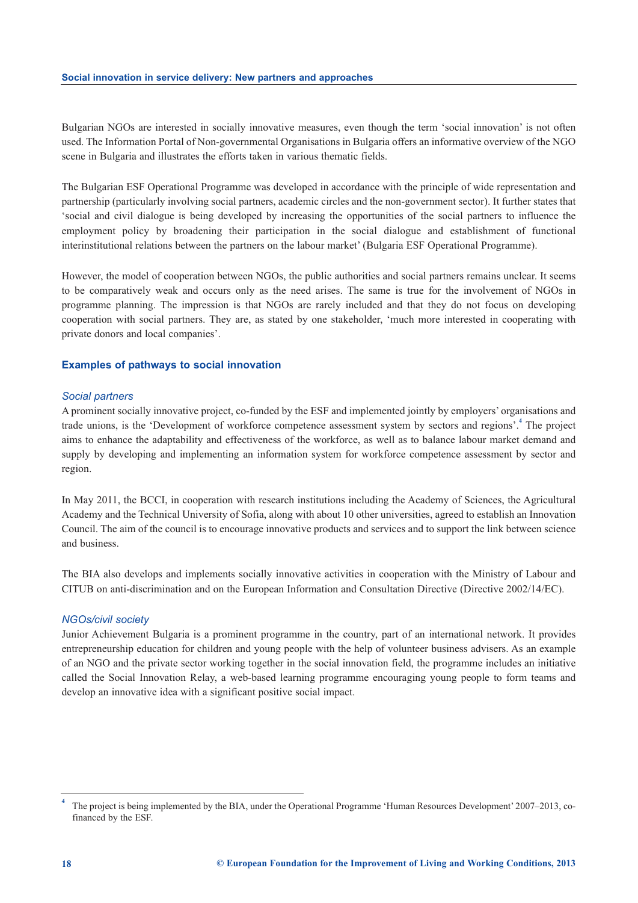Bulgarian NGOs are interested in socially innovative measures, even though the term 'social innovation' is not often used. The Information Portal of Non-governmental Organisations in Bulgaria offers an informative overview of the NGO scene in Bulgaria and illustrates the efforts taken in various thematic fields.

The Bulgarian ESF Operational Programme was developed in accordance with the principle of wide representation and partnership (particularly involving social partners, academic circles and the non-government sector). It further states that 'social and civil dialogue is being developed by increasing the opportunities of the social partners to influence the employment policy by broadening their participation in the social dialogue and establishment of functional interinstitutional relations between the partners on the labour market' (Bulgaria ESF Operational Programme).

However, the model of cooperation between NGOs, the public authorities and social partners remains unclear. It seems to be comparatively weak and occurs only as the need arises. The same is true for the involvement of NGOs in programme planning. The impression is that NGOs are rarely included and that they do not focus on developing cooperation with social partners. They are, as stated by one stakeholder, 'much more interested in cooperating with private donors and local companies'.

## Examples of pathways to social innovation

### *Social partners*

A prominent socially innovative project, co-funded by the ESF and implemented jointly by employers' organisations and trade unions, is the 'Development of workforce competence assessment system by sectors and regions'.[4] The project aims to enhance the adaptability and effectiveness of the workforce, as well as to balance labour market demand and supply by developing and implementing an information system for workforce competence assessment by sector and region.

In May 2011, the BCCI, in cooperation with research institutions including the Academy of Sciences, the Agricultural Academy and the Technical University of Sofia, along with about 10 other universities, agreed to establish an Innovation Council. The aim of the council is to encourage innovative products and services and to support the link between science and business.

The BIA also develops and implements socially innovative activities in cooperation with the Ministry of Labour and CITUB on anti-discrimination and on the European Information and Consultation Directive (Directive 2002/14/EC).

### *NGOs/civil society*

Junior Achievement Bulgaria is a prominent programme in the country, part of an international network. It provides entrepreneurship education for children and young people with the help of volunteer business advisers. As an example of an NGO and the private sector working together in the social innovation field, the programme includes an initiative called the Social Innovation Relay, a web-based learning programme encouraging young people to form teams and develop an innovative idea with a significant positive social impact.

---

[4] The project is being implemented by the BIA, under the Operational Programme 'Human Resources Development' 2007–2013, co-financed by the ESF.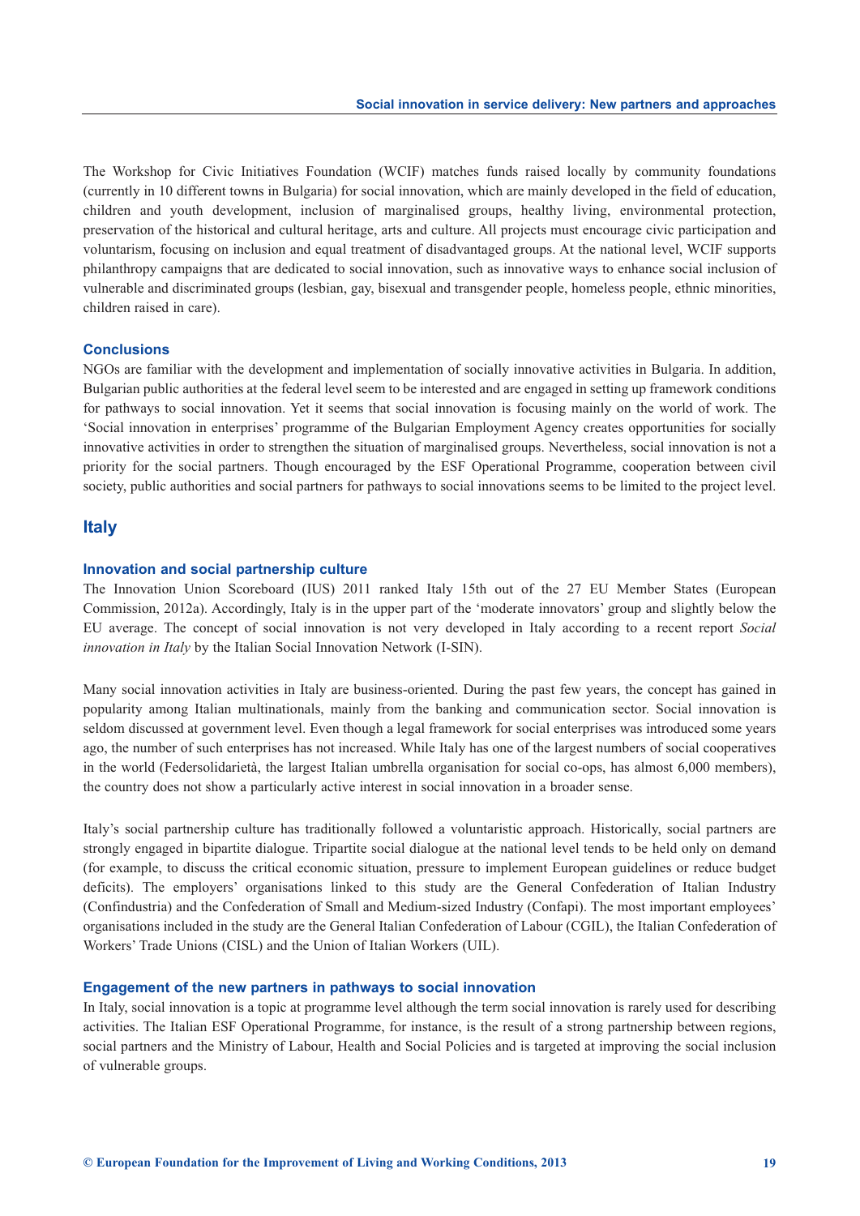The Workshop for Civic Initiatives Foundation (WCIF) matches funds raised locally by community foundations (currently in 10 different towns in Bulgaria) for social innovation, which are mainly developed in the field of education, children and youth development, inclusion of marginalised groups, healthy living, environmental protection, preservation of the historical and cultural heritage, arts and culture. All projects must encourage civic participation and voluntarism, focusing on inclusion and equal treatment of disadvantaged groups. At the national level, WCIF supports philanthropy campaigns that are dedicated to social innovation, such as innovative ways to enhance social inclusion of vulnerable and discriminated groups (lesbian, gay, bisexual and transgender people, homeless people, ethnic minorities, children raised in care).

### Conclusions

NGOs are familiar with the development and implementation of socially innovative activities in Bulgaria. In addition, Bulgarian public authorities at the federal level seem to be interested and are engaged in setting up framework conditions for pathways to social innovation. Yet it seems that social innovation is focusing mainly on the world of work. The 'Social innovation in enterprises' programme of the Bulgarian Employment Agency creates opportunities for socially innovative activities in order to strengthen the situation of marginalised groups. Nevertheless, social innovation is not a priority for the social partners. Though encouraged by the ESF Operational Programme, cooperation between civil society, public authorities and social partners for pathways to social innovations seems to be limited to the project level.

## Italy

### Innovation and social partnership culture

The Innovation Union Scoreboard (IUS) 2011 ranked Italy 15th out of the 27 EU Member States (European Commission, 2012a). Accordingly, Italy is in the upper part of the 'moderate innovators' group and slightly below the EU average. The concept of social innovation is not very developed in Italy according to a recent report *Social innovation in Italy* by the Italian Social Innovation Network (I-SIN).

Many social innovation activities in Italy are business-oriented. During the past few years, the concept has gained in popularity among Italian multinationals, mainly from the banking and communication sector. Social innovation is seldom discussed at government level. Even though a legal framework for social enterprises was introduced some years ago, the number of such enterprises has not increased. While Italy has one of the largest numbers of social cooperatives in the world (Federsolidarietà, the largest Italian umbrella organisation for social co-ops, has almost 6,000 members), the country does not show a particularly active interest in social innovation in a broader sense.

Italy's social partnership culture has traditionally followed a voluntaristic approach. Historically, social partners are strongly engaged in bipartite dialogue. Tripartite social dialogue at the national level tends to be held only on demand (for example, to discuss the critical economic situation, pressure to implement European guidelines or reduce budget deficits). The employers' organisations linked to this study are the General Confederation of Italian Industry (Confindustria) and the Confederation of Small and Medium-sized Industry (Confapi). The most important employees' organisations included in the study are the General Italian Confederation of Labour (CGIL), the Italian Confederation of Workers' Trade Unions (CISL) and the Union of Italian Workers (UIL).

### Engagement of the new partners in pathways to social innovation

In Italy, social innovation is a topic at programme level although the term social innovation is rarely used for describing activities. The Italian ESF Operational Programme, for instance, is the result of a strong partnership between regions, social partners and the Ministry of Labour, Health and Social Policies and is targeted at improving the social inclusion of vulnerable groups.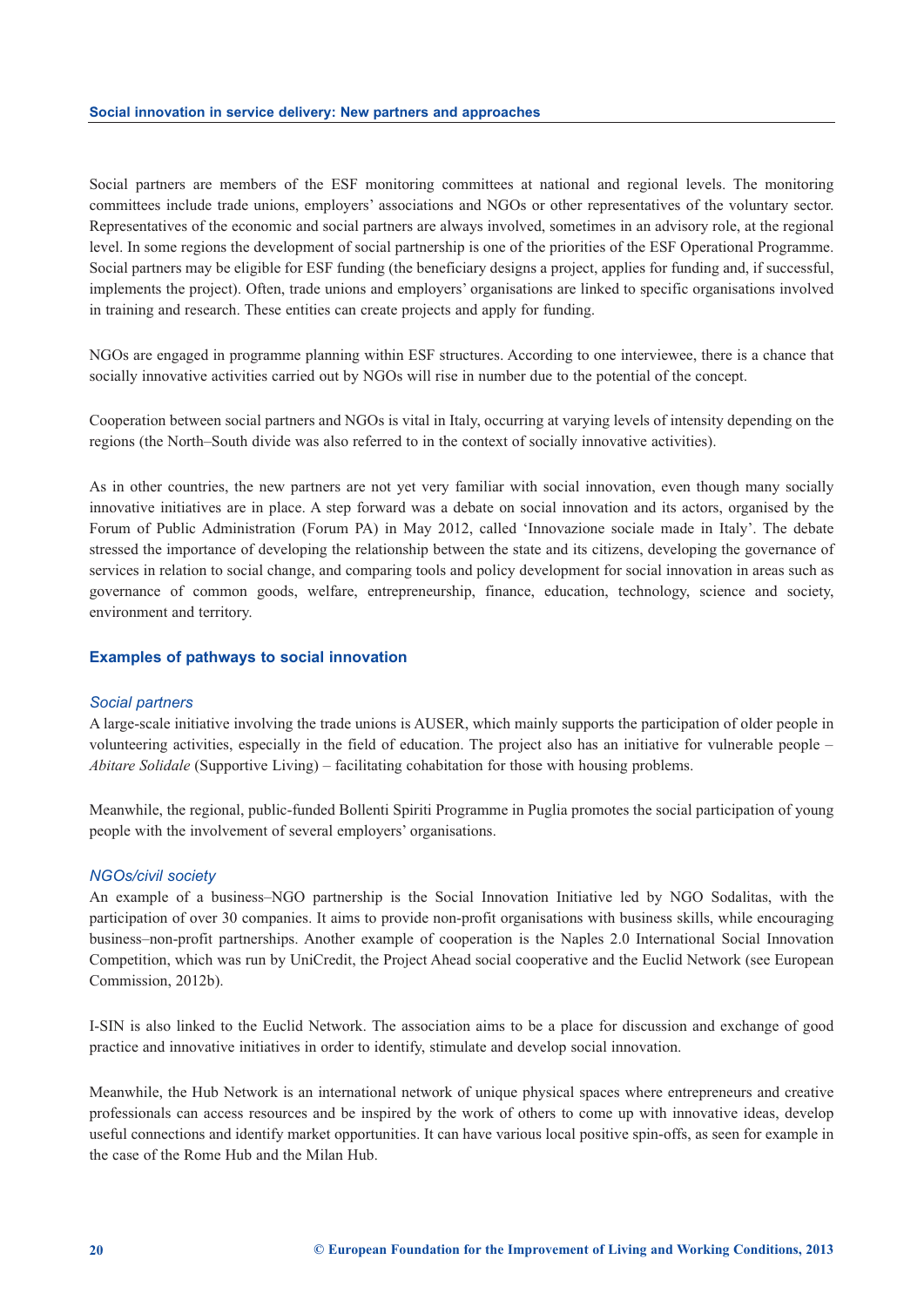Social partners are members of the ESF monitoring committees at national and regional levels. The monitoring committees include trade unions, employers' associations and NGOs or other representatives of the voluntary sector. Representatives of the economic and social partners are always involved, sometimes in an advisory role, at the regional level. In some regions the development of social partnership is one of the priorities of the ESF Operational Programme. Social partners may be eligible for ESF funding (the beneficiary designs a project, applies for funding and, if successful, implements the project). Often, trade unions and employers' organisations are linked to specific organisations involved in training and research. These entities can create projects and apply for funding.

NGOs are engaged in programme planning within ESF structures. According to one interviewee, there is a chance that socially innovative activities carried out by NGOs will rise in number due to the potential of the concept.

Cooperation between social partners and NGOs is vital in Italy, occurring at varying levels of intensity depending on the regions (the North–South divide was also referred to in the context of socially innovative activities).

As in other countries, the new partners are not yet very familiar with social innovation, even though many socially innovative initiatives are in place. A step forward was a debate on social innovation and its actors, organised by the Forum of Public Administration (Forum PA) in May 2012, called 'Innovazione sociale made in Italy'. The debate stressed the importance of developing the relationship between the state and its citizens, developing the governance of services in relation to social change, and comparing tools and policy development for social innovation in areas such as governance of common goods, welfare, entrepreneurship, finance, education, technology, science and society, environment and territory.

### Examples of pathways to social innovation

#### *Social partners*

A large-scale initiative involving the trade unions is AUSER, which mainly supports the participation of older people in volunteering activities, especially in the field of education. The project also has an initiative for vulnerable people – *Abitare Solidale* (Supportive Living) – facilitating cohabitation for those with housing problems.

Meanwhile, the regional, public-funded Bollenti Spiriti Programme in Puglia promotes the social participation of young people with the involvement of several employers' organisations.

#### *NGOs/civil society*

An example of a business–NGO partnership is the Social Innovation Initiative led by NGO Sodalitas, with the participation of over 30 companies. It aims to provide non-profit organisations with business skills, while encouraging business–non-profit partnerships. Another example of cooperation is the Naples 2.0 International Social Innovation Competition, which was run by UniCredit, the Project Ahead social cooperative and the Euclid Network (see European Commission, 2012b).

I-SIN is also linked to the Euclid Network. The association aims to be a place for discussion and exchange of good practice and innovative initiatives in order to identify, stimulate and develop social innovation.

Meanwhile, the Hub Network is an international network of unique physical spaces where entrepreneurs and creative professionals can access resources and be inspired by the work of others to come up with innovative ideas, develop useful connections and identify market opportunities. It can have various local positive spin-offs, as seen for example in the case of the Rome Hub and the Milan Hub.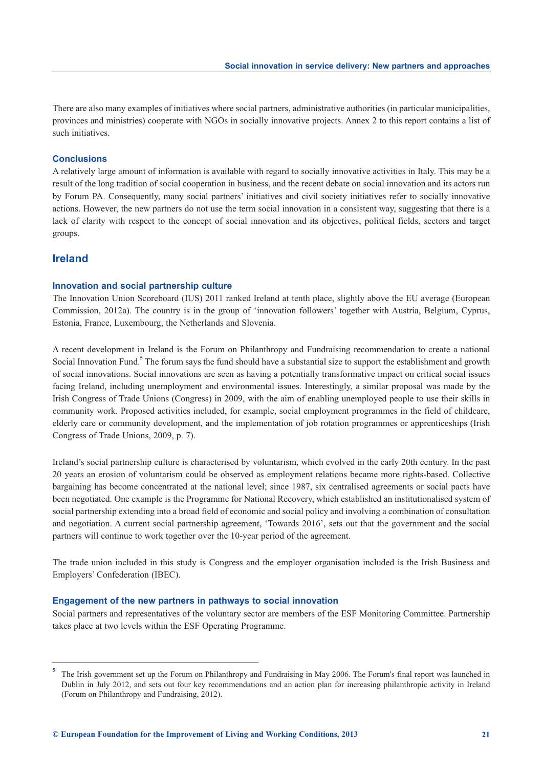There are also many examples of initiatives where social partners, administrative authorities (in particular municipalities, provinces and ministries) cooperate with NGOs in socially innovative projects. Annex 2 to this report contains a list of such initiatives.

### Conclusions

A relatively large amount of information is available with regard to socially innovative activities in Italy. This may be a result of the long tradition of social cooperation in business, and the recent debate on social innovation and its actors run by Forum PA. Consequently, many social partners' initiatives and civil society initiatives refer to socially innovative actions. However, the new partners do not use the term social innovation in a consistent way, suggesting that there is a lack of clarity with respect to the concept of social innovation and its objectives, political fields, sectors and target groups.

## Ireland

### Innovation and social partnership culture

The Innovation Union Scoreboard (IUS) 2011 ranked Ireland at tenth place, slightly above the EU average (European Commission, 2012a). The country is in the group of 'innovation followers' together with Austria, Belgium, Cyprus, Estonia, France, Luxembourg, the Netherlands and Slovenia.

A recent development in Ireland is the Forum on Philanthropy and Fundraising recommendation to create a national Social Innovation Fund.[5] The forum says the fund should have a substantial size to support the establishment and growth of social innovations. Social innovations are seen as having a potentially transformative impact on critical social issues facing Ireland, including unemployment and environmental issues. Interestingly, a similar proposal was made by the Irish Congress of Trade Unions (Congress) in 2009, with the aim of enabling unemployed people to use their skills in community work. Proposed activities included, for example, social employment programmes in the field of childcare, elderly care or community development, and the implementation of job rotation programmes or apprenticeships (Irish Congress of Trade Unions, 2009, p. 7).

Ireland's social partnership culture is characterised by voluntarism, which evolved in the early 20th century. In the past 20 years an erosion of voluntarism could be observed as employment relations became more rights-based. Collective bargaining has become concentrated at the national level; since 1987, six centralised agreements or social pacts have been negotiated. One example is the Programme for National Recovery, which established an institutionalised system of social partnership extending into a broad field of economic and social policy and involving a combination of consultation and negotiation. A current social partnership agreement, 'Towards 2016', sets out that the government and the social partners will continue to work together over the 10-year period of the agreement.

The trade union included in this study is Congress and the employer organisation included is the Irish Business and Employers' Confederation (IBEC).

### Engagement of the new partners in pathways to social innovation

Social partners and representatives of the voluntary sector are members of the ESF Monitoring Committee. Partnership takes place at two levels within the ESF Operating Programme.

---

[5] The Irish government set up the Forum on Philanthropy and Fundraising in May 2006. The Forum's final report was launched in Dublin in July 2012, and sets out four key recommendations and an action plan for increasing philanthropic activity in Ireland (Forum on Philanthropy and Fundraising, 2012).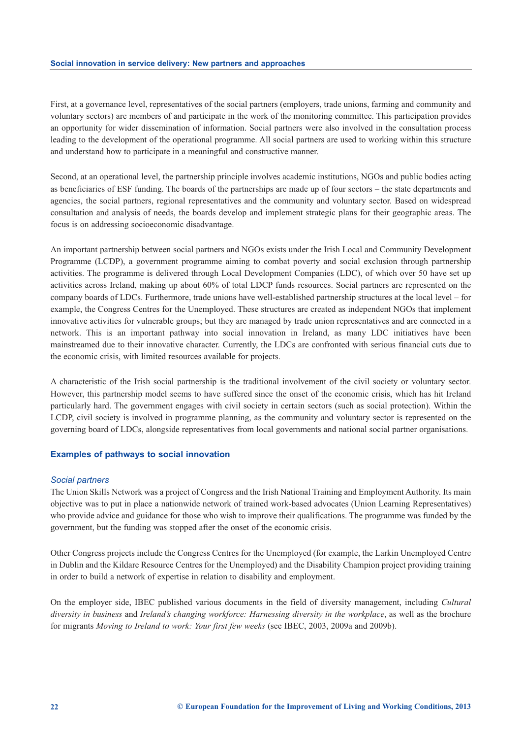First, at a governance level, representatives of the social partners (employers, trade unions, farming and community and voluntary sectors) are members of and participate in the work of the monitoring committee. This participation provides an opportunity for wider dissemination of information. Social partners were also involved in the consultation process leading to the development of the operational programme. All social partners are used to working within this structure and understand how to participate in a meaningful and constructive manner.

Second, at an operational level, the partnership principle involves academic institutions, NGOs and public bodies acting as beneficiaries of ESF funding. The boards of the partnerships are made up of four sectors – the state departments and agencies, the social partners, regional representatives and the community and voluntary sector. Based on widespread consultation and analysis of needs, the boards develop and implement strategic plans for their geographic areas. The focus is on addressing socioeconomic disadvantage.

An important partnership between social partners and NGOs exists under the Irish Local and Community Development Programme (LCDP), a government programme aiming to combat poverty and social exclusion through partnership activities. The programme is delivered through Local Development Companies (LDC), of which over 50 have set up activities across Ireland, making up about 60% of total LDCP funds resources. Social partners are represented on the company boards of LDCs. Furthermore, trade unions have well-established partnership structures at the local level – for example, the Congress Centres for the Unemployed. These structures are created as independent NGOs that implement innovative activities for vulnerable groups; but they are managed by trade union representatives and are connected in a network. This is an important pathway into social innovation in Ireland, as many LDC initiatives have been mainstreamed due to their innovative character. Currently, the LDCs are confronted with serious financial cuts due to the economic crisis, with limited resources available for projects.

A characteristic of the Irish social partnership is the traditional involvement of the civil society or voluntary sector. However, this partnership model seems to have suffered since the onset of the economic crisis, which has hit Ireland particularly hard. The government engages with civil society in certain sectors (such as social protection). Within the LCDP, civil society is involved in programme planning, as the community and voluntary sector is represented on the governing board of LDCs, alongside representatives from local governments and national social partner organisations.

## Examples of pathways to social innovation

### *Social partners*

The Union Skills Network was a project of Congress and the Irish National Training and Employment Authority. Its main objective was to put in place a nationwide network of trained work-based advocates (Union Learning Representatives) who provide advice and guidance for those who wish to improve their qualifications. The programme was funded by the government, but the funding was stopped after the onset of the economic crisis.

Other Congress projects include the Congress Centres for the Unemployed (for example, the Larkin Unemployed Centre in Dublin and the Kildare Resource Centres for the Unemployed) and the Disability Champion project providing training in order to build a network of expertise in relation to disability and employment.

On the employer side, IBEC published various documents in the field of diversity management, including *Cultural diversity in business* and *Ireland's changing workforce: Harnessing diversity in the workplace*, as well as the brochure for migrants *Moving to Ireland to work: Your first few weeks* (see IBEC, 2003, 2009a and 2009b).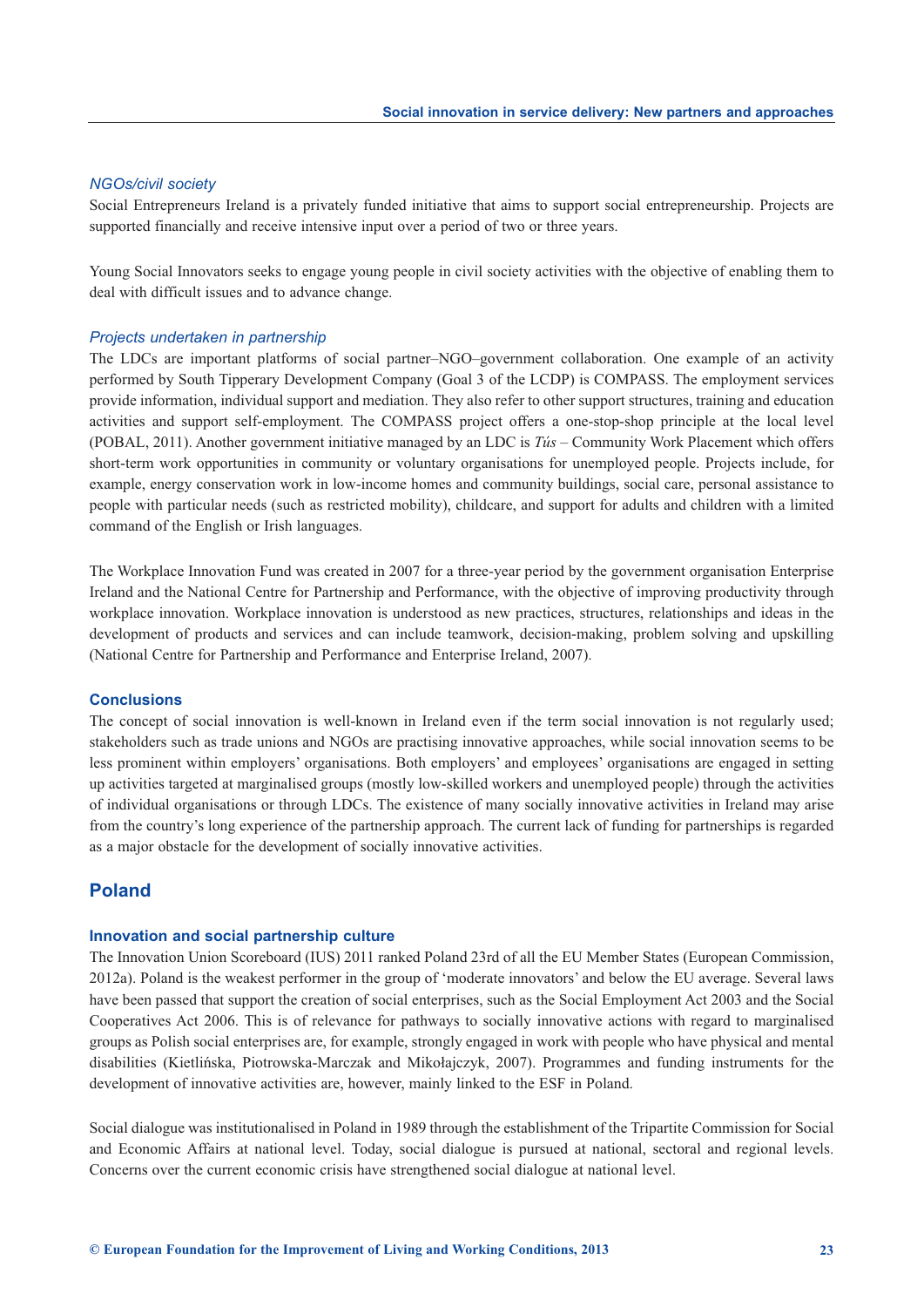*NGOs/civil society*

Social Entrepreneurs Ireland is a privately funded initiative that aims to support social entrepreneurship. Projects are supported financially and receive intensive input over a period of two or three years.

Young Social Innovators seeks to engage young people in civil society activities with the objective of enabling them to deal with difficult issues and to advance change.

*Projects undertaken in partnership*

The LDCs are important platforms of social partner–NGO–government collaboration. One example of an activity performed by South Tipperary Development Company (Goal 3 of the LCDP) is COMPASS. The employment services provide information, individual support and mediation. They also refer to other support structures, training and education activities and support self-employment. The COMPASS project offers a one-stop-shop principle at the local level (POBAL, 2011). Another government initiative managed by an LDC is *Tús* – Community Work Placement which offers short-term work opportunities in community or voluntary organisations for unemployed people. Projects include, for example, energy conservation work in low-income homes and community buildings, social care, personal assistance to people with particular needs (such as restricted mobility), childcare, and support for adults and children with a limited command of the English or Irish languages.

The Workplace Innovation Fund was created in 2007 for a three-year period by the government organisation Enterprise Ireland and the National Centre for Partnership and Performance, with the objective of improving productivity through workplace innovation. Workplace innovation is understood as new practices, structures, relationships and ideas in the development of products and services and can include teamwork, decision-making, problem solving and upskilling (National Centre for Partnership and Performance and Enterprise Ireland, 2007).

### Conclusions

The concept of social innovation is well-known in Ireland even if the term social innovation is not regularly used; stakeholders such as trade unions and NGOs are practising innovative approaches, while social innovation seems to be less prominent within employers' organisations. Both employers' and employees' organisations are engaged in setting up activities targeted at marginalised groups (mostly low-skilled workers and unemployed people) through the activities of individual organisations or through LDCs. The existence of many socially innovative activities in Ireland may arise from the country's long experience of the partnership approach. The current lack of funding for partnerships is regarded as a major obstacle for the development of socially innovative activities.

## Poland

### Innovation and social partnership culture

The Innovation Union Scoreboard (IUS) 2011 ranked Poland 23rd of all the EU Member States (European Commission, 2012a). Poland is the weakest performer in the group of 'moderate innovators' and below the EU average. Several laws have been passed that support the creation of social enterprises, such as the Social Employment Act 2003 and the Social Cooperatives Act 2006. This is of relevance for pathways to socially innovative actions with regard to marginalised groups as Polish social enterprises are, for example, strongly engaged in work with people who have physical and mental disabilities (Kietlińska, Piotrowska-Marczak and Mikołajczyk, 2007). Programmes and funding instruments for the development of innovative activities are, however, mainly linked to the ESF in Poland.

Social dialogue was institutionalised in Poland in 1989 through the establishment of the Tripartite Commission for Social and Economic Affairs at national level. Today, social dialogue is pursued at national, sectoral and regional levels. Concerns over the current economic crisis have strengthened social dialogue at national level.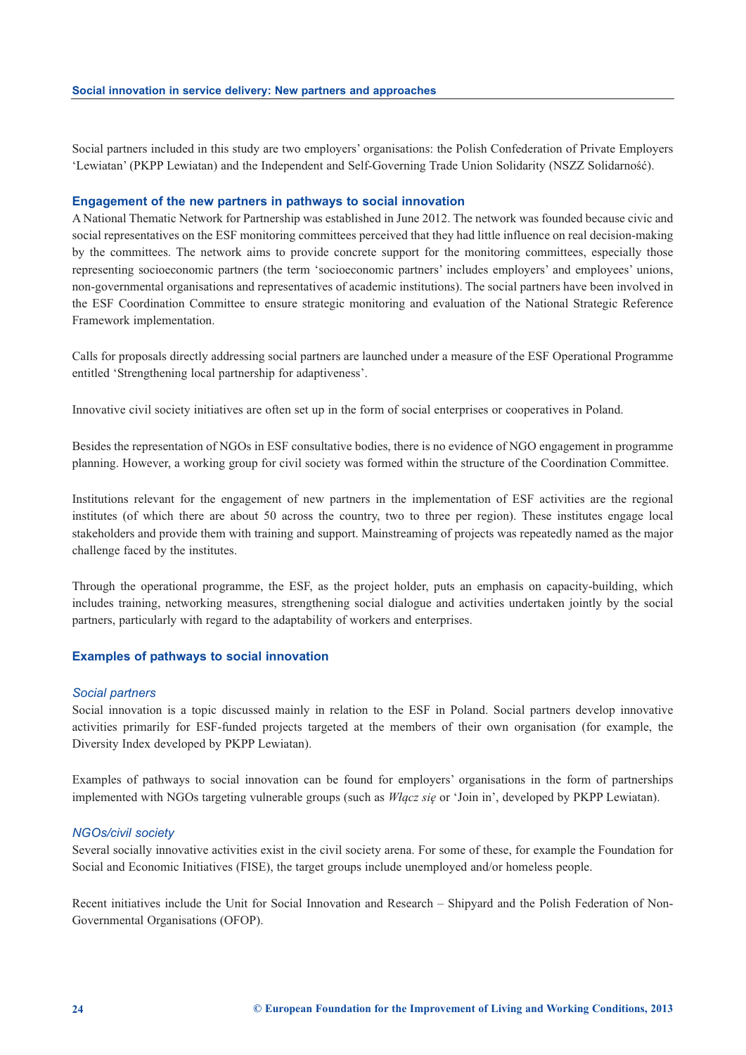Social partners included in this study are two employers' organisations: the Polish Confederation of Private Employers 'Lewiatan' (PKPP Lewiatan) and the Independent and Self-Governing Trade Union Solidarity (NSZZ Solidarność).

### Engagement of the new partners in pathways to social innovation

A National Thematic Network for Partnership was established in June 2012. The network was founded because civic and social representatives on the ESF monitoring committees perceived that they had little influence on real decision-making by the committees. The network aims to provide concrete support for the monitoring committees, especially those representing socioeconomic partners (the term 'socioeconomic partners' includes employers' and employees' unions, non-governmental organisations and representatives of academic institutions). The social partners have been involved in the ESF Coordination Committee to ensure strategic monitoring and evaluation of the National Strategic Reference Framework implementation.

Calls for proposals directly addressing social partners are launched under a measure of the ESF Operational Programme entitled 'Strengthening local partnership for adaptiveness'.

Innovative civil society initiatives are often set up in the form of social enterprises or cooperatives in Poland.

Besides the representation of NGOs in ESF consultative bodies, there is no evidence of NGO engagement in programme planning. However, a working group for civil society was formed within the structure of the Coordination Committee.

Institutions relevant for the engagement of new partners in the implementation of ESF activities are the regional institutes (of which there are about 50 across the country, two to three per region). These institutes engage local stakeholders and provide them with training and support. Mainstreaming of projects was repeatedly named as the major challenge faced by the institutes.

Through the operational programme, the ESF, as the project holder, puts an emphasis on capacity-building, which includes training, networking measures, strengthening social dialogue and activities undertaken jointly by the social partners, particularly with regard to the adaptability of workers and enterprises.

### Examples of pathways to social innovation

#### *Social partners*

Social innovation is a topic discussed mainly in relation to the ESF in Poland. Social partners develop innovative activities primarily for ESF-funded projects targeted at the members of their own organisation (for example, the Diversity Index developed by PKPP Lewiatan).

Examples of pathways to social innovation can be found for employers' organisations in the form of partnerships implemented with NGOs targeting vulnerable groups (such as *Włącz się* or 'Join in', developed by PKPP Lewiatan).

#### *NGOs/civil society*

Several socially innovative activities exist in the civil society arena. For some of these, for example the Foundation for Social and Economic Initiatives (FISE), the target groups include unemployed and/or homeless people.

Recent initiatives include the Unit for Social Innovation and Research – Shipyard and the Polish Federation of Non-Governmental Organisations (OFOP).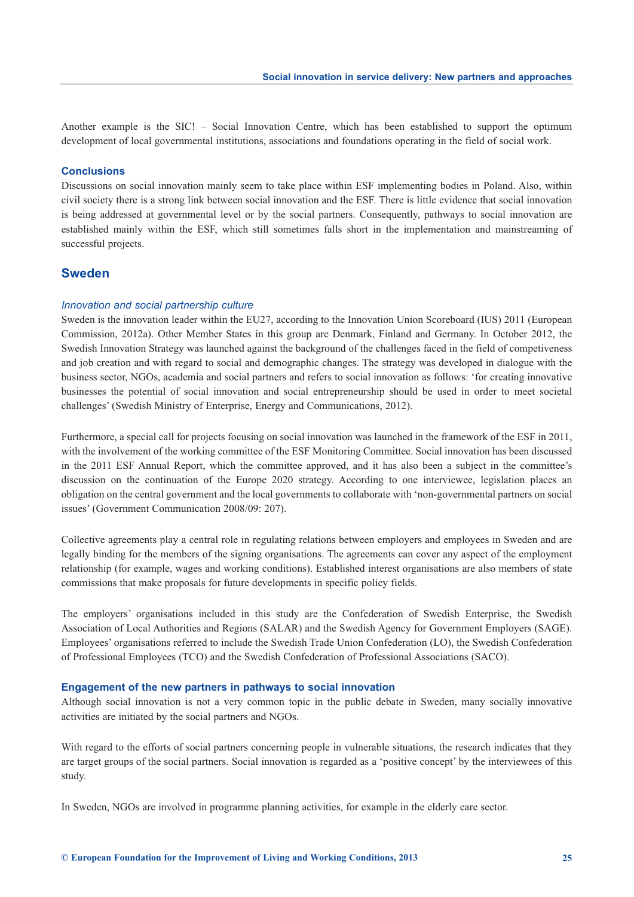Another example is the SIC! – Social Innovation Centre, which has been established to support the optimum development of local governmental institutions, associations and foundations operating in the field of social work.

### Conclusions

Discussions on social innovation mainly seem to take place within ESF implementing bodies in Poland. Also, within civil society there is a strong link between social innovation and the ESF. There is little evidence that social innovation is being addressed at governmental level or by the social partners. Consequently, pathways to social innovation are established mainly within the ESF, which still sometimes falls short in the implementation and mainstreaming of successful projects.

## Sweden

#### *Innovation and social partnership culture*

Sweden is the innovation leader within the EU27, according to the Innovation Union Scoreboard (IUS) 2011 (European Commission, 2012a). Other Member States in this group are Denmark, Finland and Germany. In October 2012, the Swedish Innovation Strategy was launched against the background of the challenges faced in the field of competiveness and job creation and with regard to social and demographic changes. The strategy was developed in dialogue with the business sector, NGOs, academia and social partners and refers to social innovation as follows: 'for creating innovative businesses the potential of social innovation and social entrepreneurship should be used in order to meet societal challenges' (Swedish Ministry of Enterprise, Energy and Communications, 2012).

Furthermore, a special call for projects focusing on social innovation was launched in the framework of the ESF in 2011, with the involvement of the working committee of the ESF Monitoring Committee. Social innovation has been discussed in the 2011 ESF Annual Report, which the committee approved, and it has also been a subject in the committee's discussion on the continuation of the Europe 2020 strategy. According to one interviewee, legislation places an obligation on the central government and the local governments to collaborate with 'non-governmental partners on social issues' (Government Communication 2008/09: 207).

Collective agreements play a central role in regulating relations between employers and employees in Sweden and are legally binding for the members of the signing organisations. The agreements can cover any aspect of the employment relationship (for example, wages and working conditions). Established interest organisations are also members of state commissions that make proposals for future developments in specific policy fields.

The employers' organisations included in this study are the Confederation of Swedish Enterprise, the Swedish Association of Local Authorities and Regions (SALAR) and the Swedish Agency for Government Employers (SAGE). Employees' organisations referred to include the Swedish Trade Union Confederation (LO), the Swedish Confederation of Professional Employees (TCO) and the Swedish Confederation of Professional Associations (SACO).

### Engagement of the new partners in pathways to social innovation

Although social innovation is not a very common topic in the public debate in Sweden, many socially innovative activities are initiated by the social partners and NGOs.

With regard to the efforts of social partners concerning people in vulnerable situations, the research indicates that they are target groups of the social partners. Social innovation is regarded as a 'positive concept' by the interviewees of this study.

In Sweden, NGOs are involved in programme planning activities, for example in the elderly care sector.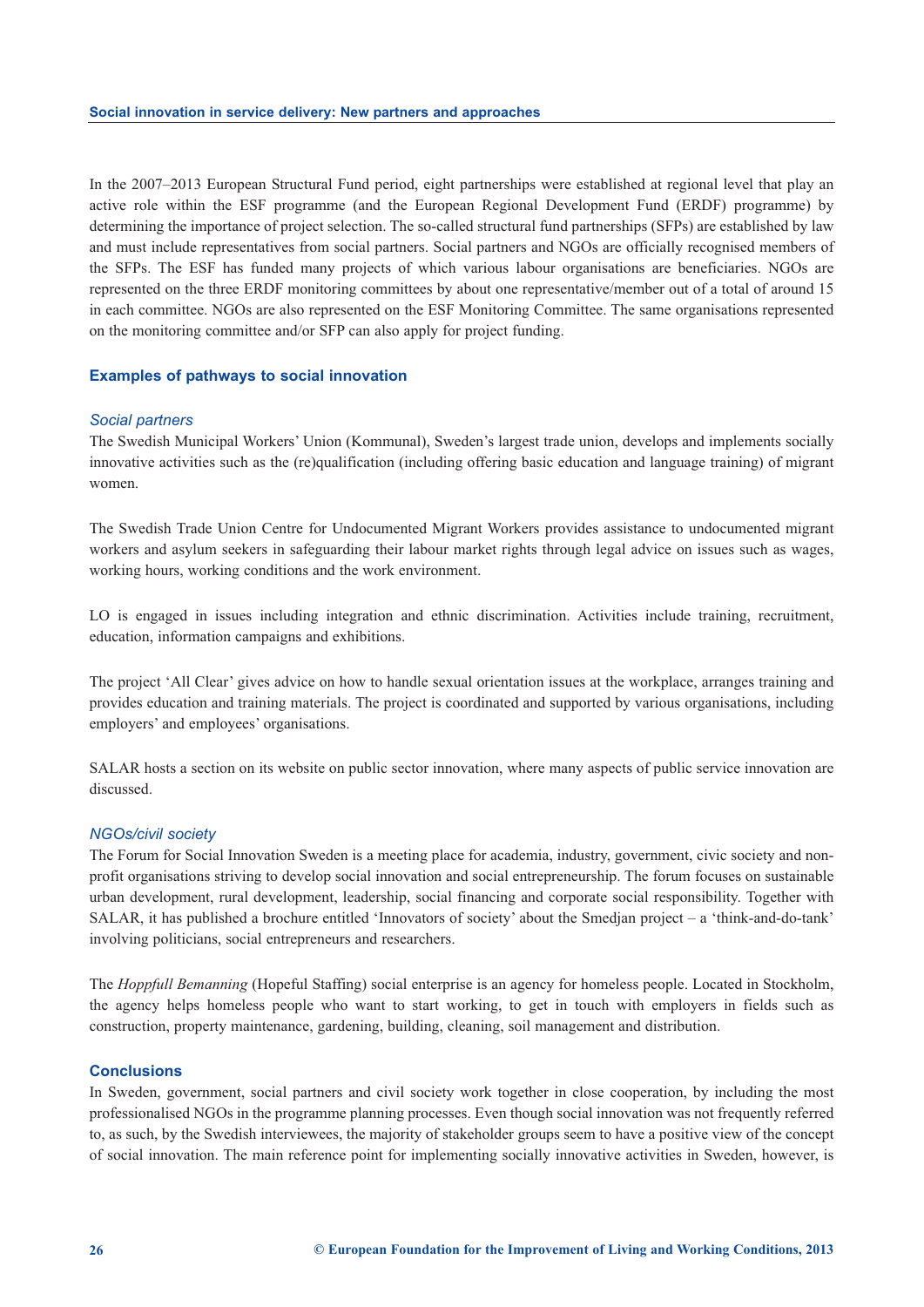In the 2007–2013 European Structural Fund period, eight partnerships were established at regional level that play an active role within the ESF programme (and the European Regional Development Fund (ERDF) programme) by determining the importance of project selection. The so-called structural fund partnerships (SFPs) are established by law and must include representatives from social partners. Social partners and NGOs are officially recognised members of the SFPs. The ESF has funded many projects of which various labour organisations are beneficiaries. NGOs are represented on the three ERDF monitoring committees by about one representative/member out of a total of around 15 in each committee. NGOs are also represented on the ESF Monitoring Committee. The same organisations represented on the monitoring committee and/or SFP can also apply for project funding.

## Examples of pathways to social innovation

### *Social partners*

The Swedish Municipal Workers' Union (Kommunal), Sweden's largest trade union, develops and implements socially innovative activities such as the (re)qualification (including offering basic education and language training) of migrant women.

The Swedish Trade Union Centre for Undocumented Migrant Workers provides assistance to undocumented migrant workers and asylum seekers in safeguarding their labour market rights through legal advice on issues such as wages, working hours, working conditions and the work environment.

LO is engaged in issues including integration and ethnic discrimination. Activities include training, recruitment, education, information campaigns and exhibitions.

The project 'All Clear' gives advice on how to handle sexual orientation issues at the workplace, arranges training and provides education and training materials. The project is coordinated and supported by various organisations, including employers' and employees' organisations.

SALAR hosts a section on its website on public sector innovation, where many aspects of public service innovation are discussed.

### *NGOs/civil society*

The Forum for Social Innovation Sweden is a meeting place for academia, industry, government, civic society and non-profit organisations striving to develop social innovation and social entrepreneurship. The forum focuses on sustainable urban development, rural development, leadership, social financing and corporate social responsibility. Together with SALAR, it has published a brochure entitled 'Innovators of society' about the Smedjan project – a 'think-and-do-tank' involving politicians, social entrepreneurs and researchers.

The *Hoppfull Bemanning* (Hopeful Staffing) social enterprise is an agency for homeless people. Located in Stockholm, the agency helps homeless people who want to start working, to get in touch with employers in fields such as construction, property maintenance, gardening, building, cleaning, soil management and distribution.

## Conclusions

In Sweden, government, social partners and civil society work together in close cooperation, by including the most professionalised NGOs in the programme planning processes. Even though social innovation was not frequently referred to, as such, by the Swedish interviewees, the majority of stakeholder groups seem to have a positive view of the concept of social innovation. The main reference point for implementing socially innovative activities in Sweden, however, is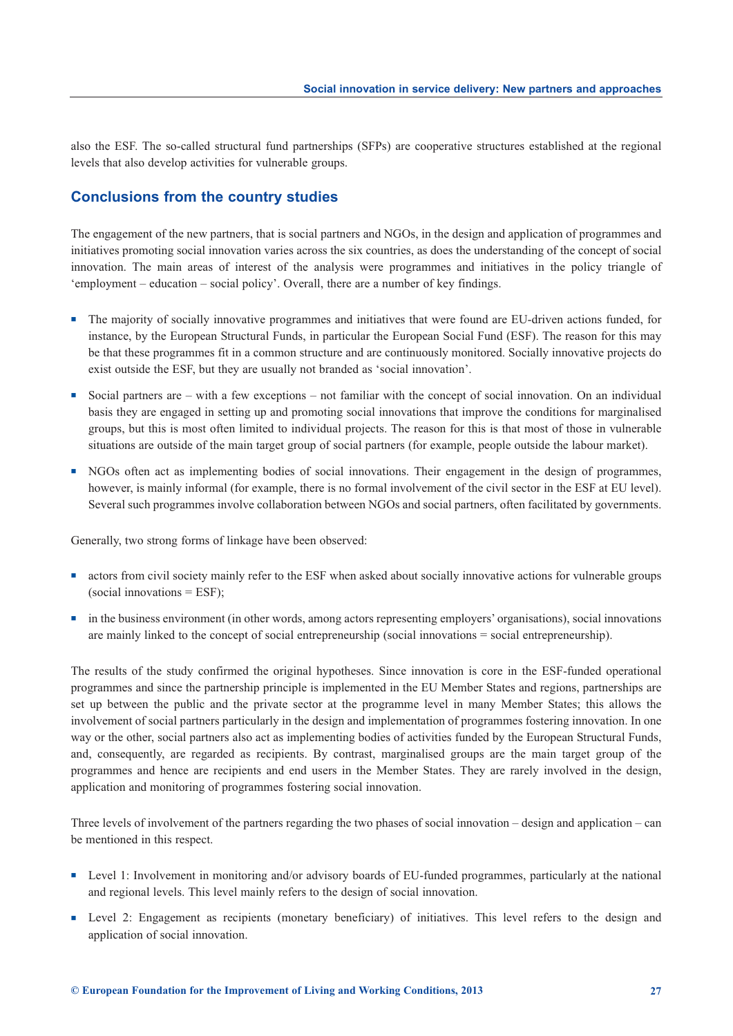also the ESF. The so-called structural fund partnerships (SFPs) are cooperative structures established at the regional levels that also develop activities for vulnerable groups.

## Conclusions from the country studies

The engagement of the new partners, that is social partners and NGOs, in the design and application of programmes and initiatives promoting social innovation varies across the six countries, as does the understanding of the concept of social innovation. The main areas of interest of the analysis were programmes and initiatives in the policy triangle of 'employment – education – social policy'. Overall, there are a number of key findings.

- The majority of socially innovative programmes and initiatives that were found are EU-driven actions funded, for instance, by the European Structural Funds, in particular the European Social Fund (ESF). The reason for this may be that these programmes fit in a common structure and are continuously monitored. Socially innovative projects do exist outside the ESF, but they are usually not branded as 'social innovation'.
- Social partners are – with a few exceptions – not familiar with the concept of social innovation. On an individual basis they are engaged in setting up and promoting social innovations that improve the conditions for marginalised groups, but this is most often limited to individual projects. The reason for this is that most of those in vulnerable situations are outside of the main target group of social partners (for example, people outside the labour market).
- NGOs often act as implementing bodies of social innovations. Their engagement in the design of programmes, however, is mainly informal (for example, there is no formal involvement of the civil sector in the ESF at EU level). Several such programmes involve collaboration between NGOs and social partners, often facilitated by governments.

Generally, two strong forms of linkage have been observed:

- actors from civil society mainly refer to the ESF when asked about socially innovative actions for vulnerable groups (social innovations = ESF);
- in the business environment (in other words, among actors representing employers' organisations), social innovations are mainly linked to the concept of social entrepreneurship (social innovations = social entrepreneurship).

The results of the study confirmed the original hypotheses. Since innovation is core in the ESF-funded operational programmes and since the partnership principle is implemented in the EU Member States and regions, partnerships are set up between the public and the private sector at the programme level in many Member States; this allows the involvement of social partners particularly in the design and implementation of programmes fostering innovation. In one way or the other, social partners also act as implementing bodies of activities funded by the European Structural Funds, and, consequently, are regarded as recipients. By contrast, marginalised groups are the main target group of the programmes and hence are recipients and end users in the Member States. They are rarely involved in the design, application and monitoring of programmes fostering social innovation.

Three levels of involvement of the partners regarding the two phases of social innovation – design and application – can be mentioned in this respect.

- Level 1: Involvement in monitoring and/or advisory boards of EU-funded programmes, particularly at the national and regional levels. This level mainly refers to the design of social innovation.
- Level 2: Engagement as recipients (monetary beneficiary) of initiatives. This level refers to the design and application of social innovation.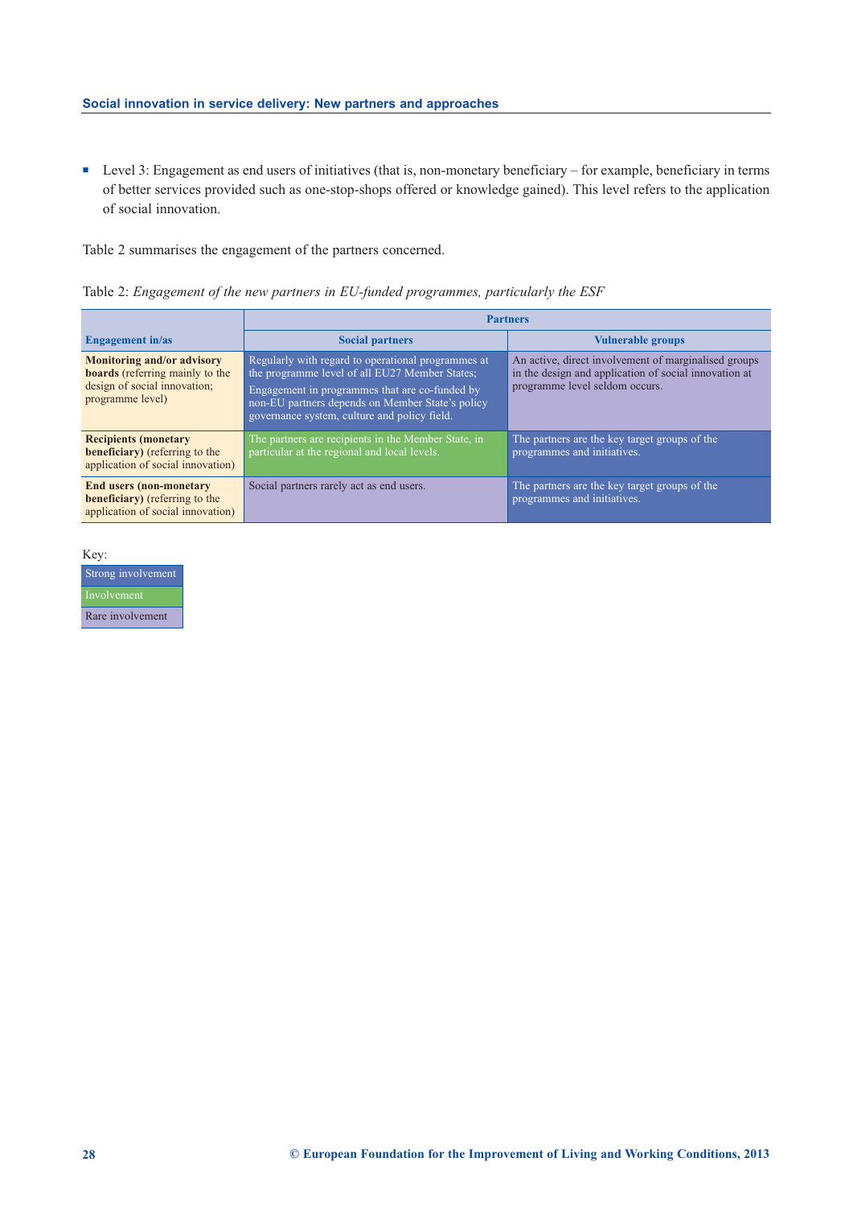- Level 3: Engagement as end users of initiatives (that is, non-monetary beneficiary – for example, beneficiary in terms of better services provided such as one-stop-shops offered or knowledge gained). This level refers to the application of social innovation.

Table 2 summarises the engagement of the partners concerned.

Table 2: *Engagement of the new partners in EU-funded programmes, particularly the ESF*

| Engagement in/as | Partners | |
|---|---|---|
| | **Social partners** | **Vulnerable groups** |
| **Monitoring and/or advisory boards** (referring mainly to the design of social innovation; programme level) | Regularly with regard to operational programmes at the programme level of all EU27 Member States; Engagement in programmes that are co-funded by non-EU partners depends on Member State's policy governance system, culture and policy field. | An active, direct involvement of marginalised groups in the design and application of social innovation at programme level seldom occurs. |
| **Recipients (monetary beneficiary)** (referring to the application of social innovation) | The partners are recipients in the Member State, in particular at the regional and local levels. | The partners are the key target groups of the programmes and initiatives. |
| **End users (non-monetary beneficiary)** (referring to the application of social innovation) | Social partners rarely act as end users. | The partners are the key target groups of the programmes and initiatives. |

Key:

| |
|---|
| Strong involvement |
| Involvement |
| Rare involvement |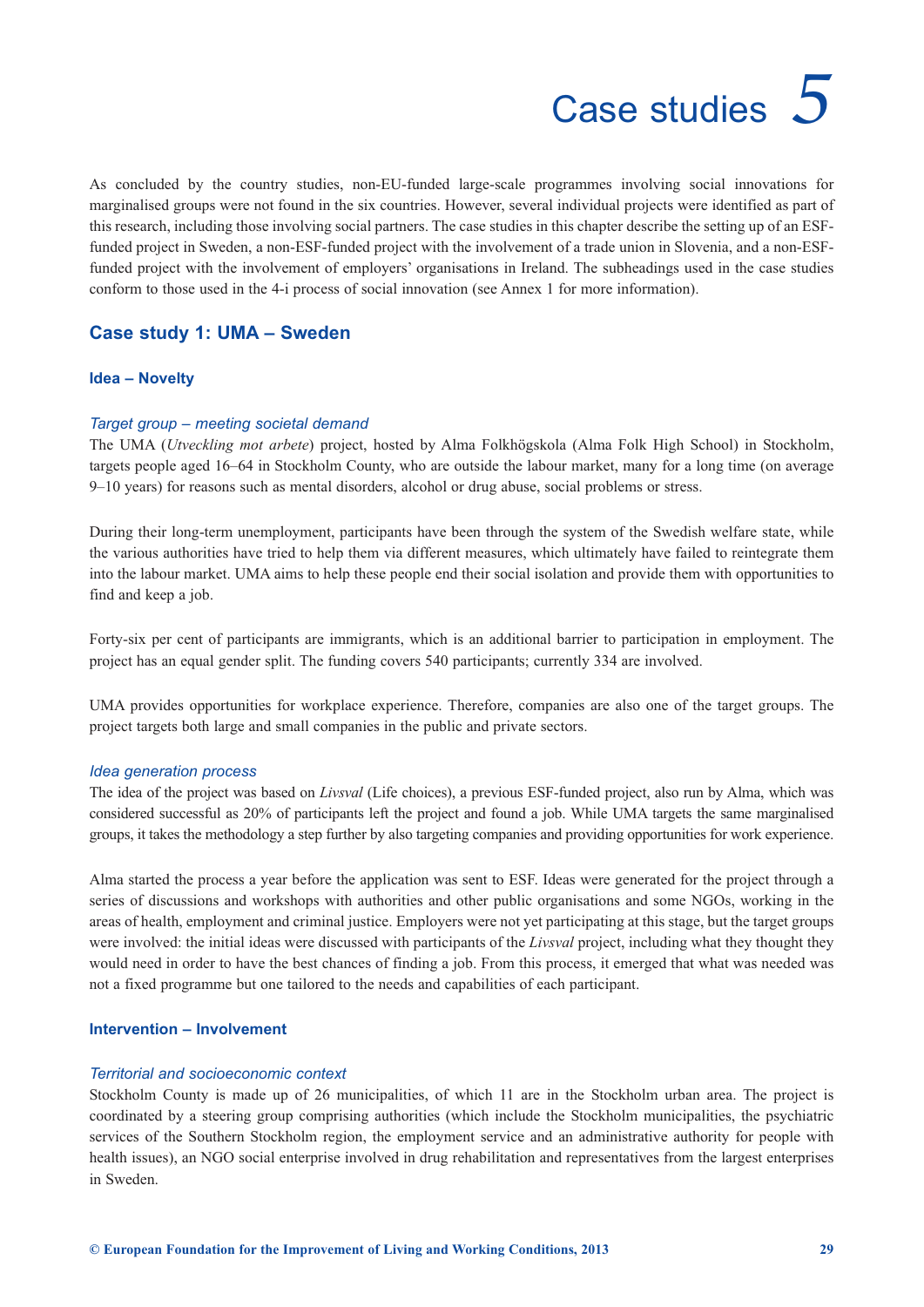# Case studies 5

As concluded by the country studies, non-EU-funded large-scale programmes involving social innovations for marginalised groups were not found in the six countries. However, several individual projects were identified as part of this research, including those involving social partners. The case studies in this chapter describe the setting up of an ESF-funded project in Sweden, a non-ESF-funded project with the involvement of a trade union in Slovenia, and a non-ESF-funded project with the involvement of employers' organisations in Ireland. The subheadings used in the case studies conform to those used in the 4-i process of social innovation (see Annex 1 for more information).

## Case study 1: UMA – Sweden

### Idea – Novelty

#### *Target group – meeting societal demand*

The UMA (*Utveckling mot arbete*) project, hosted by Alma Folkhögskola (Alma Folk High School) in Stockholm, targets people aged 16–64 in Stockholm County, who are outside the labour market, many for a long time (on average 9–10 years) for reasons such as mental disorders, alcohol or drug abuse, social problems or stress.

During their long-term unemployment, participants have been through the system of the Swedish welfare state, while the various authorities have tried to help them via different measures, which ultimately have failed to reintegrate them into the labour market. UMA aims to help these people end their social isolation and provide them with opportunities to find and keep a job.

Forty-six per cent of participants are immigrants, which is an additional barrier to participation in employment. The project has an equal gender split. The funding covers 540 participants; currently 334 are involved.

UMA provides opportunities for workplace experience. Therefore, companies are also one of the target groups. The project targets both large and small companies in the public and private sectors.

#### *Idea generation process*

The idea of the project was based on *Livsval* (Life choices), a previous ESF-funded project, also run by Alma, which was considered successful as 20% of participants left the project and found a job. While UMA targets the same marginalised groups, it takes the methodology a step further by also targeting companies and providing opportunities for work experience.

Alma started the process a year before the application was sent to ESF. Ideas were generated for the project through a series of discussions and workshops with authorities and other public organisations and some NGOs, working in the areas of health, employment and criminal justice. Employers were not yet participating at this stage, but the target groups were involved: the initial ideas were discussed with participants of the *Livsval* project, including what they thought they would need in order to have the best chances of finding a job. From this process, it emerged that what was needed was not a fixed programme but one tailored to the needs and capabilities of each participant.

### Intervention – Involvement

#### *Territorial and socioeconomic context*

Stockholm County is made up of 26 municipalities, of which 11 are in the Stockholm urban area. The project is coordinated by a steering group comprising authorities (which include the Stockholm municipalities, the psychiatric services of the Southern Stockholm region, the employment service and an administrative authority for people with health issues), an NGO social enterprise involved in drug rehabilitation and representatives from the largest enterprises in Sweden.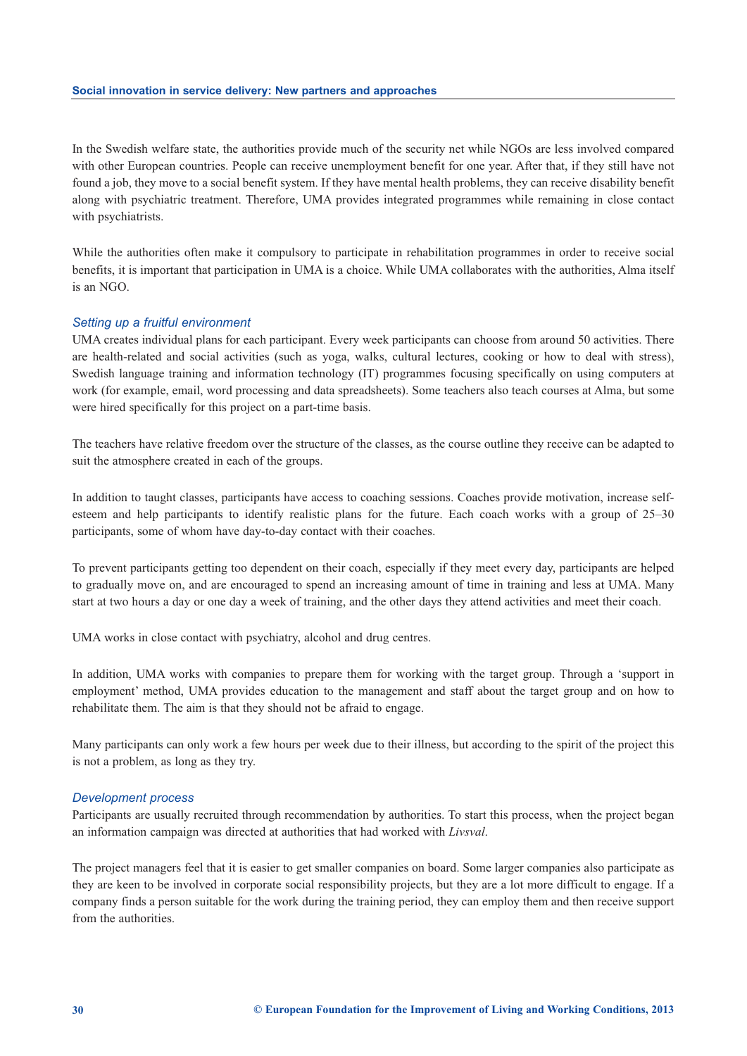In the Swedish welfare state, the authorities provide much of the security net while NGOs are less involved compared with other European countries. People can receive unemployment benefit for one year. After that, if they still have not found a job, they move to a social benefit system. If they have mental health problems, they can receive disability benefit along with psychiatric treatment. Therefore, UMA provides integrated programmes while remaining in close contact with psychiatrists.

While the authorities often make it compulsory to participate in rehabilitation programmes in order to receive social benefits, it is important that participation in UMA is a choice. While UMA collaborates with the authorities, Alma itself is an NGO.

*Setting up a fruitful environment*

UMA creates individual plans for each participant. Every week participants can choose from around 50 activities. There are health-related and social activities (such as yoga, walks, cultural lectures, cooking or how to deal with stress), Swedish language training and information technology (IT) programmes focusing specifically on using computers at work (for example, email, word processing and data spreadsheets). Some teachers also teach courses at Alma, but some were hired specifically for this project on a part-time basis.

The teachers have relative freedom over the structure of the classes, as the course outline they receive can be adapted to suit the atmosphere created in each of the groups.

In addition to taught classes, participants have access to coaching sessions. Coaches provide motivation, increase self-esteem and help participants to identify realistic plans for the future. Each coach works with a group of 25–30 participants, some of whom have day-to-day contact with their coaches.

To prevent participants getting too dependent on their coach, especially if they meet every day, participants are helped to gradually move on, and are encouraged to spend an increasing amount of time in training and less at UMA. Many start at two hours a day or one day a week of training, and the other days they attend activities and meet their coach.

UMA works in close contact with psychiatry, alcohol and drug centres.

In addition, UMA works with companies to prepare them for working with the target group. Through a 'support in employment' method, UMA provides education to the management and staff about the target group and on how to rehabilitate them. The aim is that they should not be afraid to engage.

Many participants can only work a few hours per week due to their illness, but according to the spirit of the project this is not a problem, as long as they try.

*Development process*

Participants are usually recruited through recommendation by authorities. To start this process, when the project began an information campaign was directed at authorities that had worked with *Livsval*.

The project managers feel that it is easier to get smaller companies on board. Some larger companies also participate as they are keen to be involved in corporate social responsibility projects, but they are a lot more difficult to engage. If a company finds a person suitable for the work during the training period, they can employ them and then receive support from the authorities.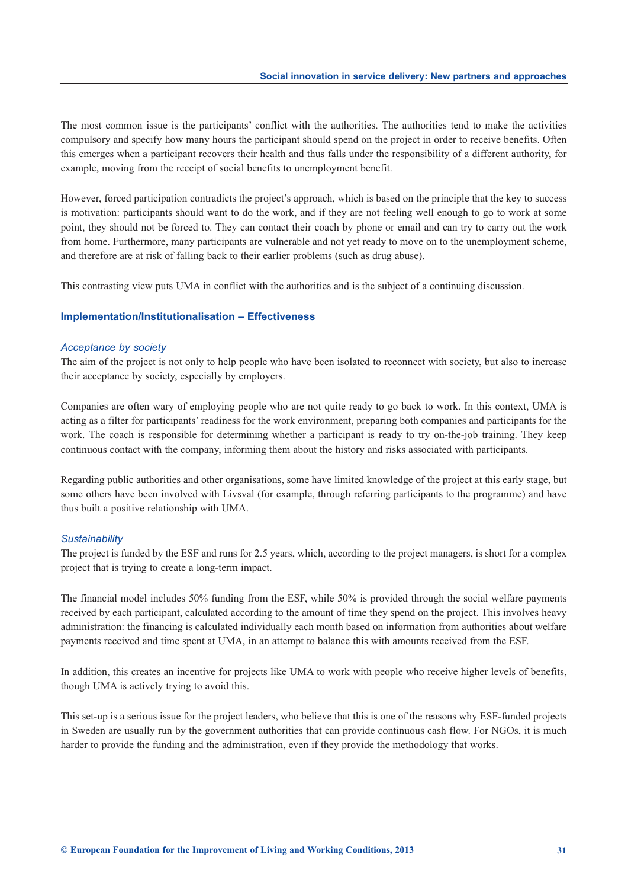The most common issue is the participants' conflict with the authorities. The authorities tend to make the activities compulsory and specify how many hours the participant should spend on the project in order to receive benefits. Often this emerges when a participant recovers their health and thus falls under the responsibility of a different authority, for example, moving from the receipt of social benefits to unemployment benefit.

However, forced participation contradicts the project's approach, which is based on the principle that the key to success is motivation: participants should want to do the work, and if they are not feeling well enough to go to work at some point, they should not be forced to. They can contact their coach by phone or email and can try to carry out the work from home. Furthermore, many participants are vulnerable and not yet ready to move on to the unemployment scheme, and therefore are at risk of falling back to their earlier problems (such as drug abuse).

This contrasting view puts UMA in conflict with the authorities and is the subject of a continuing discussion.

### Implementation/Institutionalisation – Effectiveness

*Acceptance by society*

The aim of the project is not only to help people who have been isolated to reconnect with society, but also to increase their acceptance by society, especially by employers.

Companies are often wary of employing people who are not quite ready to go back to work. In this context, UMA is acting as a filter for participants' readiness for the work environment, preparing both companies and participants for the work. The coach is responsible for determining whether a participant is ready to try on-the-job training. They keep continuous contact with the company, informing them about the history and risks associated with participants.

Regarding public authorities and other organisations, some have limited knowledge of the project at this early stage, but some others have been involved with Livsval (for example, through referring participants to the programme) and have thus built a positive relationship with UMA.

*Sustainability*

The project is funded by the ESF and runs for 2.5 years, which, according to the project managers, is short for a complex project that is trying to create a long-term impact.

The financial model includes 50% funding from the ESF, while 50% is provided through the social welfare payments received by each participant, calculated according to the amount of time they spend on the project. This involves heavy administration: the financing is calculated individually each month based on information from authorities about welfare payments received and time spent at UMA, in an attempt to balance this with amounts received from the ESF.

In addition, this creates an incentive for projects like UMA to work with people who receive higher levels of benefits, though UMA is actively trying to avoid this.

This set-up is a serious issue for the project leaders, who believe that this is one of the reasons why ESF-funded projects in Sweden are usually run by the government authorities that can provide continuous cash flow. For NGOs, it is much harder to provide the funding and the administration, even if they provide the methodology that works.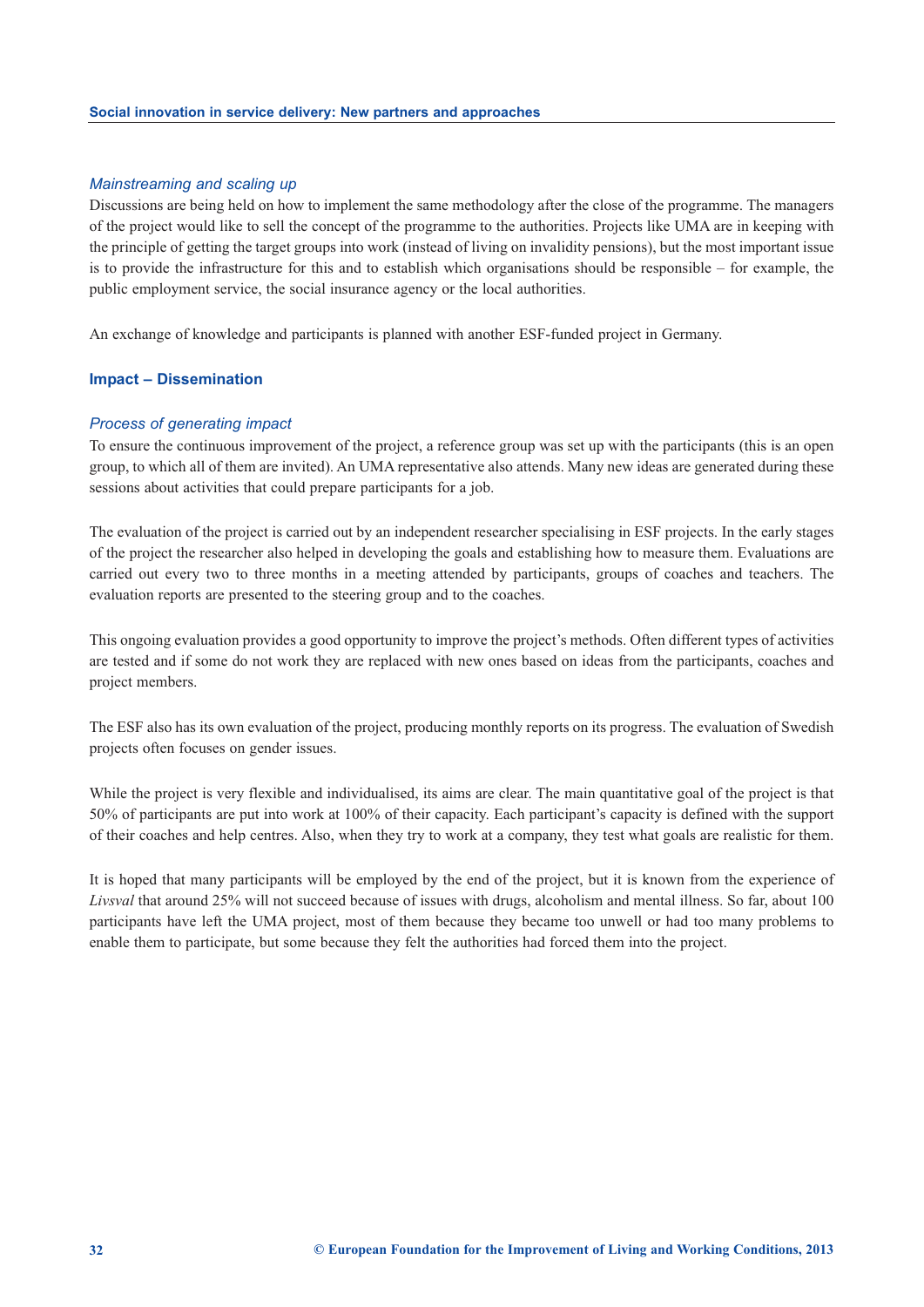*Mainstreaming and scaling up*

Discussions are being held on how to implement the same methodology after the close of the programme. The managers of the project would like to sell the concept of the programme to the authorities. Projects like UMA are in keeping with the principle of getting the target groups into work (instead of living on invalidity pensions), but the most important issue is to provide the infrastructure for this and to establish which organisations should be responsible – for example, the public employment service, the social insurance agency or the local authorities.

An exchange of knowledge and participants is planned with another ESF-funded project in Germany.

## Impact – Dissemination

*Process of generating impact*

To ensure the continuous improvement of the project, a reference group was set up with the participants (this is an open group, to which all of them are invited). An UMA representative also attends. Many new ideas are generated during these sessions about activities that could prepare participants for a job.

The evaluation of the project is carried out by an independent researcher specialising in ESF projects. In the early stages of the project the researcher also helped in developing the goals and establishing how to measure them. Evaluations are carried out every two to three months in a meeting attended by participants, groups of coaches and teachers. The evaluation reports are presented to the steering group and to the coaches.

This ongoing evaluation provides a good opportunity to improve the project's methods. Often different types of activities are tested and if some do not work they are replaced with new ones based on ideas from the participants, coaches and project members.

The ESF also has its own evaluation of the project, producing monthly reports on its progress. The evaluation of Swedish projects often focuses on gender issues.

While the project is very flexible and individualised, its aims are clear. The main quantitative goal of the project is that 50% of participants are put into work at 100% of their capacity. Each participant's capacity is defined with the support of their coaches and help centres. Also, when they try to work at a company, they test what goals are realistic for them.

It is hoped that many participants will be employed by the end of the project, but it is known from the experience of *Livsval* that around 25% will not succeed because of issues with drugs, alcoholism and mental illness. So far, about 100 participants have left the UMA project, most of them because they became too unwell or had too many problems to enable them to participate, but some because they felt the authorities had forced them into the project.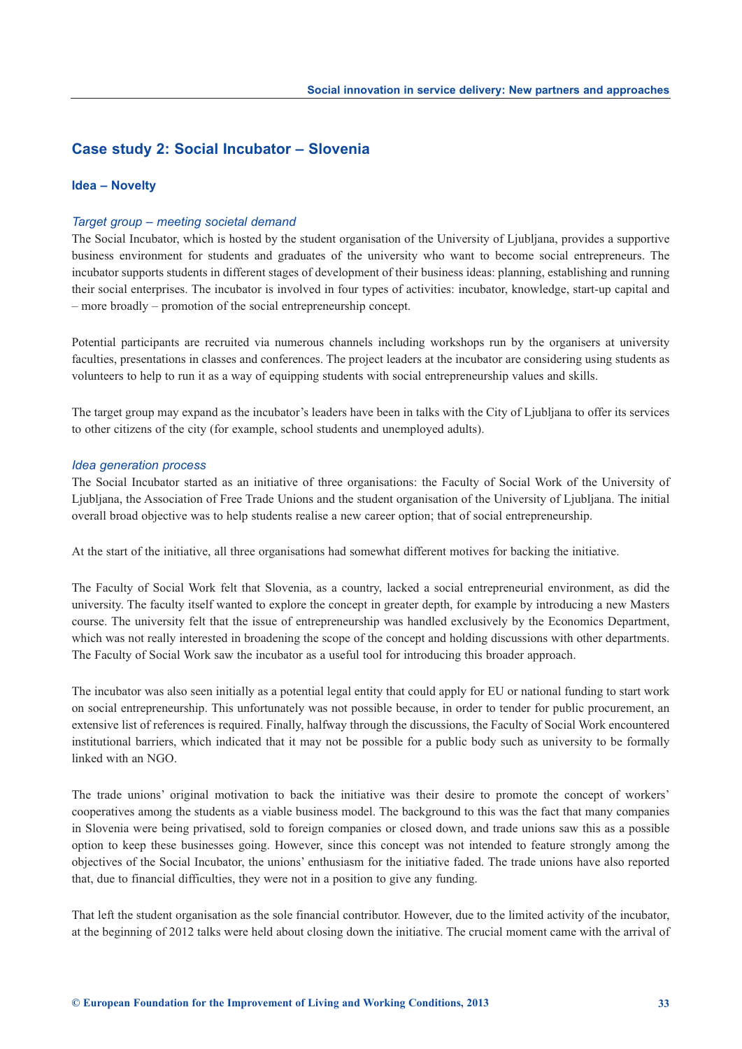## Case study 2: Social Incubator – Slovenia

### Idea – Novelty

*Target group – meeting societal demand*

The Social Incubator, which is hosted by the student organisation of the University of Ljubljana, provides a supportive business environment for students and graduates of the university who want to become social entrepreneurs. The incubator supports students in different stages of development of their business ideas: planning, establishing and running their social enterprises. The incubator is involved in four types of activities: incubator, knowledge, start-up capital and – more broadly – promotion of the social entrepreneurship concept.

Potential participants are recruited via numerous channels including workshops run by the organisers at university faculties, presentations in classes and conferences. The project leaders at the incubator are considering using students as volunteers to help to run it as a way of equipping students with social entrepreneurship values and skills.

The target group may expand as the incubator's leaders have been in talks with the City of Ljubljana to offer its services to other citizens of the city (for example, school students and unemployed adults).

*Idea generation process*

The Social Incubator started as an initiative of three organisations: the Faculty of Social Work of the University of Ljubljana, the Association of Free Trade Unions and the student organisation of the University of Ljubljana. The initial overall broad objective was to help students realise a new career option; that of social entrepreneurship.

At the start of the initiative, all three organisations had somewhat different motives for backing the initiative.

The Faculty of Social Work felt that Slovenia, as a country, lacked a social entrepreneurial environment, as did the university. The faculty itself wanted to explore the concept in greater depth, for example by introducing a new Masters course. The university felt that the issue of entrepreneurship was handled exclusively by the Economics Department, which was not really interested in broadening the scope of the concept and holding discussions with other departments. The Faculty of Social Work saw the incubator as a useful tool for introducing this broader approach.

The incubator was also seen initially as a potential legal entity that could apply for EU or national funding to start work on social entrepreneurship. This unfortunately was not possible because, in order to tender for public procurement, an extensive list of references is required. Finally, halfway through the discussions, the Faculty of Social Work encountered institutional barriers, which indicated that it may not be possible for a public body such as university to be formally linked with an NGO.

The trade unions' original motivation to back the initiative was their desire to promote the concept of workers' cooperatives among the students as a viable business model. The background to this was the fact that many companies in Slovenia were being privatised, sold to foreign companies or closed down, and trade unions saw this as a possible option to keep these businesses going. However, since this concept was not intended to feature strongly among the objectives of the Social Incubator, the unions' enthusiasm for the initiative faded. The trade unions have also reported that, due to financial difficulties, they were not in a position to give any funding.

That left the student organisation as the sole financial contributor. However, due to the limited activity of the incubator, at the beginning of 2012 talks were held about closing down the initiative. The crucial moment came with the arrival of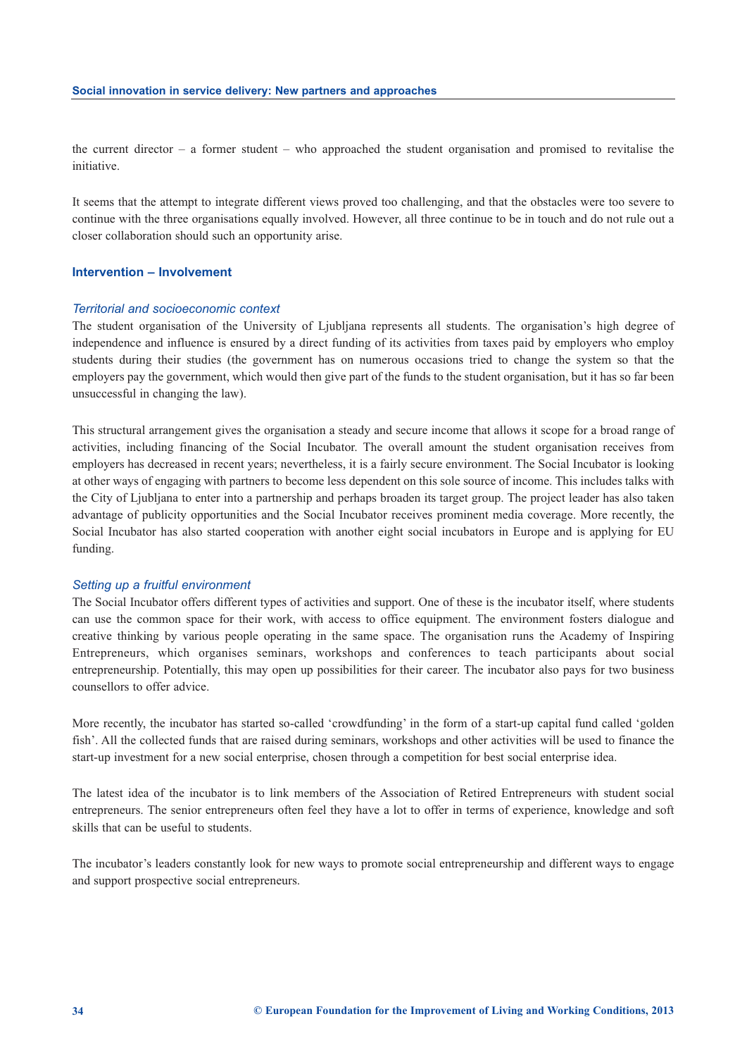the current director – a former student – who approached the student organisation and promised to revitalise the initiative.

It seems that the attempt to integrate different views proved too challenging, and that the obstacles were too severe to continue with the three organisations equally involved. However, all three continue to be in touch and do not rule out a closer collaboration should such an opportunity arise.

## Intervention – Involvement

### *Territorial and socioeconomic context*

The student organisation of the University of Ljubljana represents all students. The organisation's high degree of independence and influence is ensured by a direct funding of its activities from taxes paid by employers who employ students during their studies (the government has on numerous occasions tried to change the system so that the employers pay the government, which would then give part of the funds to the student organisation, but it has so far been unsuccessful in changing the law).

This structural arrangement gives the organisation a steady and secure income that allows it scope for a broad range of activities, including financing of the Social Incubator. The overall amount the student organisation receives from employers has decreased in recent years; nevertheless, it is a fairly secure environment. The Social Incubator is looking at other ways of engaging with partners to become less dependent on this sole source of income. This includes talks with the City of Ljubljana to enter into a partnership and perhaps broaden its target group. The project leader has also taken advantage of publicity opportunities and the Social Incubator receives prominent media coverage. More recently, the Social Incubator has also started cooperation with another eight social incubators in Europe and is applying for EU funding.

### *Setting up a fruitful environment*

The Social Incubator offers different types of activities and support. One of these is the incubator itself, where students can use the common space for their work, with access to office equipment. The environment fosters dialogue and creative thinking by various people operating in the same space. The organisation runs the Academy of Inspiring Entrepreneurs, which organises seminars, workshops and conferences to teach participants about social entrepreneurship. Potentially, this may open up possibilities for their career. The incubator also pays for two business counsellors to offer advice.

More recently, the incubator has started so-called 'crowdfunding' in the form of a start-up capital fund called 'golden fish'. All the collected funds that are raised during seminars, workshops and other activities will be used to finance the start-up investment for a new social enterprise, chosen through a competition for best social enterprise idea.

The latest idea of the incubator is to link members of the Association of Retired Entrepreneurs with student social entrepreneurs. The senior entrepreneurs often feel they have a lot to offer in terms of experience, knowledge and soft skills that can be useful to students.

The incubator's leaders constantly look for new ways to promote social entrepreneurship and different ways to engage and support prospective social entrepreneurs.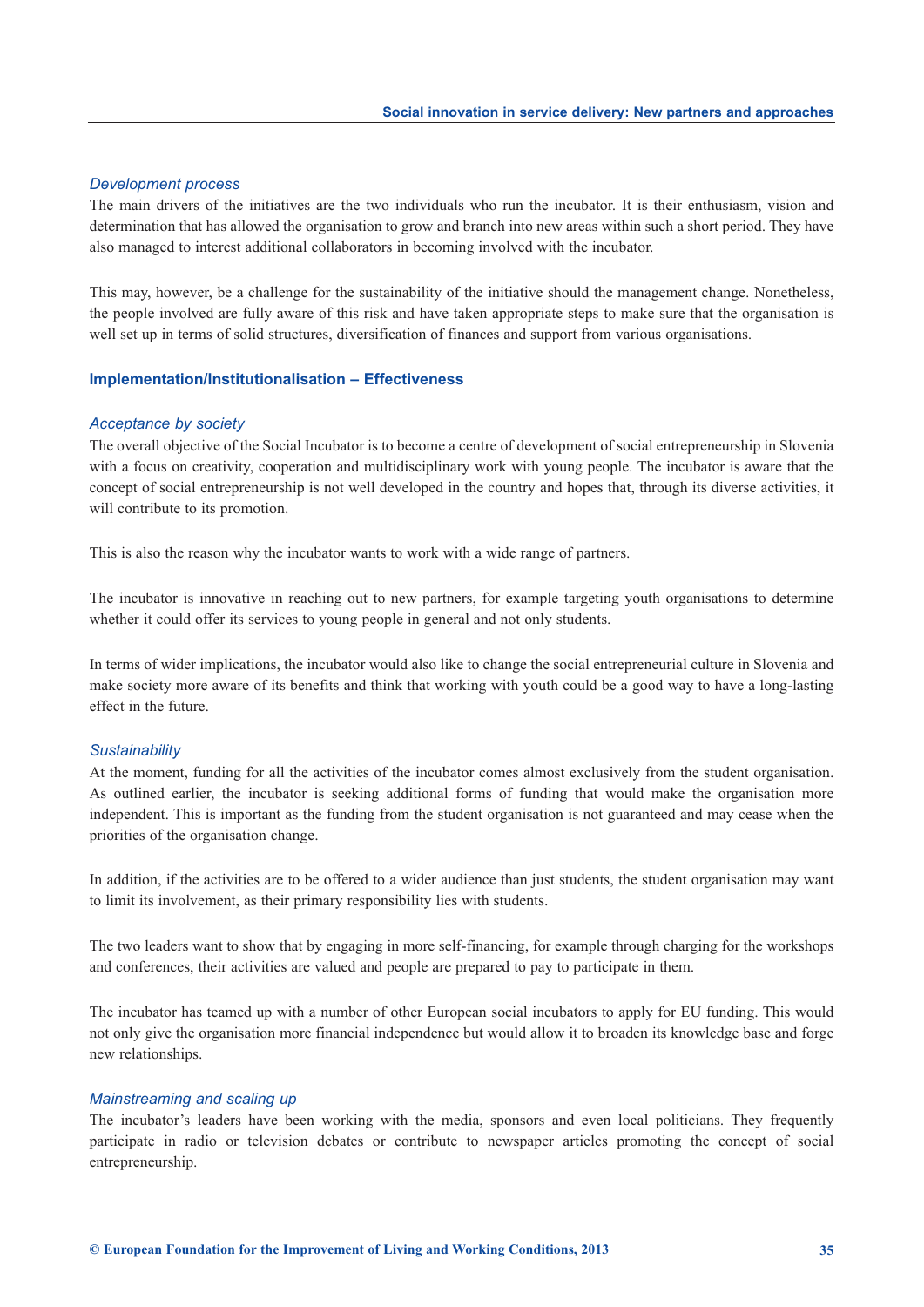*Development process*

The main drivers of the initiatives are the two individuals who run the incubator. It is their enthusiasm, vision and determination that has allowed the organisation to grow and branch into new areas within such a short period. They have also managed to interest additional collaborators in becoming involved with the incubator.

This may, however, be a challenge for the sustainability of the initiative should the management change. Nonetheless, the people involved are fully aware of this risk and have taken appropriate steps to make sure that the organisation is well set up in terms of solid structures, diversification of finances and support from various organisations.

### Implementation/Institutionalisation – Effectiveness

*Acceptance by society*

The overall objective of the Social Incubator is to become a centre of development of social entrepreneurship in Slovenia with a focus on creativity, cooperation and multidisciplinary work with young people. The incubator is aware that the concept of social entrepreneurship is not well developed in the country and hopes that, through its diverse activities, it will contribute to its promotion.

This is also the reason why the incubator wants to work with a wide range of partners.

The incubator is innovative in reaching out to new partners, for example targeting youth organisations to determine whether it could offer its services to young people in general and not only students.

In terms of wider implications, the incubator would also like to change the social entrepreneurial culture in Slovenia and make society more aware of its benefits and think that working with youth could be a good way to have a long-lasting effect in the future.

*Sustainability*

At the moment, funding for all the activities of the incubator comes almost exclusively from the student organisation. As outlined earlier, the incubator is seeking additional forms of funding that would make the organisation more independent. This is important as the funding from the student organisation is not guaranteed and may cease when the priorities of the organisation change.

In addition, if the activities are to be offered to a wider audience than just students, the student organisation may want to limit its involvement, as their primary responsibility lies with students.

The two leaders want to show that by engaging in more self-financing, for example through charging for the workshops and conferences, their activities are valued and people are prepared to pay to participate in them.

The incubator has teamed up with a number of other European social incubators to apply for EU funding. This would not only give the organisation more financial independence but would allow it to broaden its knowledge base and forge new relationships.

*Mainstreaming and scaling up*

The incubator's leaders have been working with the media, sponsors and even local politicians. They frequently participate in radio or television debates or contribute to newspaper articles promoting the concept of social entrepreneurship.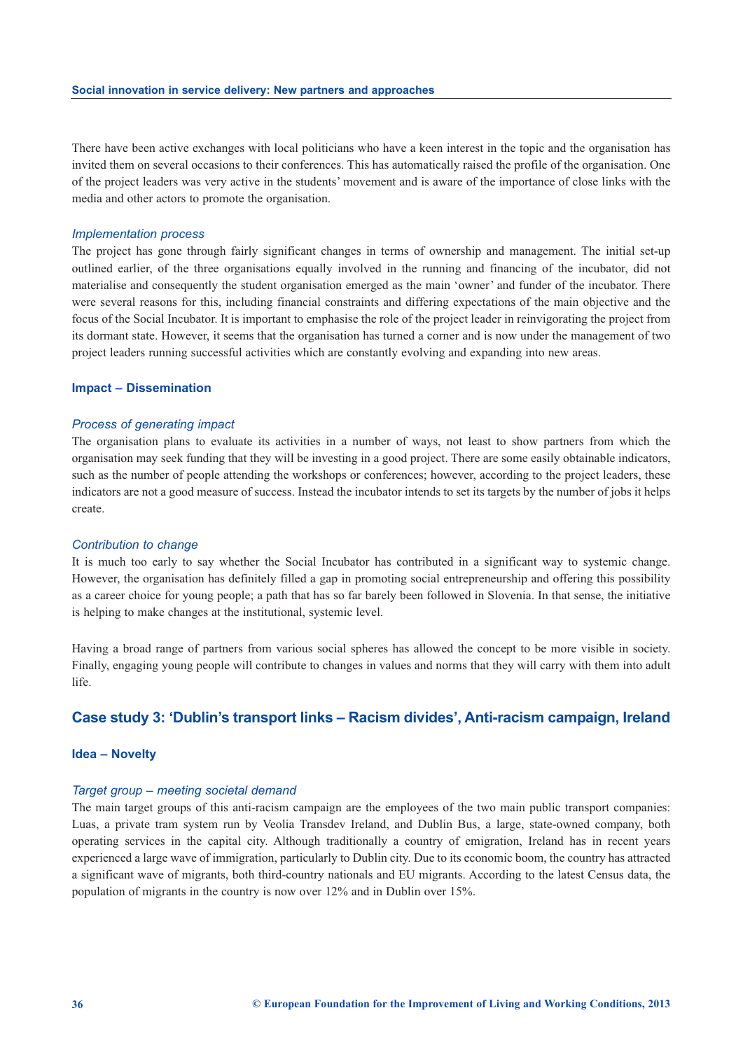There have been active exchanges with local politicians who have a keen interest in the topic and the organisation has invited them on several occasions to their conferences. This has automatically raised the profile of the organisation. One of the project leaders was very active in the students' movement and is aware of the importance of close links with the media and other actors to promote the organisation.

*Implementation process*

The project has gone through fairly significant changes in terms of ownership and management. The initial set-up outlined earlier, of the three organisations equally involved in the running and financing of the incubator, did not materialise and consequently the student organisation emerged as the main 'owner' and funder of the incubator. There were several reasons for this, including financial constraints and differing expectations of the main objective and the focus of the Social Incubator. It is important to emphasise the role of the project leader in reinvigorating the project from its dormant state. However, it seems that the organisation has turned a corner and is now under the management of two project leaders running successful activities which are constantly evolving and expanding into new areas.

### Impact – Dissemination

*Process of generating impact*

The organisation plans to evaluate its activities in a number of ways, not least to show partners from which the organisation may seek funding that they will be investing in a good project. There are some easily obtainable indicators, such as the number of people attending the workshops or conferences; however, according to the project leaders, these indicators are not a good measure of success. Instead the incubator intends to set its targets by the number of jobs it helps create.

*Contribution to change*

It is much too early to say whether the Social Incubator has contributed in a significant way to systemic change. However, the organisation has definitely filled a gap in promoting social entrepreneurship and offering this possibility as a career choice for young people; a path that has so far barely been followed in Slovenia. In that sense, the initiative is helping to make changes at the institutional, systemic level.

Having a broad range of partners from various social spheres has allowed the concept to be more visible in society. Finally, engaging young people will contribute to changes in values and norms that they will carry with them into adult life.

## Case study 3: 'Dublin's transport links – Racism divides', Anti-racism campaign, Ireland

### Idea – Novelty

*Target group – meeting societal demand*

The main target groups of this anti-racism campaign are the employees of the two main public transport companies: Luas, a private tram system run by Veolia Transdev Ireland, and Dublin Bus, a large, state-owned company, both operating services in the capital city. Although traditionally a country of emigration, Ireland has in recent years experienced a large wave of immigration, particularly to Dublin city. Due to its economic boom, the country has attracted a significant wave of migrants, both third-country nationals and EU migrants. According to the latest Census data, the population of migrants in the country is now over 12% and in Dublin over 15%.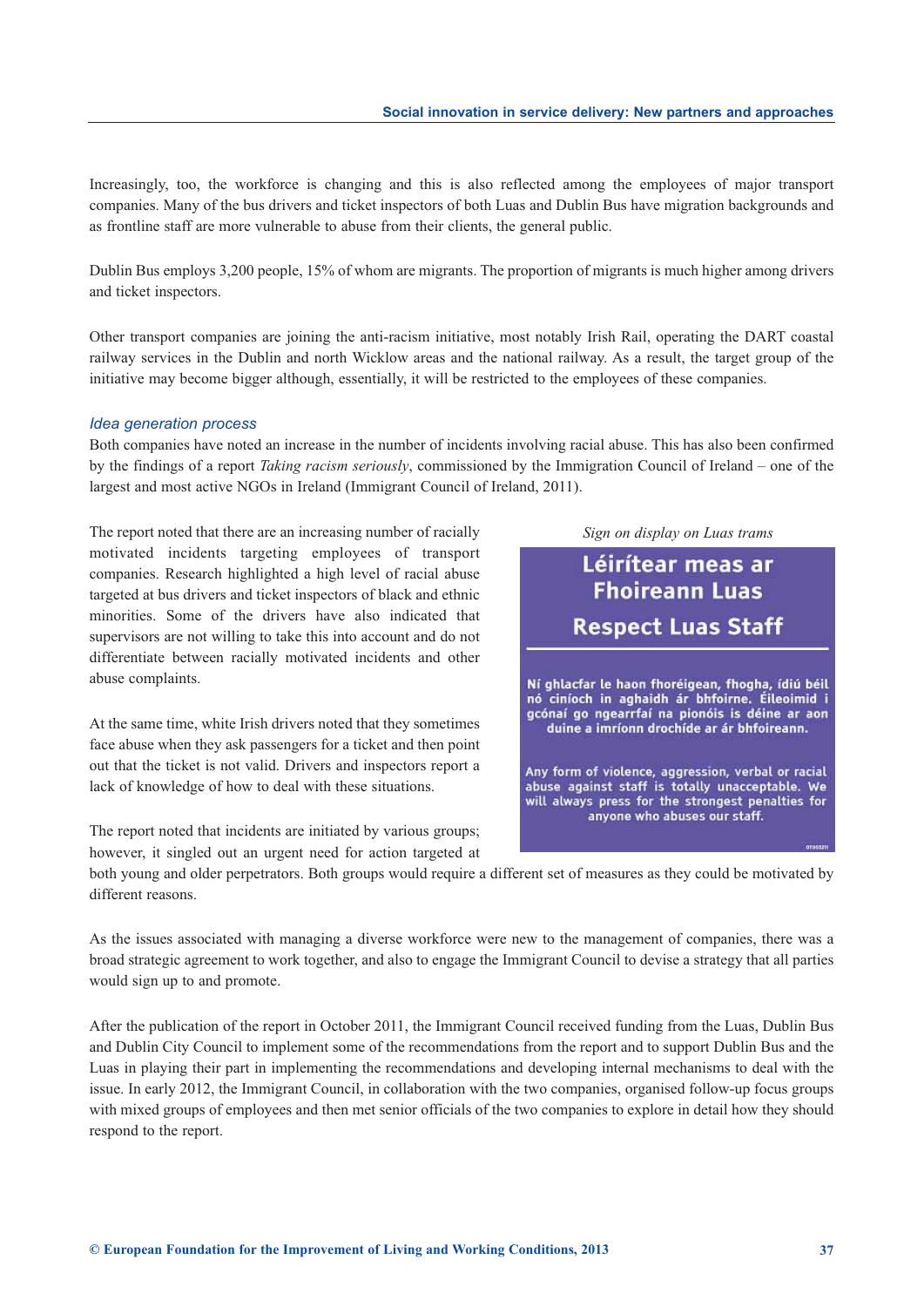Increasingly, too, the workforce is changing and this is also reflected among the employees of major transport companies. Many of the bus drivers and ticket inspectors of both Luas and Dublin Bus have migration backgrounds and as frontline staff are more vulnerable to abuse from their clients, the general public.

Dublin Bus employs 3,200 people, 15% of whom are migrants. The proportion of migrants is much higher among drivers and ticket inspectors.

Other transport companies are joining the anti-racism initiative, most notably Irish Rail, operating the DART coastal railway services in the Dublin and north Wicklow areas and the national railway. As a result, the target group of the initiative may become bigger although, essentially, it will be restricted to the employees of these companies.

### *Idea generation process*

Both companies have noted an increase in the number of incidents involving racial abuse. This has also been confirmed by the findings of a report *Taking racism seriously*, commissioned by the Immigration Council of Ireland – one of the largest and most active NGOs in Ireland (Immigrant Council of Ireland, 2011).

The report noted that there are an increasing number of racially motivated incidents targeting employees of transport companies. Research highlighted a high level of racial abuse targeted at bus drivers and ticket inspectors of black and ethnic minorities. Some of the drivers have also indicated that supervisors are not willing to take this into account and do not differentiate between racially motivated incidents and other abuse complaints.

*Sign on display on Luas trams*

> **Léirítear meas ar Fhoireann Luas**
>
> **Respect Luas Staff**
>
> Ní ghlacfar le haon fhoréigean, fhogha, ídiú béil nó ciníoch in aghaidh ár bhfoirne. Éileoimid i gcónaí go ngearrfaí na pionóis is déine ar aon duine a imríonn drochíde ar ár bhfoireann.
>
> Any form of violence, aggression, verbal or racial abuse against staff is totally unacceptable. We will always press for the strongest penalties for anyone who abuses our staff.

At the same time, white Irish drivers noted that they sometimes face abuse when they ask passengers for a ticket and then point out that the ticket is not valid. Drivers and inspectors report a lack of knowledge of how to deal with these situations.

The report noted that incidents are initiated by various groups; however, it singled out an urgent need for action targeted at both young and older perpetrators. Both groups would require a different set of measures as they could be motivated by different reasons.

As the issues associated with managing a diverse workforce were new to the management of companies, there was a broad strategic agreement to work together, and also to engage the Immigrant Council to devise a strategy that all parties would sign up to and promote.

After the publication of the report in October 2011, the Immigrant Council received funding from the Luas, Dublin Bus and Dublin City Council to implement some of the recommendations from the report and to support Dublin Bus and the Luas in playing their part in implementing the recommendations and developing internal mechanisms to deal with the issue. In early 2012, the Immigrant Council, in collaboration with the two companies, organised follow-up focus groups with mixed groups of employees and then met senior officials of the two companies to explore in detail how they should respond to the report.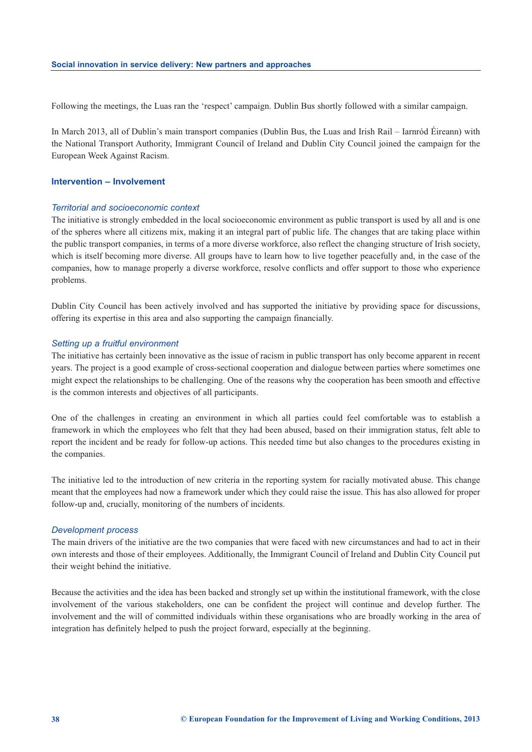Following the meetings, the Luas ran the 'respect' campaign. Dublin Bus shortly followed with a similar campaign.

In March 2013, all of Dublin's main transport companies (Dublin Bus, the Luas and Irish Rail – Iarnród Éireann) with the National Transport Authority, Immigrant Council of Ireland and Dublin City Council joined the campaign for the European Week Against Racism.

### Intervention – Involvement

*Territorial and socioeconomic context*

The initiative is strongly embedded in the local socioeconomic environment as public transport is used by all and is one of the spheres where all citizens mix, making it an integral part of public life. The changes that are taking place within the public transport companies, in terms of a more diverse workforce, also reflect the changing structure of Irish society, which is itself becoming more diverse. All groups have to learn how to live together peacefully and, in the case of the companies, how to manage properly a diverse workforce, resolve conflicts and offer support to those who experience problems.

Dublin City Council has been actively involved and has supported the initiative by providing space for discussions, offering its expertise in this area and also supporting the campaign financially.

*Setting up a fruitful environment*

The initiative has certainly been innovative as the issue of racism in public transport has only become apparent in recent years. The project is a good example of cross-sectional cooperation and dialogue between parties where sometimes one might expect the relationships to be challenging. One of the reasons why the cooperation has been smooth and effective is the common interests and objectives of all participants.

One of the challenges in creating an environment in which all parties could feel comfortable was to establish a framework in which the employees who felt that they had been abused, based on their immigration status, felt able to report the incident and be ready for follow-up actions. This needed time but also changes to the procedures existing in the companies.

The initiative led to the introduction of new criteria in the reporting system for racially motivated abuse. This change meant that the employees had now a framework under which they could raise the issue. This has also allowed for proper follow-up and, crucially, monitoring of the numbers of incidents.

*Development process*

The main drivers of the initiative are the two companies that were faced with new circumstances and had to act in their own interests and those of their employees. Additionally, the Immigrant Council of Ireland and Dublin City Council put their weight behind the initiative.

Because the activities and the idea has been backed and strongly set up within the institutional framework, with the close involvement of the various stakeholders, one can be confident the project will continue and develop further. The involvement and the will of committed individuals within these organisations who are broadly working in the area of integration has definitely helped to push the project forward, especially at the beginning.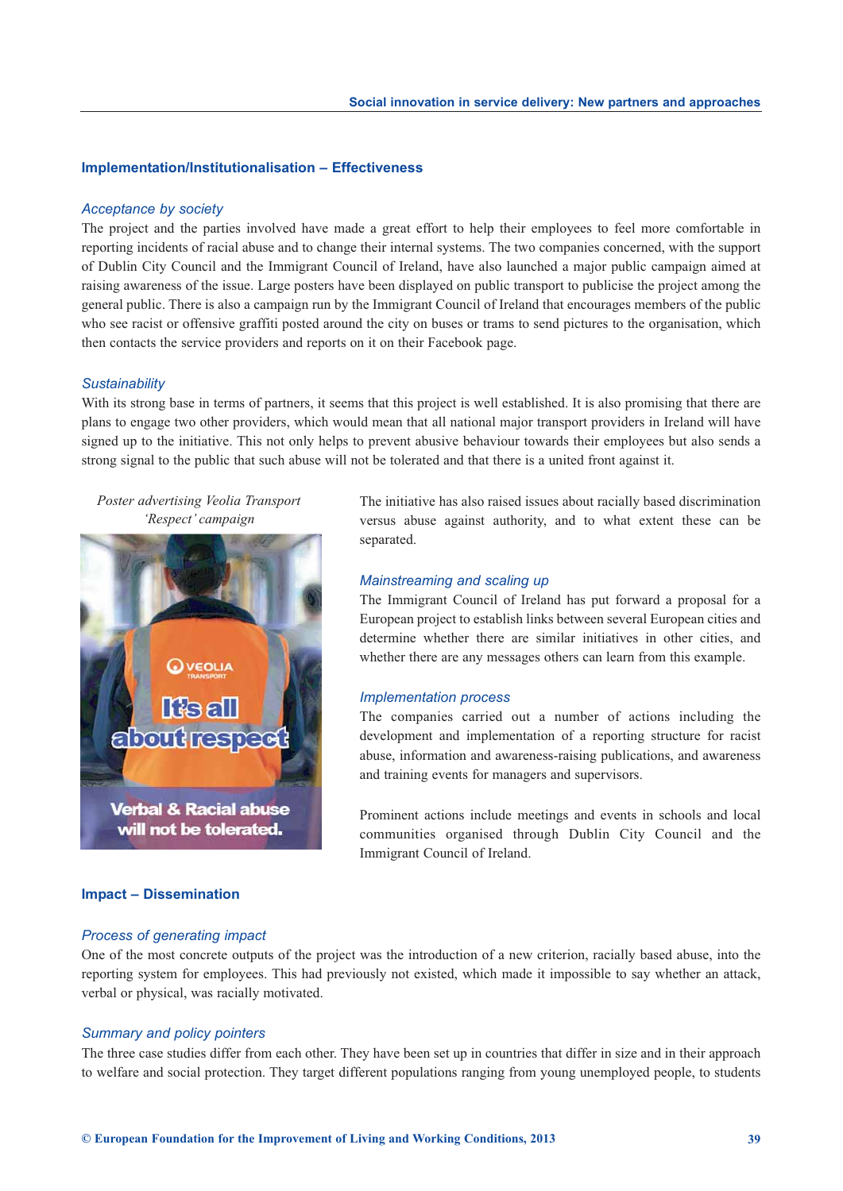## Implementation/Institutionalisation – Effectiveness

### *Acceptance by society*

The project and the parties involved have made a great effort to help their employees to feel more comfortable in reporting incidents of racial abuse and to change their internal systems. The two companies concerned, with the support of Dublin City Council and the Immigrant Council of Ireland, have also launched a major public campaign aimed at raising awareness of the issue. Large posters have been displayed on public transport to publicise the project among the general public. There is also a campaign run by the Immigrant Council of Ireland that encourages members of the public who see racist or offensive graffiti posted around the city on buses or trams to send pictures to the organisation, which then contacts the service providers and reports on it on their Facebook page.

### *Sustainability*

With its strong base in terms of partners, it seems that this project is well established. It is also promising that there are plans to engage two other providers, which would mean that all national major transport providers in Ireland will have signed up to the initiative. This not only helps to prevent abusive behaviour towards their employees but also sends a strong signal to the public that such abuse will not be tolerated and that there is a united front against it.

*Poster advertising Veolia Transport 'Respect' campaign*

The initiative has also raised issues about racially based discrimination versus abuse against authority, and to what extent these can be separated.

### *Mainstreaming and scaling up*

The Immigrant Council of Ireland has put forward a proposal for a European project to establish links between several European cities and determine whether there are similar initiatives in other cities, and whether there are any messages others can learn from this example.

### *Implementation process*

The companies carried out a number of actions including the development and implementation of a reporting structure for racist abuse, information and awareness-raising publications, and awareness and training events for managers and supervisors.

Prominent actions include meetings and events in schools and local communities organised through Dublin City Council and the Immigrant Council of Ireland.

## Impact – Dissemination

### *Process of generating impact*

One of the most concrete outputs of the project was the introduction of a new criterion, racially based abuse, into the reporting system for employees. This had previously not existed, which made it impossible to say whether an attack, verbal or physical, was racially motivated.

### *Summary and policy pointers*

The three case studies differ from each other. They have been set up in countries that differ in size and in their approach to welfare and social protection. They target different populations ranging from young unemployed people, to students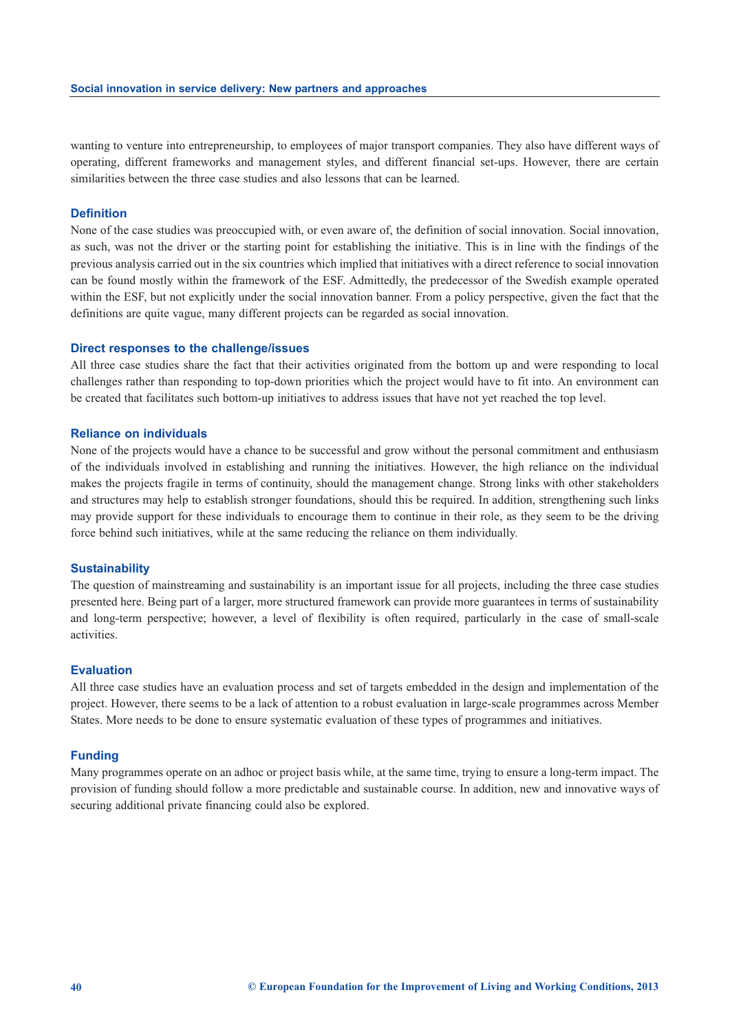wanting to venture into entrepreneurship, to employees of major transport companies. They also have different ways of operating, different frameworks and management styles, and different financial set-ups. However, there are certain similarities between the three case studies and also lessons that can be learned.

### Definition

None of the case studies was preoccupied with, or even aware of, the definition of social innovation. Social innovation, as such, was not the driver or the starting point for establishing the initiative. This is in line with the findings of the previous analysis carried out in the six countries which implied that initiatives with a direct reference to social innovation can be found mostly within the framework of the ESF. Admittedly, the predecessor of the Swedish example operated within the ESF, but not explicitly under the social innovation banner. From a policy perspective, given the fact that the definitions are quite vague, many different projects can be regarded as social innovation.

### Direct responses to the challenge/issues

All three case studies share the fact that their activities originated from the bottom up and were responding to local challenges rather than responding to top-down priorities which the project would have to fit into. An environment can be created that facilitates such bottom-up initiatives to address issues that have not yet reached the top level.

### Reliance on individuals

None of the projects would have a chance to be successful and grow without the personal commitment and enthusiasm of the individuals involved in establishing and running the initiatives. However, the high reliance on the individual makes the projects fragile in terms of continuity, should the management change. Strong links with other stakeholders and structures may help to establish stronger foundations, should this be required. In addition, strengthening such links may provide support for these individuals to encourage them to continue in their role, as they seem to be the driving force behind such initiatives, while at the same reducing the reliance on them individually.

### Sustainability

The question of mainstreaming and sustainability is an important issue for all projects, including the three case studies presented here. Being part of a larger, more structured framework can provide more guarantees in terms of sustainability and long-term perspective; however, a level of flexibility is often required, particularly in the case of small-scale activities.

### Evaluation

All three case studies have an evaluation process and set of targets embedded in the design and implementation of the project. However, there seems to be a lack of attention to a robust evaluation in large-scale programmes across Member States. More needs to be done to ensure systematic evaluation of these types of programmes and initiatives.

### Funding

Many programmes operate on an adhoc or project basis while, at the same time, trying to ensure a long-term impact. The provision of funding should follow a more predictable and sustainable course. In addition, new and innovative ways of securing additional private financing could also be explored.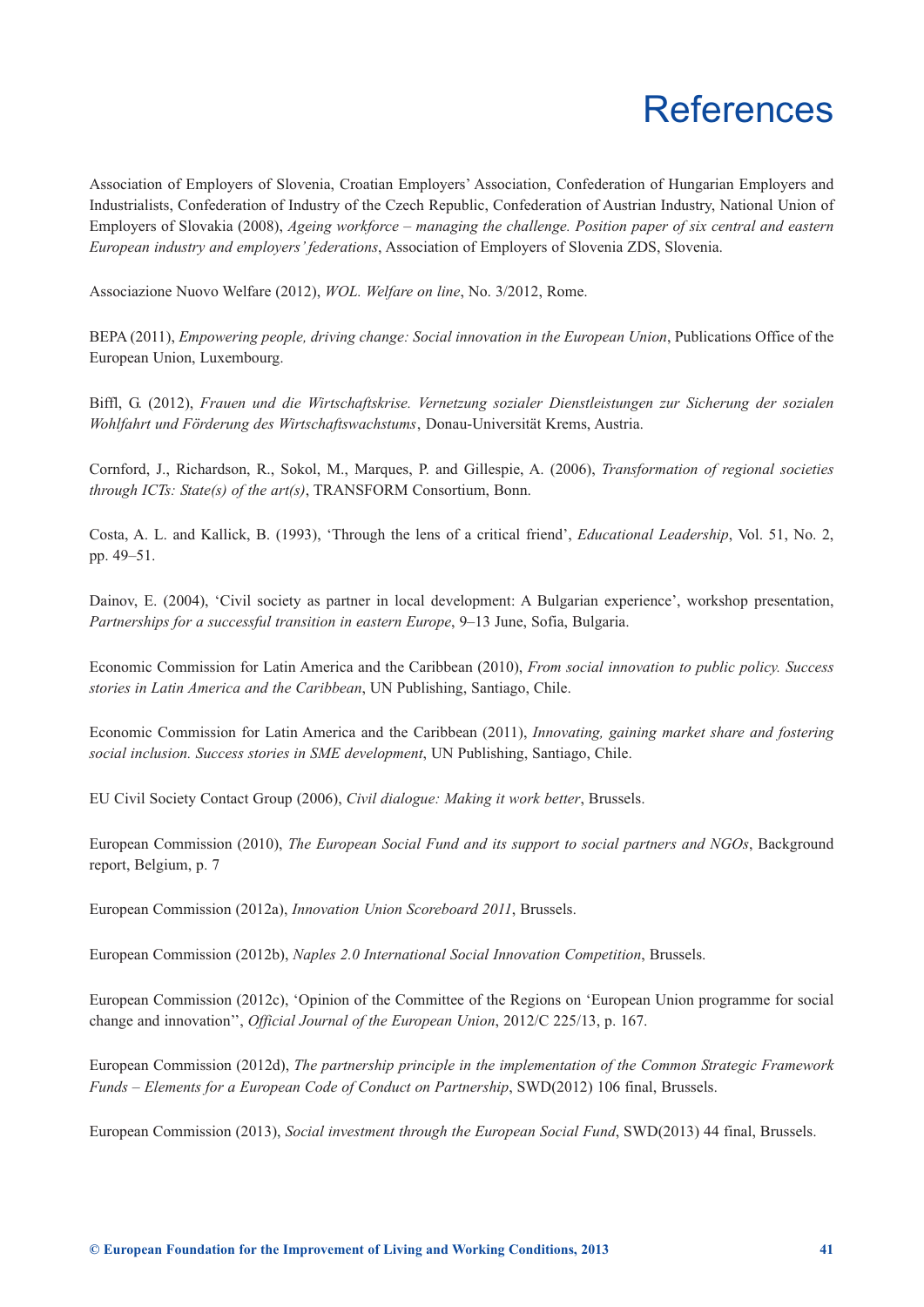# References

Association of Employers of Slovenia, Croatian Employers' Association, Confederation of Hungarian Employers and Industrialists, Confederation of Industry of the Czech Republic, Confederation of Austrian Industry, National Union of Employers of Slovakia (2008), *Ageing workforce – managing the challenge. Position paper of six central and eastern European industry and employers' federations*, Association of Employers of Slovenia ZDS, Slovenia.

Associazione Nuovo Welfare (2012), *WOL. Welfare on line*, No. 3/2012, Rome.

BEPA (2011), *Empowering people, driving change: Social innovation in the European Union*, Publications Office of the European Union, Luxembourg.

Biffl, G. (2012), *Frauen und die Wirtschaftskrise. Vernetzung sozialer Dienstleistungen zur Sicherung der sozialen Wohlfahrt und Förderung des Wirtschaftswachstums*, Donau-Universität Krems, Austria.

Cornford, J., Richardson, R., Sokol, M., Marques, P. and Gillespie, A. (2006), *Transformation of regional societies through ICTs: State(s) of the art(s)*, TRANSFORM Consortium, Bonn.

Costa, A. L. and Kallick, B. (1993), 'Through the lens of a critical friend', *Educational Leadership*, Vol. 51, No. 2, pp. 49–51.

Dainov, E. (2004), 'Civil society as partner in local development: A Bulgarian experience', workshop presentation, *Partnerships for a successful transition in eastern Europe*, 9–13 June, Sofia, Bulgaria.

Economic Commission for Latin America and the Caribbean (2010), *From social innovation to public policy. Success stories in Latin America and the Caribbean*, UN Publishing, Santiago, Chile.

Economic Commission for Latin America and the Caribbean (2011), *Innovating, gaining market share and fostering social inclusion. Success stories in SME development*, UN Publishing, Santiago, Chile.

EU Civil Society Contact Group (2006), *Civil dialogue: Making it work better*, Brussels.

European Commission (2010), *The European Social Fund and its support to social partners and NGOs*, Background report, Belgium, p. 7

European Commission (2012a), *Innovation Union Scoreboard 2011*, Brussels.

European Commission (2012b), *Naples 2.0 International Social Innovation Competition*, Brussels.

European Commission (2012c), 'Opinion of the Committee of the Regions on 'European Union programme for social change and innovation'', *Official Journal of the European Union*, 2012/C 225/13, p. 167.

European Commission (2012d), *The partnership principle in the implementation of the Common Strategic Framework Funds – Elements for a European Code of Conduct on Partnership*, SWD(2012) 106 final, Brussels.

European Commission (2013), *Social investment through the European Social Fund*, SWD(2013) 44 final, Brussels.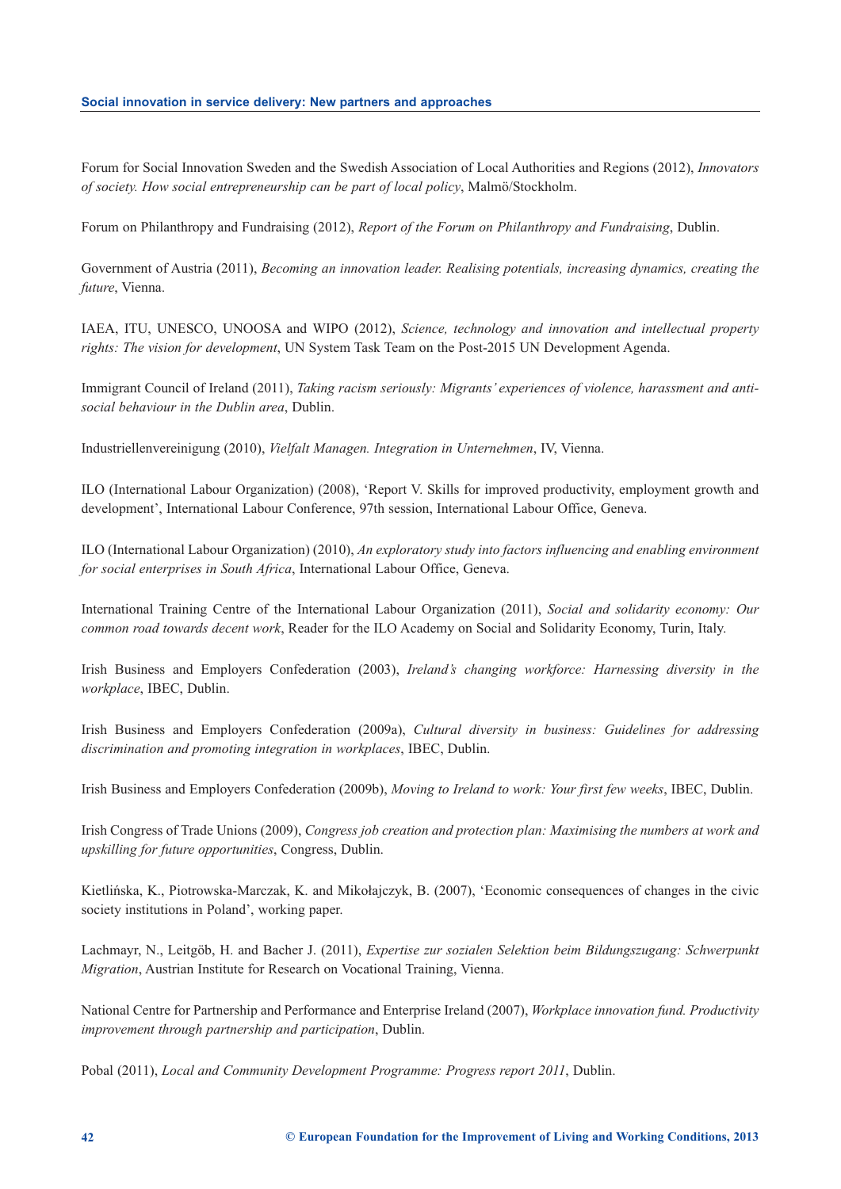Forum for Social Innovation Sweden and the Swedish Association of Local Authorities and Regions (2012), *Innovators of society. How social entrepreneurship can be part of local policy*, Malmö/Stockholm.

Forum on Philanthropy and Fundraising (2012), *Report of the Forum on Philanthropy and Fundraising*, Dublin.

Government of Austria (2011), *Becoming an innovation leader. Realising potentials, increasing dynamics, creating the future*, Vienna.

IAEA, ITU, UNESCO, UNOOSA and WIPO (2012), *Science, technology and innovation and intellectual property rights: The vision for development*, UN System Task Team on the Post-2015 UN Development Agenda.

Immigrant Council of Ireland (2011), *Taking racism seriously: Migrants' experiences of violence, harassment and anti-social behaviour in the Dublin area*, Dublin.

Industriellenvereinigung (2010), *Vielfalt Managen. Integration in Unternehmen*, IV, Vienna.

ILO (International Labour Organization) (2008), 'Report V. Skills for improved productivity, employment growth and development', International Labour Conference, 97th session, International Labour Office, Geneva.

ILO (International Labour Organization) (2010), *An exploratory study into factors influencing and enabling environment for social enterprises in South Africa*, International Labour Office, Geneva.

International Training Centre of the International Labour Organization (2011), *Social and solidarity economy: Our common road towards decent work*, Reader for the ILO Academy on Social and Solidarity Economy, Turin, Italy.

Irish Business and Employers Confederation (2003), *Ireland's changing workforce: Harnessing diversity in the workplace*, IBEC, Dublin.

Irish Business and Employers Confederation (2009a), *Cultural diversity in business: Guidelines for addressing discrimination and promoting integration in workplaces*, IBEC, Dublin.

Irish Business and Employers Confederation (2009b), *Moving to Ireland to work: Your first few weeks*, IBEC, Dublin.

Irish Congress of Trade Unions (2009), *Congress job creation and protection plan: Maximising the numbers at work and upskilling for future opportunities*, Congress, Dublin.

Kietlińska, K., Piotrowska-Marczak, K. and Mikołajczyk, B. (2007), 'Economic consequences of changes in the civic society institutions in Poland', working paper.

Lachmayr, N., Leitgöb, H. and Bacher J. (2011), *Expertise zur sozialen Selektion beim Bildungszugang: Schwerpunkt Migration*, Austrian Institute for Research on Vocational Training, Vienna.

National Centre for Partnership and Performance and Enterprise Ireland (2007), *Workplace innovation fund. Productivity improvement through partnership and participation*, Dublin.

Pobal (2011), *Local and Community Development Programme: Progress report 2011*, Dublin.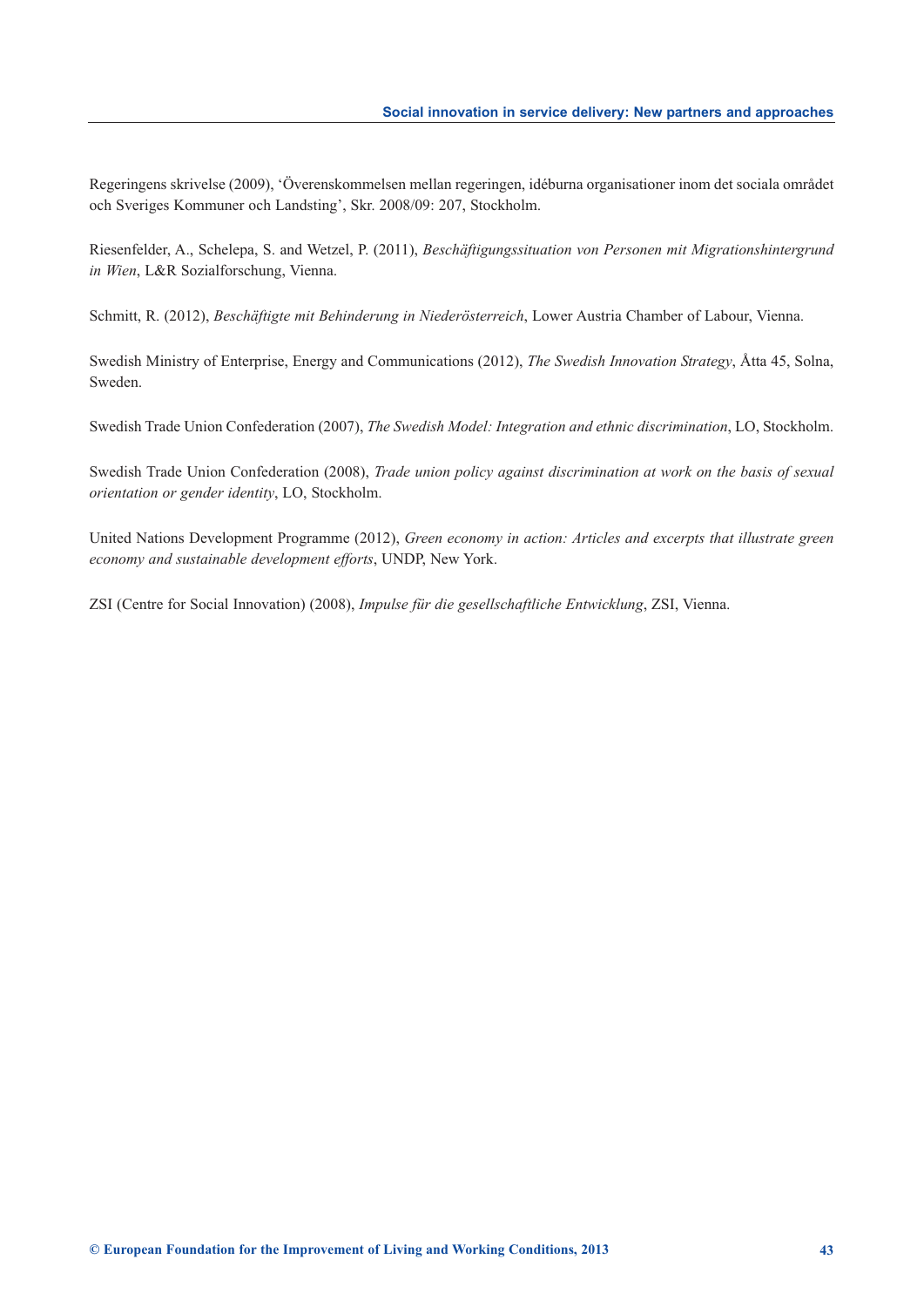Regeringens skrivelse (2009), 'Överenskommelsen mellan regeringen, idéburna organisationer inom det sociala området och Sveriges Kommuner och Landsting', Skr. 2008/09: 207, Stockholm.

Riesenfelder, A., Schelepa, S. and Wetzel, P. (2011), *Beschäftigungssituation von Personen mit Migrationshintergrund in Wien*, L&R Sozialforschung, Vienna.

Schmitt, R. (2012), *Beschäftigte mit Behinderung in Niederösterreich*, Lower Austria Chamber of Labour, Vienna.

Swedish Ministry of Enterprise, Energy and Communications (2012), *The Swedish Innovation Strategy*, Åtta 45, Solna, Sweden.

Swedish Trade Union Confederation (2007), *The Swedish Model: Integration and ethnic discrimination*, LO, Stockholm.

Swedish Trade Union Confederation (2008), *Trade union policy against discrimination at work on the basis of sexual orientation or gender identity*, LO, Stockholm.

United Nations Development Programme (2012), *Green economy in action: Articles and excerpts that illustrate green economy and sustainable development efforts*, UNDP, New York.

ZSI (Centre for Social Innovation) (2008), *Impulse für die gesellschaftliche Entwicklung*, ZSI, Vienna.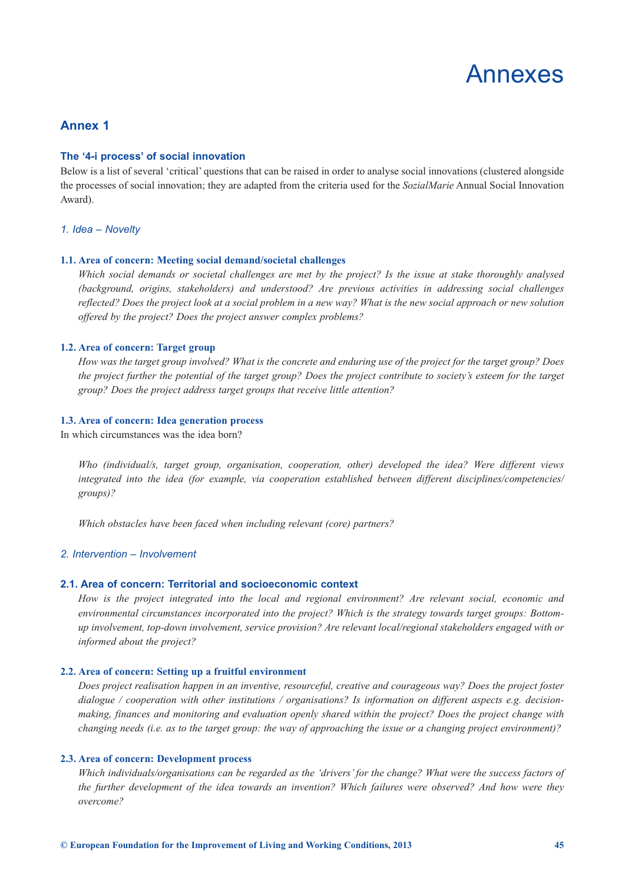# Annexes

## Annex 1

### The '4-i process' of social innovation

Below is a list of several 'critical' questions that can be raised in order to analyse social innovations (clustered alongside the processes of social innovation; they are adapted from the criteria used for the *SozialMarie* Annual Social Innovation Award).

#### *1. Idea – Novelty*

**1.1. Area of concern: Meeting social demand/societal challenges**

*Which social demands or societal challenges are met by the project? Is the issue at stake thoroughly analysed (background, origins, stakeholders) and understood? Are previous activities in addressing social challenges reflected? Does the project look at a social problem in a new way? What is the new social approach or new solution offered by the project? Does the project answer complex problems?*

**1.2. Area of concern: Target group**

*How was the target group involved? What is the concrete and enduring use of the project for the target group? Does the project further the potential of the target group? Does the project contribute to society's esteem for the target group? Does the project address target groups that receive little attention?*

**1.3. Area of concern: Idea generation process**

In which circumstances was the idea born?

*Who (individual/s, target group, organisation, cooperation, other) developed the idea? Were different views integrated into the idea (for example, via cooperation established between different disciplines/competencies/groups)?*

*Which obstacles have been faced when including relevant (core) partners?*

#### *2. Intervention – Involvement*

**2.1. Area of concern: Territorial and socioeconomic context**

*How is the project integrated into the local and regional environment? Are relevant social, economic and environmental circumstances incorporated into the project? Which is the strategy towards target groups: Bottom-up involvement, top-down involvement, service provision? Are relevant local/regional stakeholders engaged with or informed about the project?*

**2.2. Area of concern: Setting up a fruitful environment**

*Does project realisation happen in an inventive, resourceful, creative and courageous way? Does the project foster dialogue / cooperation with other institutions / organisations? Is information on different aspects e.g. decision-making, finances and monitoring and evaluation openly shared within the project? Does the project change with changing needs (i.e. as to the target group: the way of approaching the issue or a changing project environment)?*

**2.3. Area of concern: Development process**

*Which individuals/organisations can be regarded as the 'drivers' for the change? What were the success factors of the further development of the idea towards an invention? Which failures were observed? And how were they overcome?*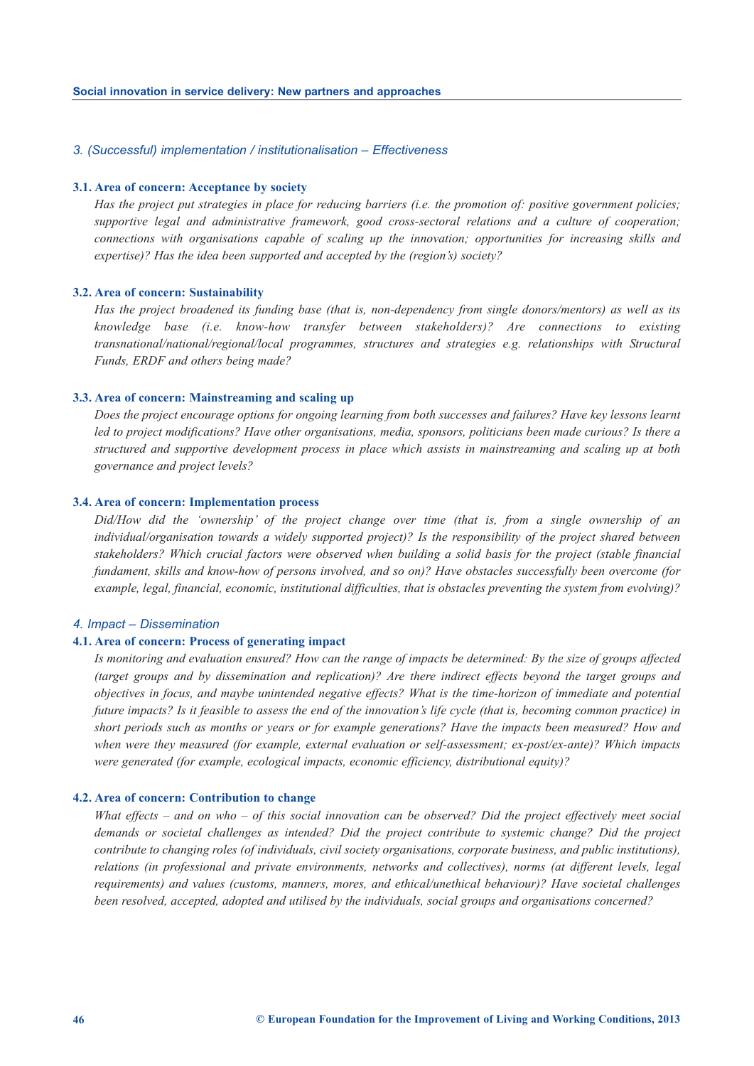### *3. (Successful) implementation / institutionalisation – Effectiveness*

**3.1. Area of concern: Acceptance by society**

*Has the project put strategies in place for reducing barriers (i.e. the promotion of: positive government policies; supportive legal and administrative framework, good cross-sectoral relations and a culture of cooperation; connections with organisations capable of scaling up the innovation; opportunities for increasing skills and expertise)? Has the idea been supported and accepted by the (region's) society?*

**3.2. Area of concern: Sustainability**

*Has the project broadened its funding base (that is, non-dependency from single donors/mentors) as well as its knowledge base (i.e. know-how transfer between stakeholders)? Are connections to existing transnational/national/regional/local programmes, structures and strategies e.g. relationships with Structural Funds, ERDF and others being made?*

**3.3. Area of concern: Mainstreaming and scaling up**

*Does the project encourage options for ongoing learning from both successes and failures? Have key lessons learnt led to project modifications? Have other organisations, media, sponsors, politicians been made curious? Is there a structured and supportive development process in place which assists in mainstreaming and scaling up at both governance and project levels?*

**3.4. Area of concern: Implementation process**

*Did/How did the 'ownership' of the project change over time (that is, from a single ownership of an individual/organisation towards a widely supported project)? Is the responsibility of the project shared between stakeholders? Which crucial factors were observed when building a solid basis for the project (stable financial fundament, skills and know-how of persons involved, and so on)? Have obstacles successfully been overcome (for example, legal, financial, economic, institutional difficulties, that is obstacles preventing the system from evolving)?*

### *4. Impact – Dissemination*

**4.1. Area of concern: Process of generating impact**

*Is monitoring and evaluation ensured? How can the range of impacts be determined: By the size of groups affected (target groups and by dissemination and replication)? Are there indirect effects beyond the target groups and objectives in focus, and maybe unintended negative effects? What is the time-horizon of immediate and potential future impacts? Is it feasible to assess the end of the innovation's life cycle (that is, becoming common practice) in short periods such as months or years or for example generations? Have the impacts been measured? How and when were they measured (for example, external evaluation or self-assessment; ex-post/ex-ante)? Which impacts were generated (for example, ecological impacts, economic efficiency, distributional equity)?*

**4.2. Area of concern: Contribution to change**

*What effects – and on who – of this social innovation can be observed? Did the project effectively meet social demands or societal challenges as intended? Did the project contribute to systemic change? Did the project contribute to changing roles (of individuals, civil society organisations, corporate business, and public institutions), relations (in professional and private environments, networks and collectives), norms (at different levels, legal requirements) and values (customs, manners, mores, and ethical/unethical behaviour)? Have societal challenges been resolved, accepted, adopted and utilised by the individuals, social groups and organisations concerned?*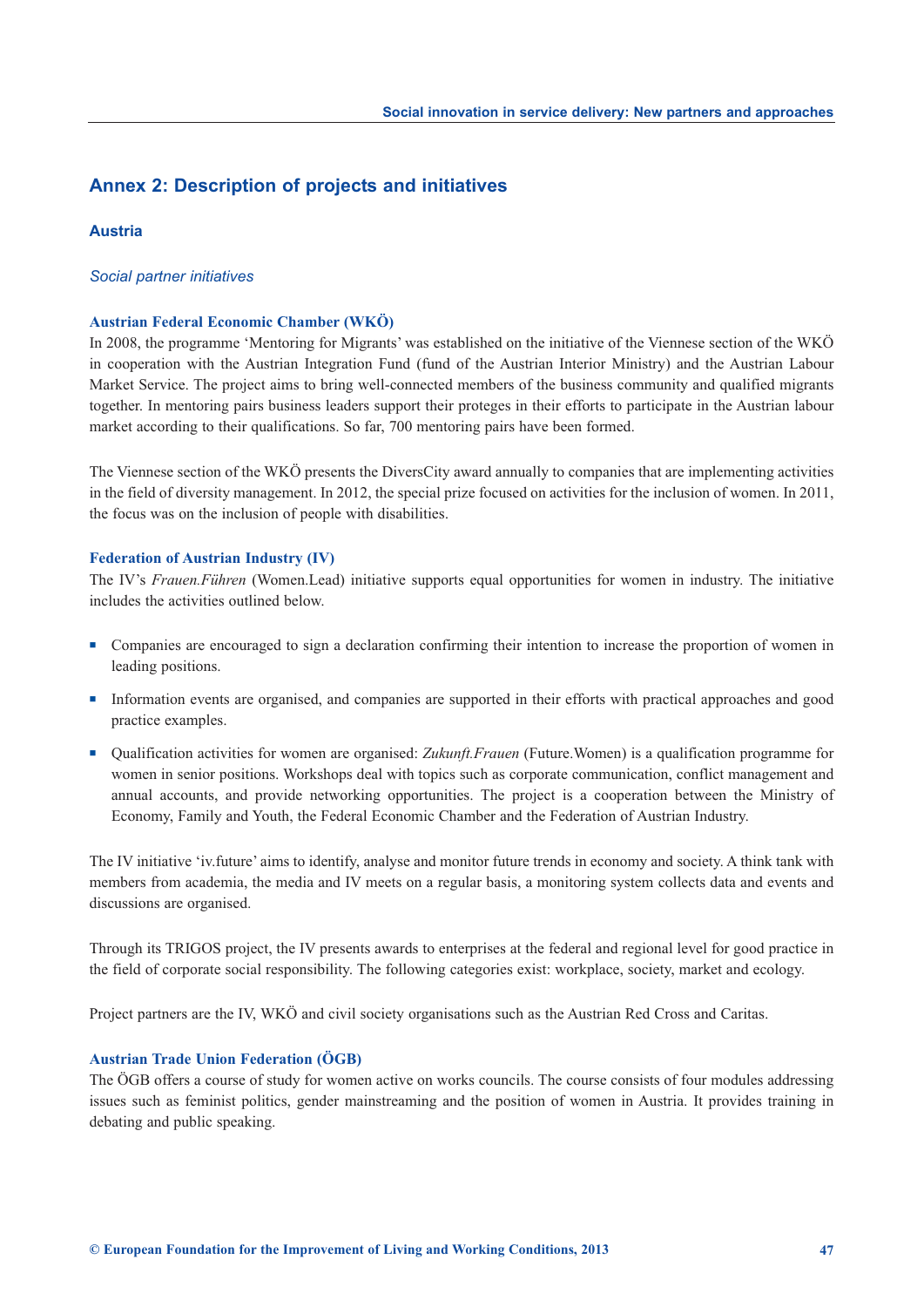## Annex 2: Description of projects and initiatives

### Austria

*Social partner initiatives*

**Austrian Federal Economic Chamber (WKÖ)**

In 2008, the programme 'Mentoring for Migrants' was established on the initiative of the Viennese section of the WKÖ in cooperation with the Austrian Integration Fund (fund of the Austrian Interior Ministry) and the Austrian Labour Market Service. The project aims to bring well-connected members of the business community and qualified migrants together. In mentoring pairs business leaders support their proteges in their efforts to participate in the Austrian labour market according to their qualifications. So far, 700 mentoring pairs have been formed.

The Viennese section of the WKÖ presents the DiversCity award annually to companies that are implementing activities in the field of diversity management. In 2012, the special prize focused on activities for the inclusion of women. In 2011, the focus was on the inclusion of people with disabilities.

**Federation of Austrian Industry (IV)**

The IV's *Frauen.Führen* (Women.Lead) initiative supports equal opportunities for women in industry. The initiative includes the activities outlined below.

- Companies are encouraged to sign a declaration confirming their intention to increase the proportion of women in leading positions.
- Information events are organised, and companies are supported in their efforts with practical approaches and good practice examples.
- Qualification activities for women are organised: *Zukunft.Frauen* (Future.Women) is a qualification programme for women in senior positions. Workshops deal with topics such as corporate communication, conflict management and annual accounts, and provide networking opportunities. The project is a cooperation between the Ministry of Economy, Family and Youth, the Federal Economic Chamber and the Federation of Austrian Industry.

The IV initiative 'iv.future' aims to identify, analyse and monitor future trends in economy and society. A think tank with members from academia, the media and IV meets on a regular basis, a monitoring system collects data and events and discussions are organised.

Through its TRIGOS project, the IV presents awards to enterprises at the federal and regional level for good practice in the field of corporate social responsibility. The following categories exist: workplace, society, market and ecology.

Project partners are the IV, WKÖ and civil society organisations such as the Austrian Red Cross and Caritas.

**Austrian Trade Union Federation (ÖGB)**

The ÖGB offers a course of study for women active on works councils. The course consists of four modules addressing issues such as feminist politics, gender mainstreaming and the position of women in Austria. It provides training in debating and public speaking.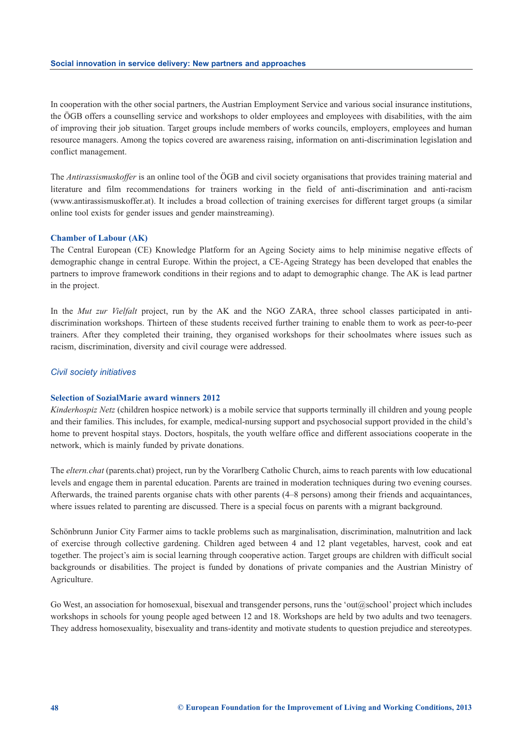In cooperation with the other social partners, the Austrian Employment Service and various social insurance institutions, the ÖGB offers a counselling service and workshops to older employees and employees with disabilities, with the aim of improving their job situation. Target groups include members of works councils, employers, employees and human resource managers. Among the topics covered are awareness raising, information on anti-discrimination legislation and conflict management.

The *Antirassismuskoffer* is an online tool of the ÖGB and civil society organisations that provides training material and literature and film recommendations for trainers working in the field of anti-discrimination and anti-racism (www.antirassismuskoffer.at). It includes a broad collection of training exercises for different target groups (a similar online tool exists for gender issues and gender mainstreaming).

#### Chamber of Labour (AK)

The Central European (CE) Knowledge Platform for an Ageing Society aims to help minimise negative effects of demographic change in central Europe. Within the project, a CE-Ageing Strategy has been developed that enables the partners to improve framework conditions in their regions and to adapt to demographic change. The AK is lead partner in the project.

In the *Mut zur Vielfalt* project, run by the AK and the NGO ZARA, three school classes participated in anti-discrimination workshops. Thirteen of these students received further training to enable them to work as peer-to-peer trainers. After they completed their training, they organised workshops for their schoolmates where issues such as racism, discrimination, diversity and civil courage were addressed.

### *Civil society initiatives*

#### Selection of SozialMarie award winners 2012

*Kinderhospiz Netz* (children hospice network) is a mobile service that supports terminally ill children and young people and their families. This includes, for example, medical-nursing support and psychosocial support provided in the child's home to prevent hospital stays. Doctors, hospitals, the youth welfare office and different associations cooperate in the network, which is mainly funded by private donations.

The *eltern.chat* (parents.chat) project, run by the Vorarlberg Catholic Church, aims to reach parents with low educational levels and engage them in parental education. Parents are trained in moderation techniques during two evening courses. Afterwards, the trained parents organise chats with other parents (4–8 persons) among their friends and acquaintances, where issues related to parenting are discussed. There is a special focus on parents with a migrant background.

Schönbrunn Junior City Farmer aims to tackle problems such as marginalisation, discrimination, malnutrition and lack of exercise through collective gardening. Children aged between 4 and 12 plant vegetables, harvest, cook and eat together. The project's aim is social learning through cooperative action. Target groups are children with difficult social backgrounds or disabilities. The project is funded by donations of private companies and the Austrian Ministry of Agriculture.

Go West, an association for homosexual, bisexual and transgender persons, runs the 'out@school' project which includes workshops in schools for young people aged between 12 and 18. Workshops are held by two adults and two teenagers. They address homosexuality, bisexuality and trans-identity and motivate students to question prejudice and stereotypes.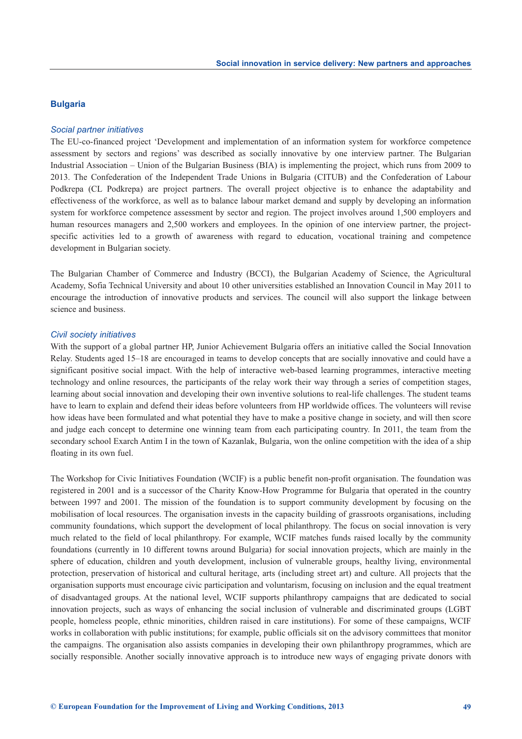## Bulgaria

### *Social partner initiatives*

The EU-co-financed project 'Development and implementation of an information system for workforce competence assessment by sectors and regions' was described as socially innovative by one interview partner. The Bulgarian Industrial Association – Union of the Bulgarian Business (BIA) is implementing the project, which runs from 2009 to 2013. The Confederation of the Independent Trade Unions in Bulgaria (CITUB) and the Confederation of Labour Podkrepa (CL Podkrepa) are project partners. The overall project objective is to enhance the adaptability and effectiveness of the workforce, as well as to balance labour market demand and supply by developing an information system for workforce competence assessment by sector and region. The project involves around 1,500 employers and human resources managers and 2,500 workers and employees. In the opinion of one interview partner, the project-specific activities led to a growth of awareness with regard to education, vocational training and competence development in Bulgarian society.

The Bulgarian Chamber of Commerce and Industry (BCCI), the Bulgarian Academy of Science, the Agricultural Academy, Sofia Technical University and about 10 other universities established an Innovation Council in May 2011 to encourage the introduction of innovative products and services. The council will also support the linkage between science and business.

### *Civil society initiatives*

With the support of a global partner HP, Junior Achievement Bulgaria offers an initiative called the Social Innovation Relay. Students aged 15–18 are encouraged in teams to develop concepts that are socially innovative and could have a significant positive social impact. With the help of interactive web-based learning programmes, interactive meeting technology and online resources, the participants of the relay work their way through a series of competition stages, learning about social innovation and developing their own inventive solutions to real-life challenges. The student teams have to learn to explain and defend their ideas before volunteers from HP worldwide offices. The volunteers will revise how ideas have been formulated and what potential they have to make a positive change in society, and will then score and judge each concept to determine one winning team from each participating country. In 2011, the team from the secondary school Exarch Antim I in the town of Kazanlak, Bulgaria, won the online competition with the idea of a ship floating in its own fuel.

The Workshop for Civic Initiatives Foundation (WCIF) is a public benefit non-profit organisation. The foundation was registered in 2001 and is a successor of the Charity Know-How Programme for Bulgaria that operated in the country between 1997 and 2001. The mission of the foundation is to support community development by focusing on the mobilisation of local resources. The organisation invests in the capacity building of grassroots organisations, including community foundations, which support the development of local philanthropy. The focus on social innovation is very much related to the field of local philanthropy. For example, WCIF matches funds raised locally by the community foundations (currently in 10 different towns around Bulgaria) for social innovation projects, which are mainly in the sphere of education, children and youth development, inclusion of vulnerable groups, healthy living, environmental protection, preservation of historical and cultural heritage, arts (including street art) and culture. All projects that the organisation supports must encourage civic participation and voluntarism, focusing on inclusion and the equal treatment of disadvantaged groups. At the national level, WCIF supports philanthropy campaigns that are dedicated to social innovation projects, such as ways of enhancing the social inclusion of vulnerable and discriminated groups (LGBT people, homeless people, ethnic minorities, children raised in care institutions). For some of these campaigns, WCIF works in collaboration with public institutions; for example, public officials sit on the advisory committees that monitor the campaigns. The organisation also assists companies in developing their own philanthropy programmes, which are socially responsible. Another socially innovative approach is to introduce new ways of engaging private donors with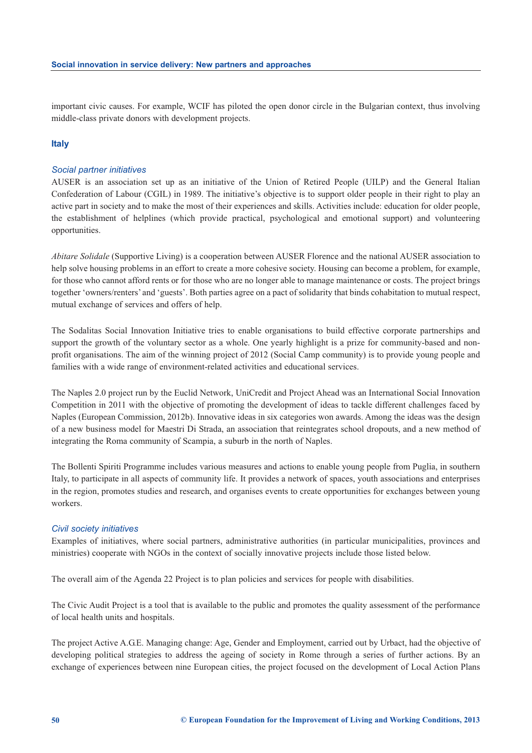important civic causes. For example, WCIF has piloted the open donor circle in the Bulgarian context, thus involving middle-class private donors with development projects.

### Italy

#### *Social partner initiatives*

AUSER is an association set up as an initiative of the Union of Retired People (UILP) and the General Italian Confederation of Labour (CGIL) in 1989. The initiative's objective is to support older people in their right to play an active part in society and to make the most of their experiences and skills. Activities include: education for older people, the establishment of helplines (which provide practical, psychological and emotional support) and volunteering opportunities.

*Abitare Solidale* (Supportive Living) is a cooperation between AUSER Florence and the national AUSER association to help solve housing problems in an effort to create a more cohesive society. Housing can become a problem, for example, for those who cannot afford rents or for those who are no longer able to manage maintenance or costs. The project brings together 'owners/renters' and 'guests'. Both parties agree on a pact of solidarity that binds cohabitation to mutual respect, mutual exchange of services and offers of help.

The Sodalitas Social Innovation Initiative tries to enable organisations to build effective corporate partnerships and support the growth of the voluntary sector as a whole. One yearly highlight is a prize for community-based and non-profit organisations. The aim of the winning project of 2012 (Social Camp community) is to provide young people and families with a wide range of environment-related activities and educational services.

The Naples 2.0 project run by the Euclid Network, UniCredit and Project Ahead was an International Social Innovation Competition in 2011 with the objective of promoting the development of ideas to tackle different challenges faced by Naples (European Commission, 2012b). Innovative ideas in six categories won awards. Among the ideas was the design of a new business model for Maestri Di Strada, an association that reintegrates school dropouts, and a new method of integrating the Roma community of Scampia, a suburb in the north of Naples.

The Bollenti Spiriti Programme includes various measures and actions to enable young people from Puglia, in southern Italy, to participate in all aspects of community life. It provides a network of spaces, youth associations and enterprises in the region, promotes studies and research, and organises events to create opportunities for exchanges between young workers.

#### *Civil society initiatives*

Examples of initiatives, where social partners, administrative authorities (in particular municipalities, provinces and ministries) cooperate with NGOs in the context of socially innovative projects include those listed below.

The overall aim of the Agenda 22 Project is to plan policies and services for people with disabilities.

The Civic Audit Project is a tool that is available to the public and promotes the quality assessment of the performance of local health units and hospitals.

The project Active A.G.E. Managing change: Age, Gender and Employment, carried out by Urbact, had the objective of developing political strategies to address the ageing of society in Rome through a series of further actions. By an exchange of experiences between nine European cities, the project focused on the development of Local Action Plans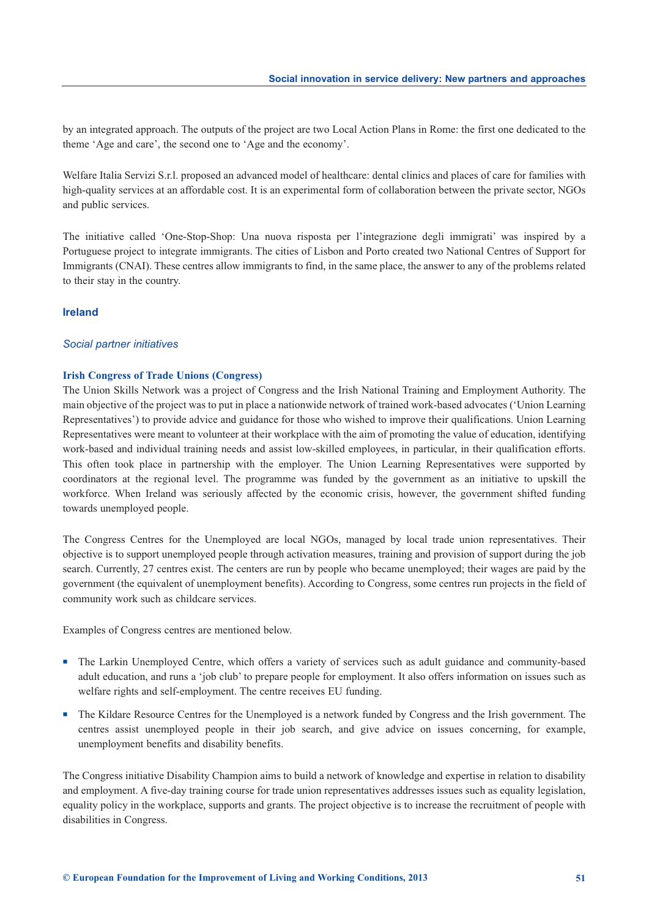by an integrated approach. The outputs of the project are two Local Action Plans in Rome: the first one dedicated to the theme 'Age and care', the second one to 'Age and the economy'.

Welfare Italia Servizi S.r.l. proposed an advanced model of healthcare: dental clinics and places of care for families with high-quality services at an affordable cost. It is an experimental form of collaboration between the private sector, NGOs and public services.

The initiative called 'One-Stop-Shop: Una nuova risposta per l'integrazione degli immigrati' was inspired by a Portuguese project to integrate immigrants. The cities of Lisbon and Porto created two National Centres of Support for Immigrants (CNAI). These centres allow immigrants to find, in the same place, the answer to any of the problems related to their stay in the country.

## Ireland

### *Social partner initiatives*

#### Irish Congress of Trade Unions (Congress)

The Union Skills Network was a project of Congress and the Irish National Training and Employment Authority. The main objective of the project was to put in place a nationwide network of trained work-based advocates ('Union Learning Representatives') to provide advice and guidance for those who wished to improve their qualifications. Union Learning Representatives were meant to volunteer at their workplace with the aim of promoting the value of education, identifying work-based and individual training needs and assist low-skilled employees, in particular, in their qualification efforts. This often took place in partnership with the employer. The Union Learning Representatives were supported by coordinators at the regional level. The programme was funded by the government as an initiative to upskill the workforce. When Ireland was seriously affected by the economic crisis, however, the government shifted funding towards unemployed people.

The Congress Centres for the Unemployed are local NGOs, managed by local trade union representatives. Their objective is to support unemployed people through activation measures, training and provision of support during the job search. Currently, 27 centres exist. The centers are run by people who became unemployed; their wages are paid by the government (the equivalent of unemployment benefits). According to Congress, some centres run projects in the field of community work such as childcare services.

Examples of Congress centres are mentioned below.

- The Larkin Unemployed Centre, which offers a variety of services such as adult guidance and community-based adult education, and runs a 'job club' to prepare people for employment. It also offers information on issues such as welfare rights and self-employment. The centre receives EU funding.
- The Kildare Resource Centres for the Unemployed is a network funded by Congress and the Irish government. The centres assist unemployed people in their job search, and give advice on issues concerning, for example, unemployment benefits and disability benefits.

The Congress initiative Disability Champion aims to build a network of knowledge and expertise in relation to disability and employment. A five-day training course for trade union representatives addresses issues such as equality legislation, equality policy in the workplace, supports and grants. The project objective is to increase the recruitment of people with disabilities in Congress.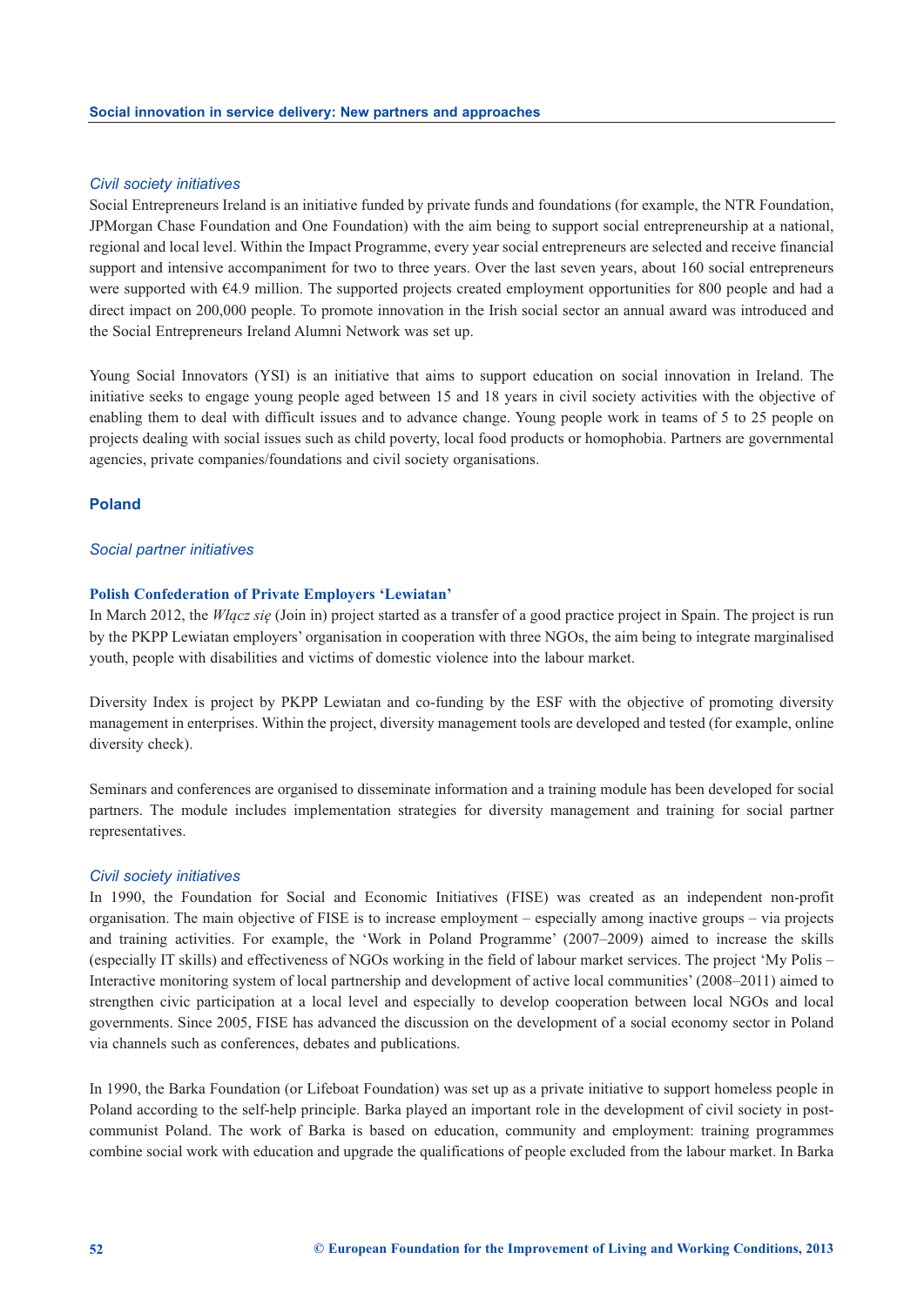*Civil society initiatives*

Social Entrepreneurs Ireland is an initiative funded by private funds and foundations (for example, the NTR Foundation, JPMorgan Chase Foundation and One Foundation) with the aim being to support social entrepreneurship at a national, regional and local level. Within the Impact Programme, every year social entrepreneurs are selected and receive financial support and intensive accompaniment for two to three years. Over the last seven years, about 160 social entrepreneurs were supported with €4.9 million. The supported projects created employment opportunities for 800 people and had a direct impact on 200,000 people. To promote innovation in the Irish social sector an annual award was introduced and the Social Entrepreneurs Ireland Alumni Network was set up.

Young Social Innovators (YSI) is an initiative that aims to support education on social innovation in Ireland. The initiative seeks to engage young people aged between 15 and 18 years in civil society activities with the objective of enabling them to deal with difficult issues and to advance change. Young people work in teams of 5 to 25 people on projects dealing with social issues such as child poverty, local food products or homophobia. Partners are governmental agencies, private companies/foundations and civil society organisations.

## Poland

*Social partner initiatives*

**Polish Confederation of Private Employers 'Lewiatan'**

In March 2012, the *Włącz się* (Join in) project started as a transfer of a good practice project in Spain. The project is run by the PKPP Lewiatan employers' organisation in cooperation with three NGOs, the aim being to integrate marginalised youth, people with disabilities and victims of domestic violence into the labour market.

Diversity Index is project by PKPP Lewiatan and co-funding by the ESF with the objective of promoting diversity management in enterprises. Within the project, diversity management tools are developed and tested (for example, online diversity check).

Seminars and conferences are organised to disseminate information and a training module has been developed for social partners. The module includes implementation strategies for diversity management and training for social partner representatives.

*Civil society initiatives*

In 1990, the Foundation for Social and Economic Initiatives (FISE) was created as an independent non-profit organisation. The main objective of FISE is to increase employment – especially among inactive groups – via projects and training activities. For example, the 'Work in Poland Programme' (2007–2009) aimed to increase the skills (especially IT skills) and effectiveness of NGOs working in the field of labour market services. The project 'My Polis – Interactive monitoring system of local partnership and development of active local communities' (2008–2011) aimed to strengthen civic participation at a local level and especially to develop cooperation between local NGOs and local governments. Since 2005, FISE has advanced the discussion on the development of a social economy sector in Poland via channels such as conferences, debates and publications.

In 1990, the Barka Foundation (or Lifeboat Foundation) was set up as a private initiative to support homeless people in Poland according to the self-help principle. Barka played an important role in the development of civil society in post-communist Poland. The work of Barka is based on education, community and employment: training programmes combine social work with education and upgrade the qualifications of people excluded from the labour market. In Barka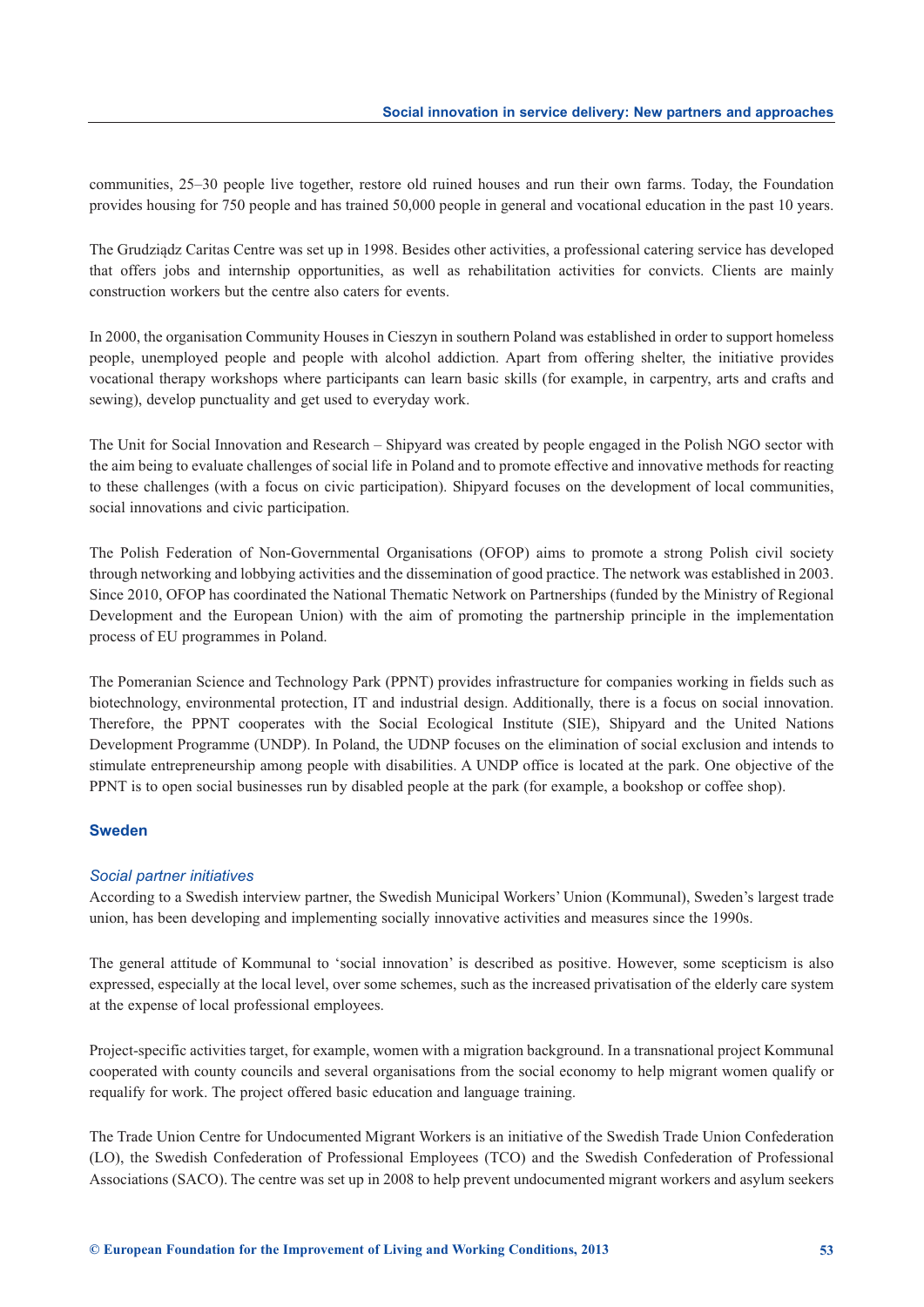communities, 25–30 people live together, restore old ruined houses and run their own farms. Today, the Foundation provides housing for 750 people and has trained 50,000 people in general and vocational education in the past 10 years.

The Grudziądz Caritas Centre was set up in 1998. Besides other activities, a professional catering service has developed that offers jobs and internship opportunities, as well as rehabilitation activities for convicts. Clients are mainly construction workers but the centre also caters for events.

In 2000, the organisation Community Houses in Cieszyn in southern Poland was established in order to support homeless people, unemployed people and people with alcohol addiction. Apart from offering shelter, the initiative provides vocational therapy workshops where participants can learn basic skills (for example, in carpentry, arts and crafts and sewing), develop punctuality and get used to everyday work.

The Unit for Social Innovation and Research – Shipyard was created by people engaged in the Polish NGO sector with the aim being to evaluate challenges of social life in Poland and to promote effective and innovative methods for reacting to these challenges (with a focus on civic participation). Shipyard focuses on the development of local communities, social innovations and civic participation.

The Polish Federation of Non-Governmental Organisations (OFOP) aims to promote a strong Polish civil society through networking and lobbying activities and the dissemination of good practice. The network was established in 2003. Since 2010, OFOP has coordinated the National Thematic Network on Partnerships (funded by the Ministry of Regional Development and the European Union) with the aim of promoting the partnership principle in the implementation process of EU programmes in Poland.

The Pomeranian Science and Technology Park (PPNT) provides infrastructure for companies working in fields such as biotechnology, environmental protection, IT and industrial design. Additionally, there is a focus on social innovation. Therefore, the PPNT cooperates with the Social Ecological Institute (SIE), Shipyard and the United Nations Development Programme (UNDP). In Poland, the UDNP focuses on the elimination of social exclusion and intends to stimulate entrepreneurship among people with disabilities. A UNDP office is located at the park. One objective of the PPNT is to open social businesses run by disabled people at the park (for example, a bookshop or coffee shop).

### Sweden

#### *Social partner initiatives*

According to a Swedish interview partner, the Swedish Municipal Workers' Union (Kommunal), Sweden's largest trade union, has been developing and implementing socially innovative activities and measures since the 1990s.

The general attitude of Kommunal to 'social innovation' is described as positive. However, some scepticism is also expressed, especially at the local level, over some schemes, such as the increased privatisation of the elderly care system at the expense of local professional employees.

Project-specific activities target, for example, women with a migration background. In a transnational project Kommunal cooperated with county councils and several organisations from the social economy to help migrant women qualify or requalify for work. The project offered basic education and language training.

The Trade Union Centre for Undocumented Migrant Workers is an initiative of the Swedish Trade Union Confederation (LO), the Swedish Confederation of Professional Employees (TCO) and the Swedish Confederation of Professional Associations (SACO). The centre was set up in 2008 to help prevent undocumented migrant workers and asylum seekers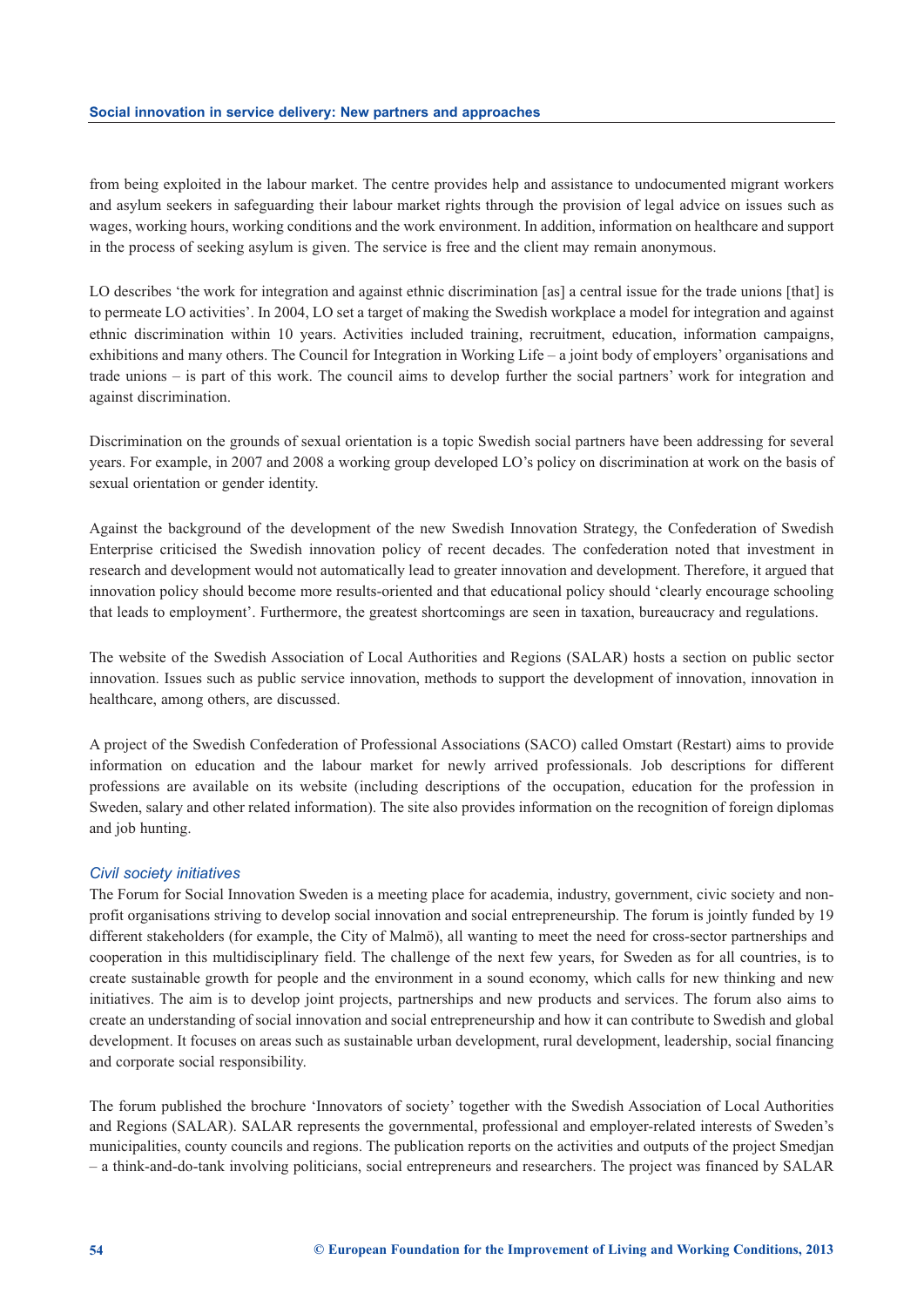from being exploited in the labour market. The centre provides help and assistance to undocumented migrant workers and asylum seekers in safeguarding their labour market rights through the provision of legal advice on issues such as wages, working hours, working conditions and the work environment. In addition, information on healthcare and support in the process of seeking asylum is given. The service is free and the client may remain anonymous.

LO describes 'the work for integration and against ethnic discrimination [as] a central issue for the trade unions [that] is to permeate LO activities'. In 2004, LO set a target of making the Swedish workplace a model for integration and against ethnic discrimination within 10 years. Activities included training, recruitment, education, information campaigns, exhibitions and many others. The Council for Integration in Working Life – a joint body of employers' organisations and trade unions – is part of this work. The council aims to develop further the social partners' work for integration and against discrimination.

Discrimination on the grounds of sexual orientation is a topic Swedish social partners have been addressing for several years. For example, in 2007 and 2008 a working group developed LO's policy on discrimination at work on the basis of sexual orientation or gender identity.

Against the background of the development of the new Swedish Innovation Strategy, the Confederation of Swedish Enterprise criticised the Swedish innovation policy of recent decades. The confederation noted that investment in research and development would not automatically lead to greater innovation and development. Therefore, it argued that innovation policy should become more results-oriented and that educational policy should 'clearly encourage schooling that leads to employment'. Furthermore, the greatest shortcomings are seen in taxation, bureaucracy and regulations.

The website of the Swedish Association of Local Authorities and Regions (SALAR) hosts a section on public sector innovation. Issues such as public service innovation, methods to support the development of innovation, innovation in healthcare, among others, are discussed.

A project of the Swedish Confederation of Professional Associations (SACO) called Omstart (Restart) aims to provide information on education and the labour market for newly arrived professionals. Job descriptions for different professions are available on its website (including descriptions of the occupation, education for the profession in Sweden, salary and other related information). The site also provides information on the recognition of foreign diplomas and job hunting.

### *Civil society initiatives*

The Forum for Social Innovation Sweden is a meeting place for academia, industry, government, civic society and non-profit organisations striving to develop social innovation and social entrepreneurship. The forum is jointly funded by 19 different stakeholders (for example, the City of Malmö), all wanting to meet the need for cross-sector partnerships and cooperation in this multidisciplinary field. The challenge of the next few years, for Sweden as for all countries, is to create sustainable growth for people and the environment in a sound economy, which calls for new thinking and new initiatives. The aim is to develop joint projects, partnerships and new products and services. The forum also aims to create an understanding of social innovation and social entrepreneurship and how it can contribute to Swedish and global development. It focuses on areas such as sustainable urban development, rural development, leadership, social financing and corporate social responsibility.

The forum published the brochure 'Innovators of society' together with the Swedish Association of Local Authorities and Regions (SALAR). SALAR represents the governmental, professional and employer-related interests of Sweden's municipalities, county councils and regions. The publication reports on the activities and outputs of the project Smedjan – a think-and-do-tank involving politicians, social entrepreneurs and researchers. The project was financed by SALAR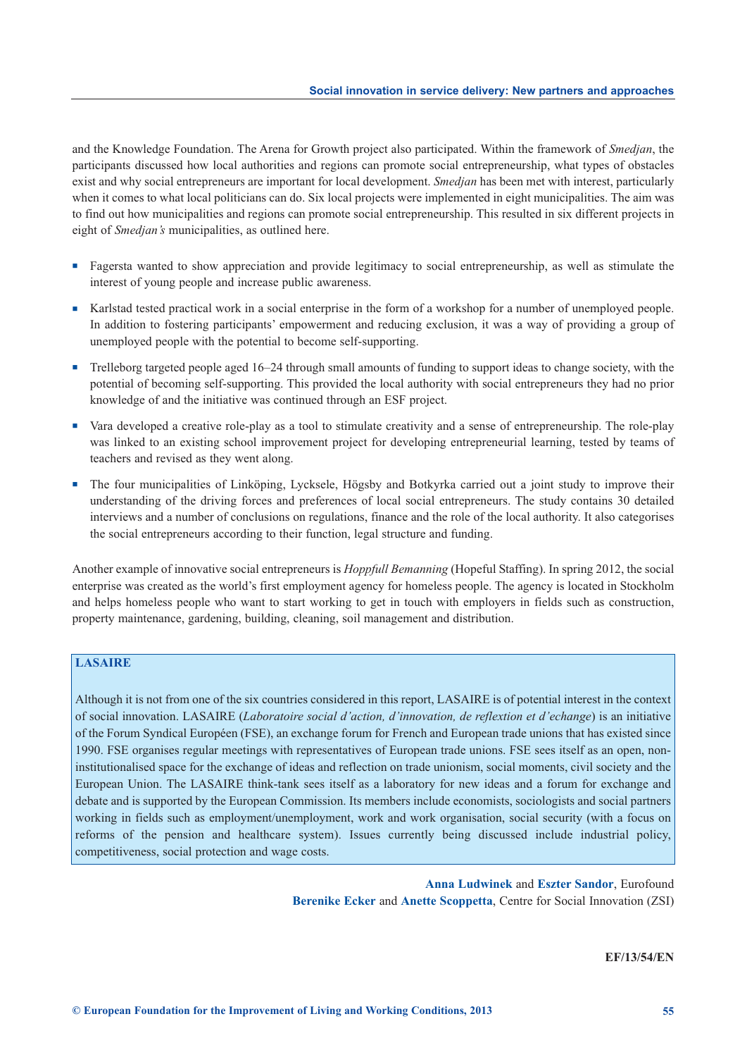and the Knowledge Foundation. The Arena for Growth project also participated. Within the framework of *Smedjan*, the participants discussed how local authorities and regions can promote social entrepreneurship, what types of obstacles exist and why social entrepreneurs are important for local development. *Smedjan* has been met with interest, particularly when it comes to what local politicians can do. Six local projects were implemented in eight municipalities. The aim was to find out how municipalities and regions can promote social entrepreneurship. This resulted in six different projects in eight of *Smedjan's* municipalities, as outlined here.

- Fagersta wanted to show appreciation and provide legitimacy to social entrepreneurship, as well as stimulate the interest of young people and increase public awareness.
- Karlstad tested practical work in a social enterprise in the form of a workshop for a number of unemployed people. In addition to fostering participants' empowerment and reducing exclusion, it was a way of providing a group of unemployed people with the potential to become self-supporting.
- Trelleborg targeted people aged 16–24 through small amounts of funding to support ideas to change society, with the potential of becoming self-supporting. This provided the local authority with social entrepreneurs they had no prior knowledge of and the initiative was continued through an ESF project.
- Vara developed a creative role-play as a tool to stimulate creativity and a sense of entrepreneurship. The role-play was linked to an existing school improvement project for developing entrepreneurial learning, tested by teams of teachers and revised as they went along.
- The four municipalities of Linköping, Lycksele, Högsby and Botkyrka carried out a joint study to improve their understanding of the driving forces and preferences of local social entrepreneurs. The study contains 30 detailed interviews and a number of conclusions on regulations, finance and the role of the local authority. It also categorises the social entrepreneurs according to their function, legal structure and funding.

Another example of innovative social entrepreneurs is *Hoppfull Bemanning* (Hopeful Staffing). In spring 2012, the social enterprise was created as the world's first employment agency for homeless people. The agency is located in Stockholm and helps homeless people who want to start working to get in touch with employers in fields such as construction, property maintenance, gardening, building, cleaning, soil management and distribution.

**LASAIRE**

Although it is not from one of the six countries considered in this report, LASAIRE is of potential interest in the context of social innovation. LASAIRE (*Laboratoire social d'action, d'innovation, de reflextion et d'echange*) is an initiative of the Forum Syndical Européen (FSE), an exchange forum for French and European trade unions that has existed since 1990. FSE organises regular meetings with representatives of European trade unions. FSE sees itself as an open, non-institutionalised space for the exchange of ideas and reflection on trade unionism, social moments, civil society and the European Union. The LASAIRE think-tank sees itself as a laboratory for new ideas and a forum for exchange and debate and is supported by the European Commission. Its members include economists, sociologists and social partners working in fields such as employment/unemployment, work and work organisation, social security (with a focus on reforms of the pension and healthcare system). Issues currently being discussed include industrial policy, competitiveness, social protection and wage costs.

**Anna Ludwinek** and **Eszter Sandor**, Eurofound
**Berenike Ecker** and **Anette Scoppetta**, Centre for Social Innovation (ZSI)

**EF/13/54/EN**

**© European Foundation for the Improvement of Living and Working Conditions, 2013**